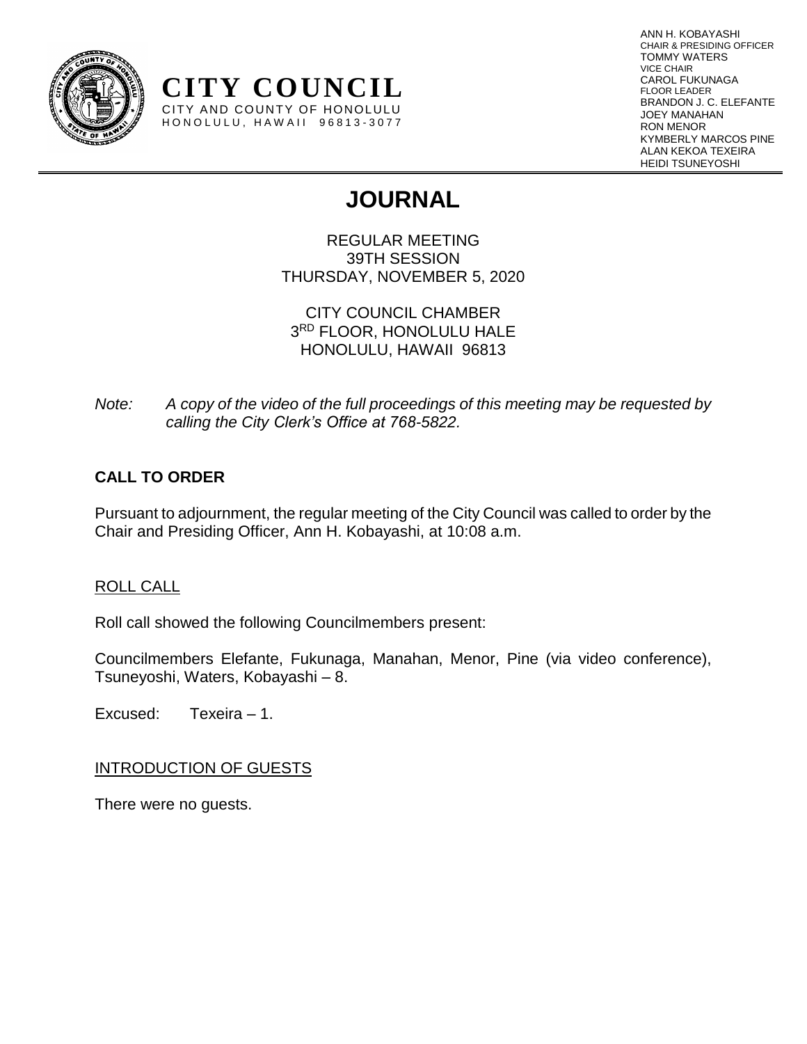**CITY COUNCIL**
CITY AND COUNTY OF HONOLULU
HONOLULU, HAWAII 96813-3077

ANN H. KOBAYASHI
CHAIR & PRESIDING OFFICER
TOMMY WATERS
VICE CHAIR
CAROL FUKUNAGA
FLOOR LEADER
BRANDON J. C. ELEFANTE
JOEY MANAHAN
RON MENOR
KYMBERLY MARCOS PINE
ALAN KEKOA TEXEIRA
HEIDI TSUNEYOSHI

# JOURNAL

REGULAR MEETING
39TH SESSION
THURSDAY, NOVEMBER 5, 2020

CITY COUNCIL CHAMBER
3RD FLOOR, HONOLULU HALE
HONOLULU, HAWAII 96813

*Note: A copy of the video of the full proceedings of this meeting may be requested by calling the City Clerk's Office at 768-5822.*

## CALL TO ORDER

Pursuant to adjournment, the regular meeting of the City Council was called to order by the Chair and Presiding Officer, Ann H. Kobayashi, at 10:08 a.m.

### ROLL CALL

Roll call showed the following Councilmembers present:

Councilmembers Elefante, Fukunaga, Manahan, Menor, Pine (via video conference), Tsuneyoshi, Waters, Kobayashi – 8.

Excused: Texeira – 1.

### INTRODUCTION OF GUESTS

There were no guests.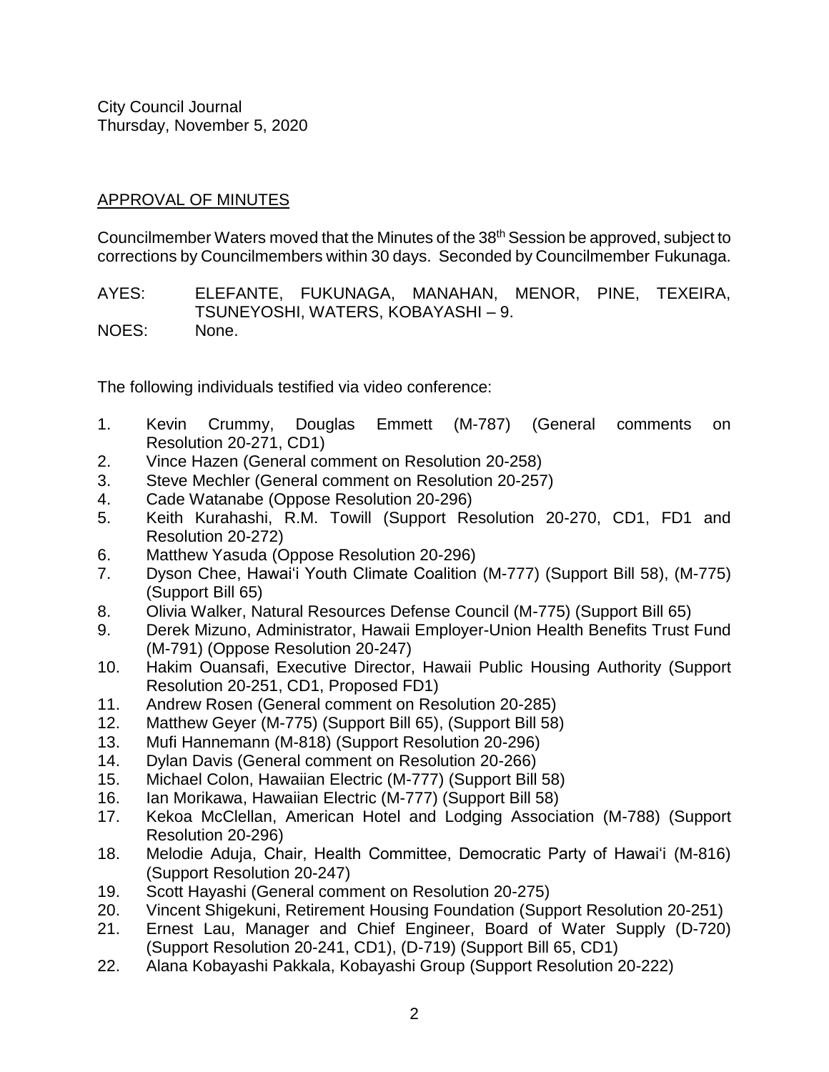City Council Journal
Thursday, November 5, 2020

## APPROVAL OF MINUTES

Councilmember Waters moved that the Minutes of the 38th Session be approved, subject to corrections by Councilmembers within 30 days. Seconded by Councilmember Fukunaga.

AYES: ELEFANTE, FUKUNAGA, MANAHAN, MENOR, PINE, TEXEIRA, TSUNEYOSHI, WATERS, KOBAYASHI – 9.
NOES: None.

The following individuals testified via video conference:

1. Kevin Crummy, Douglas Emmett (M-787) (General comments on Resolution 20-271, CD1)
2. Vince Hazen (General comment on Resolution 20-258)
3. Steve Mechler (General comment on Resolution 20-257)
4. Cade Watanabe (Oppose Resolution 20-296)
5. Keith Kurahashi, R.M. Towill (Support Resolution 20-270, CD1, FD1 and Resolution 20-272)
6. Matthew Yasuda (Oppose Resolution 20-296)
7. Dyson Chee, Hawai'i Youth Climate Coalition (M-777) (Support Bill 58), (M-775) (Support Bill 65)
8. Olivia Walker, Natural Resources Defense Council (M-775) (Support Bill 65)
9. Derek Mizuno, Administrator, Hawaii Employer-Union Health Benefits Trust Fund (M-791) (Oppose Resolution 20-247)
10. Hakim Ouansafi, Executive Director, Hawaii Public Housing Authority (Support Resolution 20-251, CD1, Proposed FD1)
11. Andrew Rosen (General comment on Resolution 20-285)
12. Matthew Geyer (M-775) (Support Bill 65), (Support Bill 58)
13. Mufi Hannemann (M-818) (Support Resolution 20-296)
14. Dylan Davis (General comment on Resolution 20-266)
15. Michael Colon, Hawaiian Electric (M-777) (Support Bill 58)
16. Ian Morikawa, Hawaiian Electric (M-777) (Support Bill 58)
17. Kekoa McClellan, American Hotel and Lodging Association (M-788) (Support Resolution 20-296)
18. Melodie Aduja, Chair, Health Committee, Democratic Party of Hawai'i (M-816) (Support Resolution 20-247)
19. Scott Hayashi (General comment on Resolution 20-275)
20. Vincent Shigekuni, Retirement Housing Foundation (Support Resolution 20-251)
21. Ernest Lau, Manager and Chief Engineer, Board of Water Supply (D-720) (Support Resolution 20-241, CD1), (D-719) (Support Bill 65, CD1)
22. Alana Kobayashi Pakkala, Kobayashi Group (Support Resolution 20-222)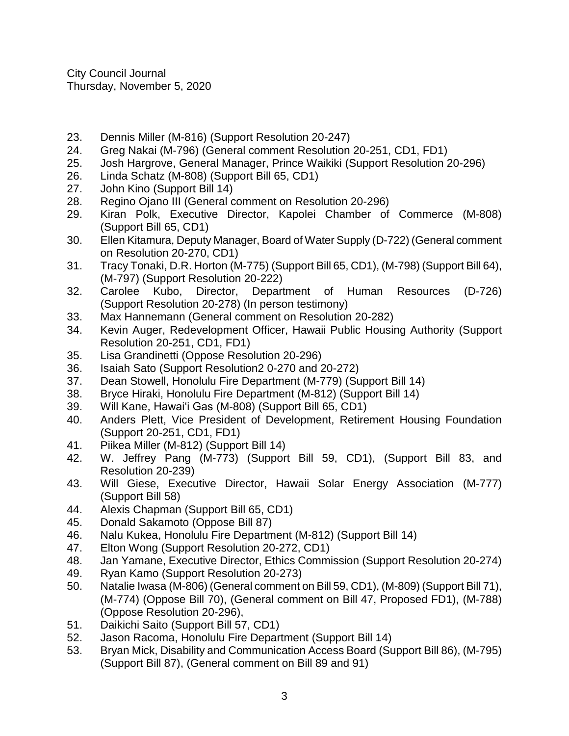23. Dennis Miller (M-816) (Support Resolution 20-247)
24. Greg Nakai (M-796) (General comment Resolution 20-251, CD1, FD1)
25. Josh Hargrove, General Manager, Prince Waikiki (Support Resolution 20-296)
26. Linda Schatz (M-808) (Support Bill 65, CD1)
27. John Kino (Support Bill 14)
28. Regino Ojano III (General comment on Resolution 20-296)
29. Kiran Polk, Executive Director, Kapolei Chamber of Commerce (M-808) (Support Bill 65, CD1)
30. Ellen Kitamura, Deputy Manager, Board of Water Supply (D-722) (General comment on Resolution 20-270, CD1)
31. Tracy Tonaki, D.R. Horton (M-775) (Support Bill 65, CD1), (M-798) (Support Bill 64), (M-797) (Support Resolution 20-222)
32. Carolee Kubo, Director, Department of Human Resources (D-726) (Support Resolution 20-278) (In person testimony)
33. Max Hannemann (General comment on Resolution 20-282)
34. Kevin Auger, Redevelopment Officer, Hawaii Public Housing Authority (Support Resolution 20-251, CD1, FD1)
35. Lisa Grandinetti (Oppose Resolution 20-296)
36. Isaiah Sato (Support Resolution2 0-270 and 20-272)
37. Dean Stowell, Honolulu Fire Department (M-779) (Support Bill 14)
38. Bryce Hiraki, Honolulu Fire Department (M-812) (Support Bill 14)
39. Will Kane, Hawai'i Gas (M-808) (Support Bill 65, CD1)
40. Anders Plett, Vice President of Development, Retirement Housing Foundation (Support 20-251, CD1, FD1)
41. Piikea Miller (M-812) (Support Bill 14)
42. W. Jeffrey Pang (M-773) (Support Bill 59, CD1), (Support Bill 83, and Resolution 20-239)
43. Will Giese, Executive Director, Hawaii Solar Energy Association (M-777) (Support Bill 58)
44. Alexis Chapman (Support Bill 65, CD1)
45. Donald Sakamoto (Oppose Bill 87)
46. Nalu Kukea, Honolulu Fire Department (M-812) (Support Bill 14)
47. Elton Wong (Support Resolution 20-272, CD1)
48. Jan Yamane, Executive Director, Ethics Commission (Support Resolution 20-274)
49. Ryan Kamo (Support Resolution 20-273)
50. Natalie Iwasa (M-806) (General comment on Bill 59, CD1), (M-809) (Support Bill 71), (M-774) (Oppose Bill 70), (General comment on Bill 47, Proposed FD1), (M-788) (Oppose Resolution 20-296),
51. Daikichi Saito (Support Bill 57, CD1)
52. Jason Racoma, Honolulu Fire Department (Support Bill 14)
53. Bryan Mick, Disability and Communication Access Board (Support Bill 86), (M-795) (Support Bill 87), (General comment on Bill 89 and 91)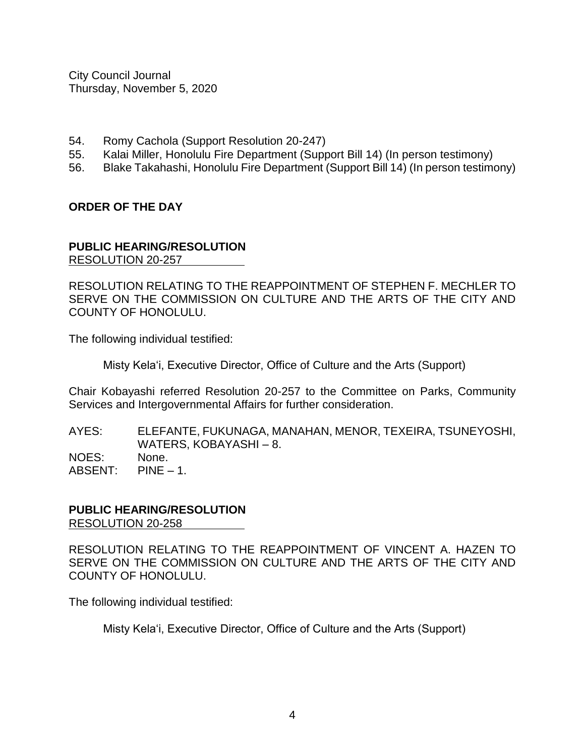54. Romy Cachola (Support Resolution 20-247)
55. Kalai Miller, Honolulu Fire Department (Support Bill 14) (In person testimony)
56. Blake Takahashi, Honolulu Fire Department (Support Bill 14) (In person testimony)

**ORDER OF THE DAY**

**PUBLIC HEARING/RESOLUTION**
RESOLUTION 20-257

RESOLUTION RELATING TO THE REAPPOINTMENT OF STEPHEN F. MECHLER TO SERVE ON THE COMMISSION ON CULTURE AND THE ARTS OF THE CITY AND COUNTY OF HONOLULU.

The following individual testified:

Misty Kela'i, Executive Director, Office of Culture and the Arts (Support)

Chair Kobayashi referred Resolution 20-257 to the Committee on Parks, Community Services and Intergovernmental Affairs for further consideration.

AYES: ELEFANTE, FUKUNAGA, MANAHAN, MENOR, TEXEIRA, TSUNEYOSHI, WATERS, KOBAYASHI – 8.
NOES: None.
ABSENT: PINE – 1.

**PUBLIC HEARING/RESOLUTION**
RESOLUTION 20-258

RESOLUTION RELATING TO THE REAPPOINTMENT OF VINCENT A. HAZEN TO SERVE ON THE COMMISSION ON CULTURE AND THE ARTS OF THE CITY AND COUNTY OF HONOLULU.

The following individual testified:

Misty Kela'i, Executive Director, Office of Culture and the Arts (Support)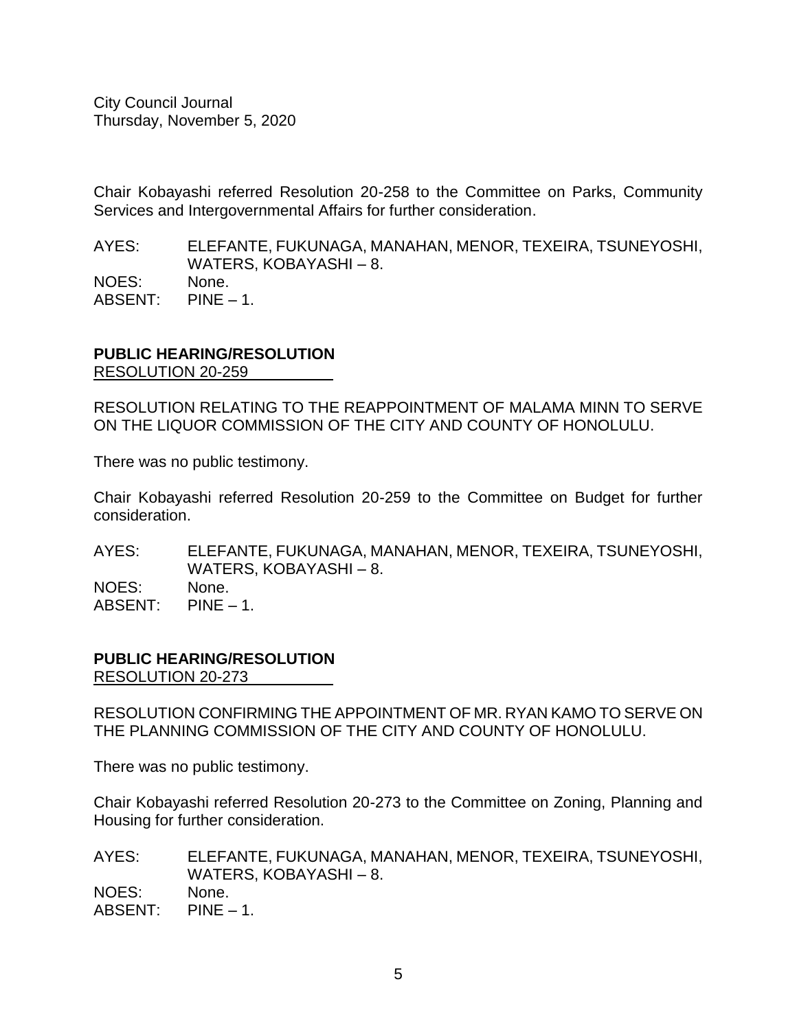Chair Kobayashi referred Resolution 20-258 to the Committee on Parks, Community Services and Intergovernmental Affairs for further consideration.

AYES: ELEFANTE, FUKUNAGA, MANAHAN, MENOR, TEXEIRA, TSUNEYOSHI, WATERS, KOBAYASHI – 8.
NOES: None.
ABSENT: PINE – 1.

**PUBLIC HEARING/RESOLUTION**
RESOLUTION 20-259

RESOLUTION RELATING TO THE REAPPOINTMENT OF MALAMA MINN TO SERVE ON THE LIQUOR COMMISSION OF THE CITY AND COUNTY OF HONOLULU.

There was no public testimony.

Chair Kobayashi referred Resolution 20-259 to the Committee on Budget for further consideration.

AYES: ELEFANTE, FUKUNAGA, MANAHAN, MENOR, TEXEIRA, TSUNEYOSHI, WATERS, KOBAYASHI – 8.
NOES: None.
ABSENT: PINE – 1.

**PUBLIC HEARING/RESOLUTION**
RESOLUTION 20-273

RESOLUTION CONFIRMING THE APPOINTMENT OF MR. RYAN KAMO TO SERVE ON THE PLANNING COMMISSION OF THE CITY AND COUNTY OF HONOLULU.

There was no public testimony.

Chair Kobayashi referred Resolution 20-273 to the Committee on Zoning, Planning and Housing for further consideration.

AYES: ELEFANTE, FUKUNAGA, MANAHAN, MENOR, TEXEIRA, TSUNEYOSHI, WATERS, KOBAYASHI – 8.
NOES: None.
ABSENT: PINE – 1.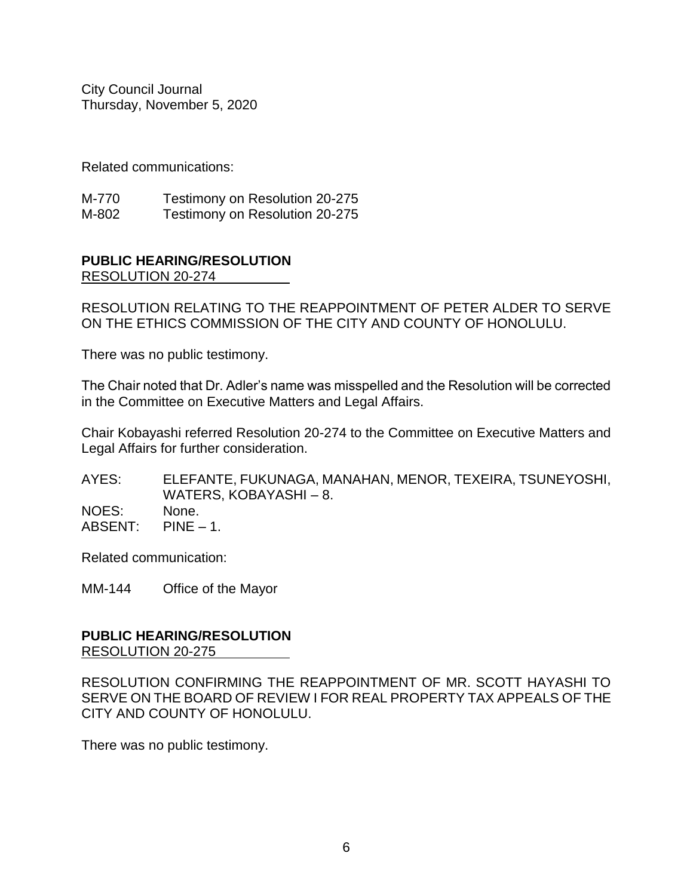Related communications:

M-770 Testimony on Resolution 20-275
M-802 Testimony on Resolution 20-275

**PUBLIC HEARING/RESOLUTION**
RESOLUTION 20-274

RESOLUTION RELATING TO THE REAPPOINTMENT OF PETER ALDER TO SERVE ON THE ETHICS COMMISSION OF THE CITY AND COUNTY OF HONOLULU.

There was no public testimony.

The Chair noted that Dr. Adler's name was misspelled and the Resolution will be corrected in the Committee on Executive Matters and Legal Affairs.

Chair Kobayashi referred Resolution 20-274 to the Committee on Executive Matters and Legal Affairs for further consideration.

AYES: ELEFANTE, FUKUNAGA, MANAHAN, MENOR, TEXEIRA, TSUNEYOSHI, WATERS, KOBAYASHI – 8.
NOES: None.
ABSENT: PINE – 1.

Related communication:

MM-144 Office of the Mayor

**PUBLIC HEARING/RESOLUTION**
RESOLUTION 20-275

RESOLUTION CONFIRMING THE REAPPOINTMENT OF MR. SCOTT HAYASHI TO SERVE ON THE BOARD OF REVIEW I FOR REAL PROPERTY TAX APPEALS OF THE CITY AND COUNTY OF HONOLULU.

There was no public testimony.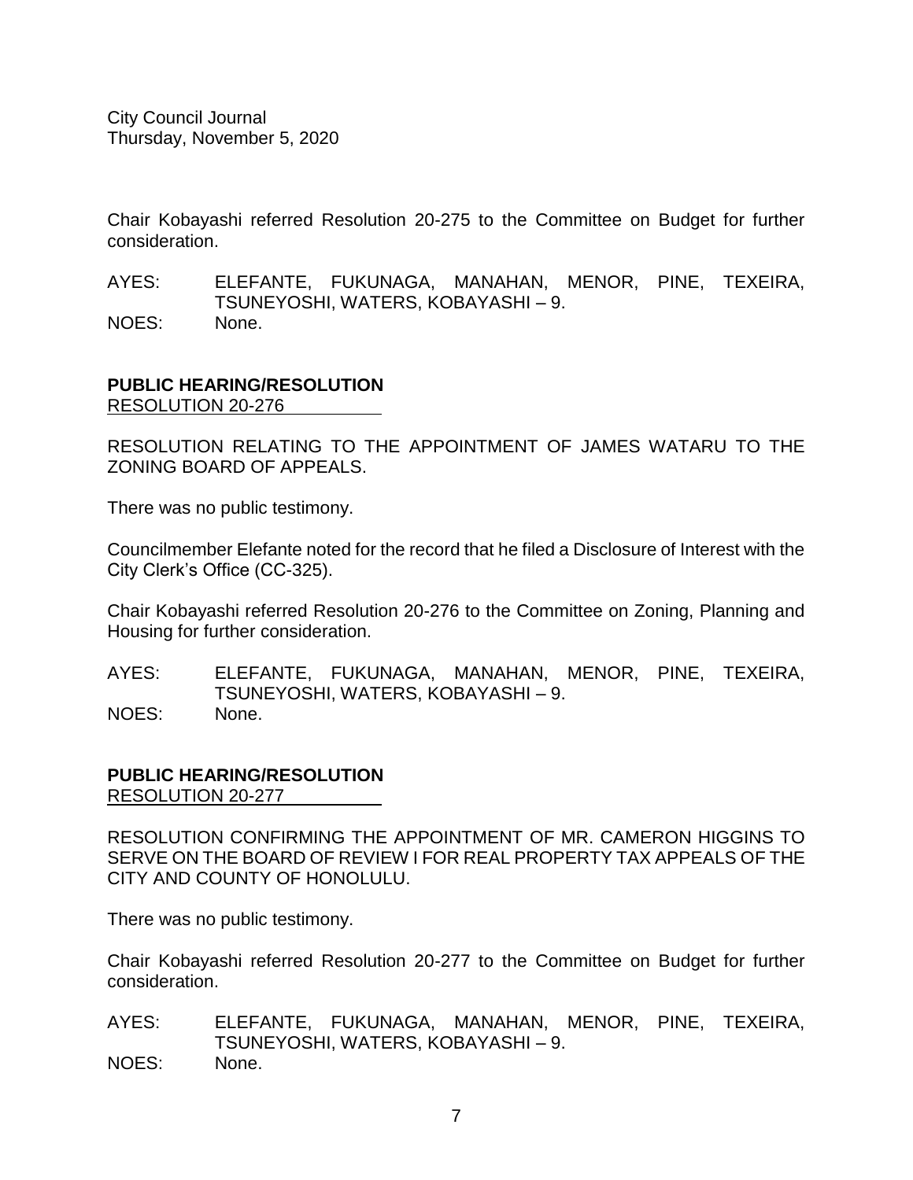Chair Kobayashi referred Resolution 20-275 to the Committee on Budget for further consideration.

AYES: ELEFANTE, FUKUNAGA, MANAHAN, MENOR, PINE, TEXEIRA, TSUNEYOSHI, WATERS, KOBAYASHI – 9.
NOES: None.

**PUBLIC HEARING/RESOLUTION**
RESOLUTION 20-276

RESOLUTION RELATING TO THE APPOINTMENT OF JAMES WATARU TO THE ZONING BOARD OF APPEALS.

There was no public testimony.

Councilmember Elefante noted for the record that he filed a Disclosure of Interest with the City Clerk's Office (CC-325).

Chair Kobayashi referred Resolution 20-276 to the Committee on Zoning, Planning and Housing for further consideration.

AYES: ELEFANTE, FUKUNAGA, MANAHAN, MENOR, PINE, TEXEIRA, TSUNEYOSHI, WATERS, KOBAYASHI – 9.
NOES: None.

**PUBLIC HEARING/RESOLUTION**
RESOLUTION 20-277

RESOLUTION CONFIRMING THE APPOINTMENT OF MR. CAMERON HIGGINS TO SERVE ON THE BOARD OF REVIEW I FOR REAL PROPERTY TAX APPEALS OF THE CITY AND COUNTY OF HONOLULU.

There was no public testimony.

Chair Kobayashi referred Resolution 20-277 to the Committee on Budget for further consideration.

AYES: ELEFANTE, FUKUNAGA, MANAHAN, MENOR, PINE, TEXEIRA, TSUNEYOSHI, WATERS, KOBAYASHI – 9.
NOES: None.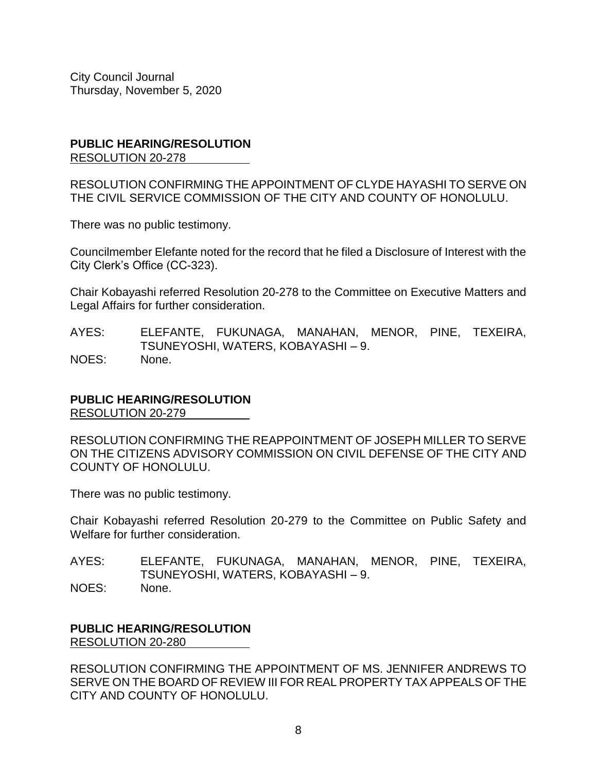City Council Journal
Thursday, November 5, 2020

**PUBLIC HEARING/RESOLUTION**
RESOLUTION 20-278

RESOLUTION CONFIRMING THE APPOINTMENT OF CLYDE HAYASHI TO SERVE ON THE CIVIL SERVICE COMMISSION OF THE CITY AND COUNTY OF HONOLULU.

There was no public testimony.

Councilmember Elefante noted for the record that he filed a Disclosure of Interest with the City Clerk's Office (CC-323).

Chair Kobayashi referred Resolution 20-278 to the Committee on Executive Matters and Legal Affairs for further consideration.

AYES: ELEFANTE, FUKUNAGA, MANAHAN, MENOR, PINE, TEXEIRA, TSUNEYOSHI, WATERS, KOBAYASHI – 9.
NOES: None.

**PUBLIC HEARING/RESOLUTION**
RESOLUTION 20-279

RESOLUTION CONFIRMING THE REAPPOINTMENT OF JOSEPH MILLER TO SERVE ON THE CITIZENS ADVISORY COMMISSION ON CIVIL DEFENSE OF THE CITY AND COUNTY OF HONOLULU.

There was no public testimony.

Chair Kobayashi referred Resolution 20-279 to the Committee on Public Safety and Welfare for further consideration.

AYES: ELEFANTE, FUKUNAGA, MANAHAN, MENOR, PINE, TEXEIRA, TSUNEYOSHI, WATERS, KOBAYASHI – 9.
NOES: None.

**PUBLIC HEARING/RESOLUTION**
RESOLUTION 20-280

RESOLUTION CONFIRMING THE APPOINTMENT OF MS. JENNIFER ANDREWS TO SERVE ON THE BOARD OF REVIEW III FOR REAL PROPERTY TAX APPEALS OF THE CITY AND COUNTY OF HONOLULU.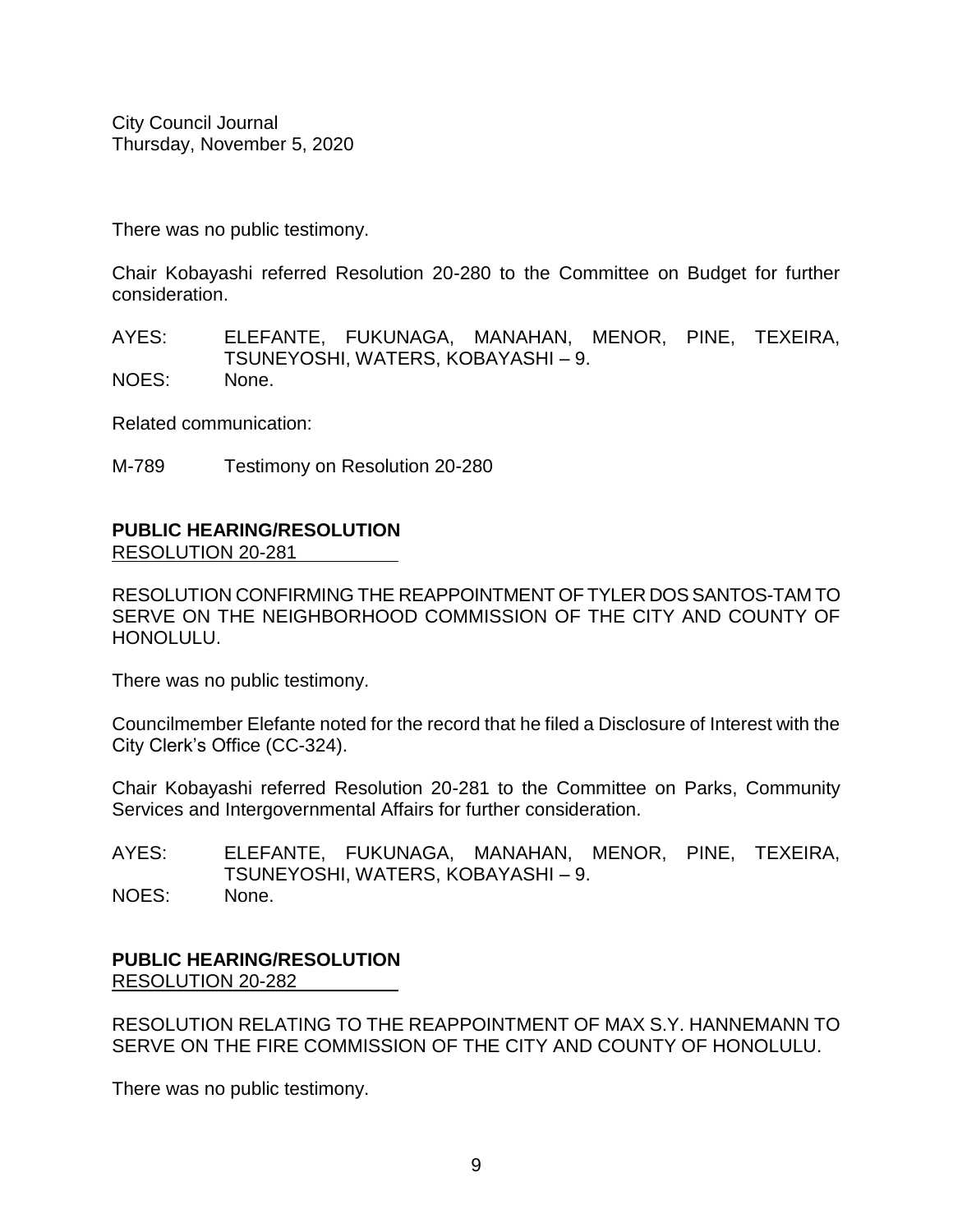There was no public testimony.

Chair Kobayashi referred Resolution 20-280 to the Committee on Budget for further consideration.

AYES: ELEFANTE, FUKUNAGA, MANAHAN, MENOR, PINE, TEXEIRA, TSUNEYOSHI, WATERS, KOBAYASHI – 9.
NOES: None.

Related communication:

M-789 Testimony on Resolution 20-280

**PUBLIC HEARING/RESOLUTION**
RESOLUTION 20-281

RESOLUTION CONFIRMING THE REAPPOINTMENT OF TYLER DOS SANTOS-TAM TO SERVE ON THE NEIGHBORHOOD COMMISSION OF THE CITY AND COUNTY OF HONOLULU.

There was no public testimony.

Councilmember Elefante noted for the record that he filed a Disclosure of Interest with the City Clerk's Office (CC-324).

Chair Kobayashi referred Resolution 20-281 to the Committee on Parks, Community Services and Intergovernmental Affairs for further consideration.

AYES: ELEFANTE, FUKUNAGA, MANAHAN, MENOR, PINE, TEXEIRA, TSUNEYOSHI, WATERS, KOBAYASHI – 9.
NOES: None.

**PUBLIC HEARING/RESOLUTION**
RESOLUTION 20-282

RESOLUTION RELATING TO THE REAPPOINTMENT OF MAX S.Y. HANNEMANN TO SERVE ON THE FIRE COMMISSION OF THE CITY AND COUNTY OF HONOLULU.

There was no public testimony.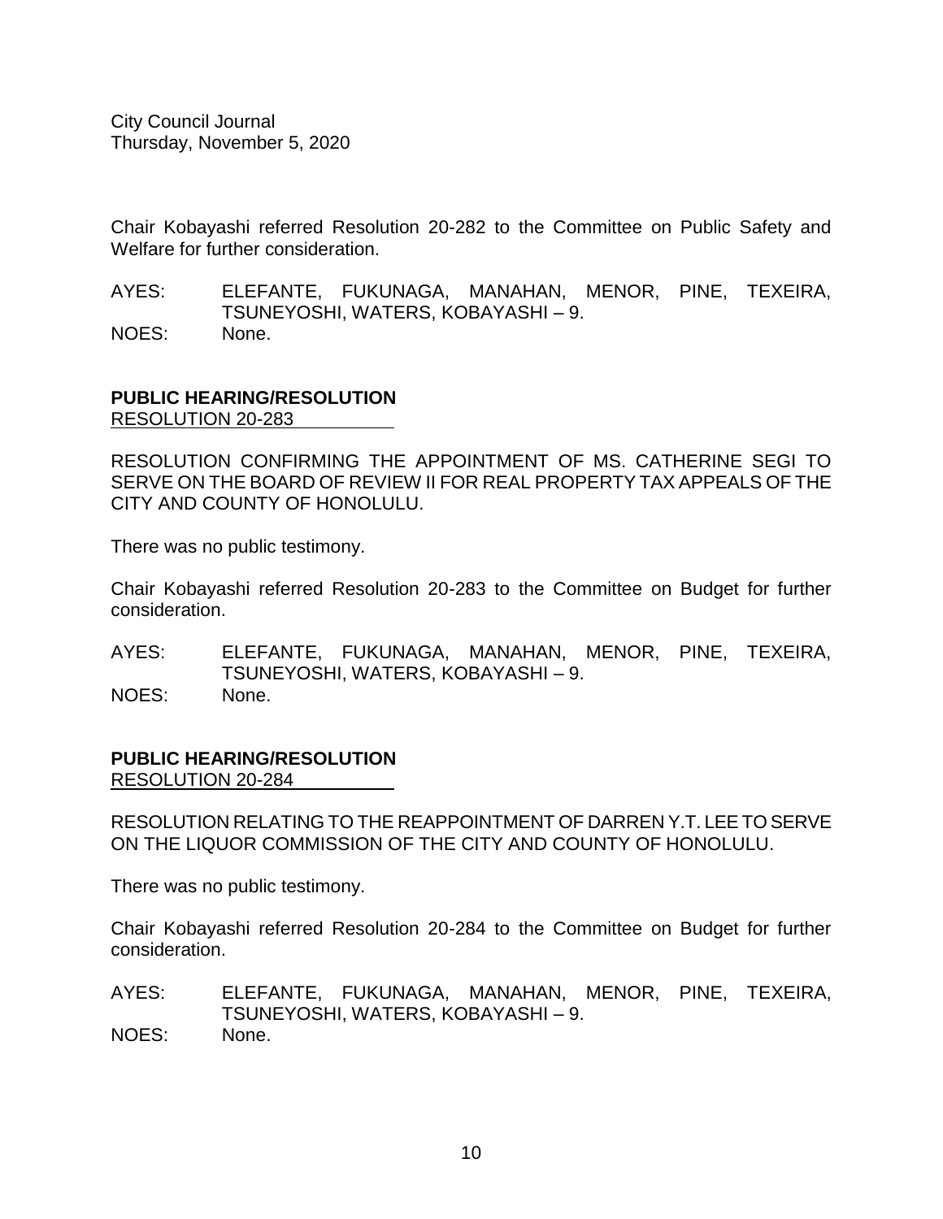Chair Kobayashi referred Resolution 20-282 to the Committee on Public Safety and Welfare for further consideration.

AYES: ELEFANTE, FUKUNAGA, MANAHAN, MENOR, PINE, TEXEIRA, TSUNEYOSHI, WATERS, KOBAYASHI – 9.
NOES: None.

**PUBLIC HEARING/RESOLUTION**
RESOLUTION 20-283

RESOLUTION CONFIRMING THE APPOINTMENT OF MS. CATHERINE SEGI TO SERVE ON THE BOARD OF REVIEW II FOR REAL PROPERTY TAX APPEALS OF THE CITY AND COUNTY OF HONOLULU.

There was no public testimony.

Chair Kobayashi referred Resolution 20-283 to the Committee on Budget for further consideration.

AYES: ELEFANTE, FUKUNAGA, MANAHAN, MENOR, PINE, TEXEIRA, TSUNEYOSHI, WATERS, KOBAYASHI – 9.
NOES: None.

**PUBLIC HEARING/RESOLUTION**
RESOLUTION 20-284

RESOLUTION RELATING TO THE REAPPOINTMENT OF DARREN Y.T. LEE TO SERVE ON THE LIQUOR COMMISSION OF THE CITY AND COUNTY OF HONOLULU.

There was no public testimony.

Chair Kobayashi referred Resolution 20-284 to the Committee on Budget for further consideration.

AYES: ELEFANTE, FUKUNAGA, MANAHAN, MENOR, PINE, TEXEIRA, TSUNEYOSHI, WATERS, KOBAYASHI – 9.
NOES: None.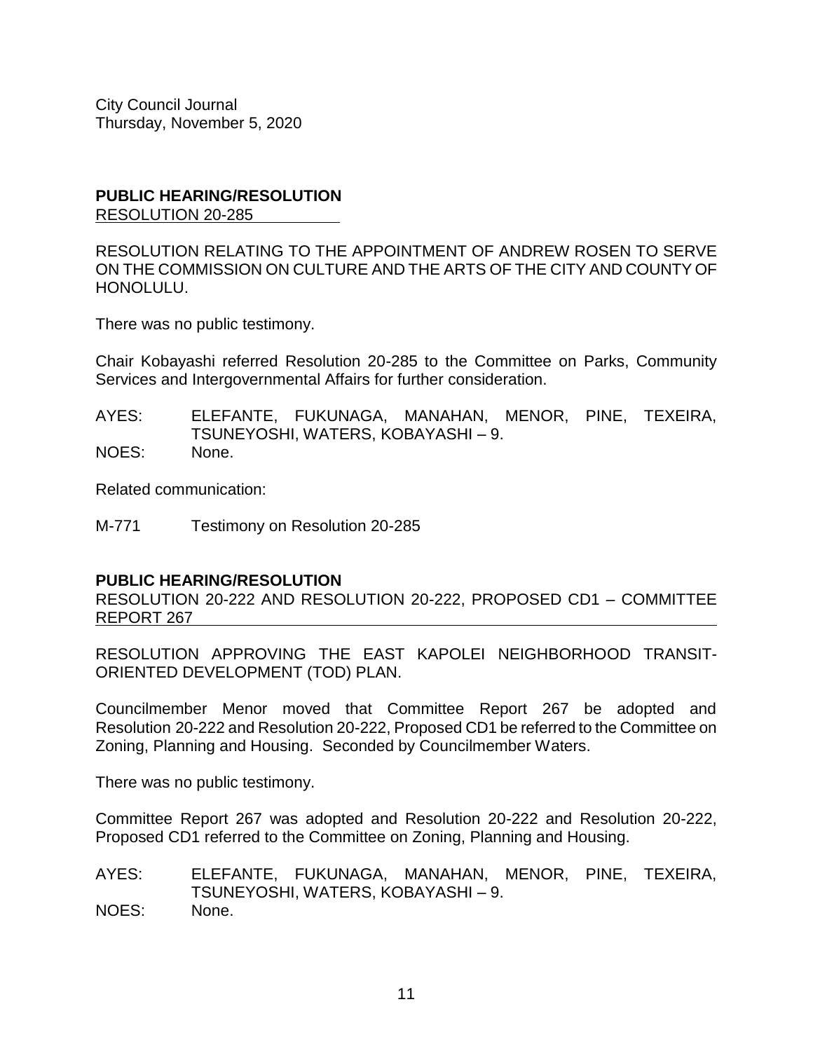**PUBLIC HEARING/RESOLUTION**
RESOLUTION 20-285

RESOLUTION RELATING TO THE APPOINTMENT OF ANDREW ROSEN TO SERVE ON THE COMMISSION ON CULTURE AND THE ARTS OF THE CITY AND COUNTY OF HONOLULU.

There was no public testimony.

Chair Kobayashi referred Resolution 20-285 to the Committee on Parks, Community Services and Intergovernmental Affairs for further consideration.

AYES: ELEFANTE, FUKUNAGA, MANAHAN, MENOR, PINE, TEXEIRA, TSUNEYOSHI, WATERS, KOBAYASHI – 9.
NOES: None.

Related communication:

M-771 Testimony on Resolution 20-285

**PUBLIC HEARING/RESOLUTION**
RESOLUTION 20-222 AND RESOLUTION 20-222, PROPOSED CD1 – COMMITTEE REPORT 267

RESOLUTION APPROVING THE EAST KAPOLEI NEIGHBORHOOD TRANSIT-ORIENTED DEVELOPMENT (TOD) PLAN.

Councilmember Menor moved that Committee Report 267 be adopted and Resolution 20-222 and Resolution 20-222, Proposed CD1 be referred to the Committee on Zoning, Planning and Housing. Seconded by Councilmember Waters.

There was no public testimony.

Committee Report 267 was adopted and Resolution 20-222 and Resolution 20-222, Proposed CD1 referred to the Committee on Zoning, Planning and Housing.

AYES: ELEFANTE, FUKUNAGA, MANAHAN, MENOR, PINE, TEXEIRA, TSUNEYOSHI, WATERS, KOBAYASHI – 9.
NOES: None.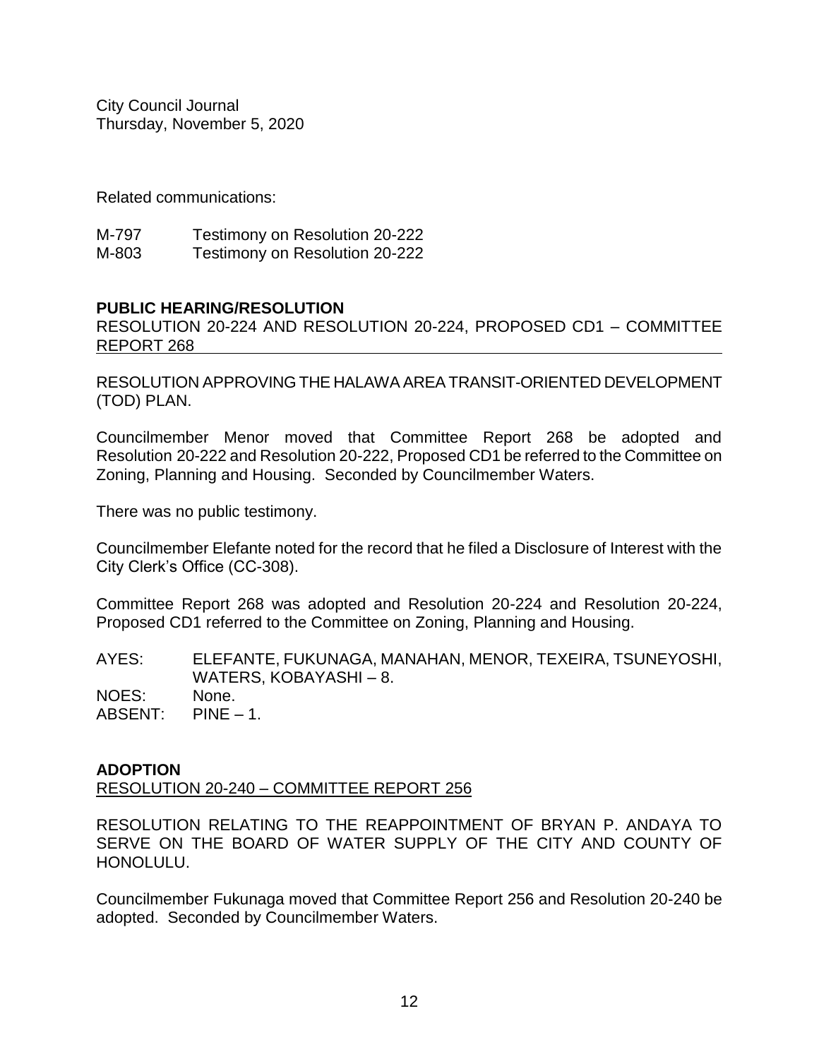City Council Journal
Thursday, November 5, 2020

Related communications:

M-797 Testimony on Resolution 20-222
M-803 Testimony on Resolution 20-222

**PUBLIC HEARING/RESOLUTION**

RESOLUTION 20-224 AND RESOLUTION 20-224, PROPOSED CD1 – COMMITTEE REPORT 268

RESOLUTION APPROVING THE HALAWA AREA TRANSIT-ORIENTED DEVELOPMENT (TOD) PLAN.

Councilmember Menor moved that Committee Report 268 be adopted and Resolution 20-222 and Resolution 20-222, Proposed CD1 be referred to the Committee on Zoning, Planning and Housing. Seconded by Councilmember Waters.

There was no public testimony.

Councilmember Elefante noted for the record that he filed a Disclosure of Interest with the City Clerk's Office (CC-308).

Committee Report 268 was adopted and Resolution 20-224 and Resolution 20-224, Proposed CD1 referred to the Committee on Zoning, Planning and Housing.

AYES: ELEFANTE, FUKUNAGA, MANAHAN, MENOR, TEXEIRA, TSUNEYOSHI, WATERS, KOBAYASHI – 8.
NOES: None.
ABSENT: PINE – 1.

**ADOPTION**

RESOLUTION 20-240 – COMMITTEE REPORT 256

RESOLUTION RELATING TO THE REAPPOINTMENT OF BRYAN P. ANDAYA TO SERVE ON THE BOARD OF WATER SUPPLY OF THE CITY AND COUNTY OF HONOLULU.

Councilmember Fukunaga moved that Committee Report 256 and Resolution 20-240 be adopted. Seconded by Councilmember Waters.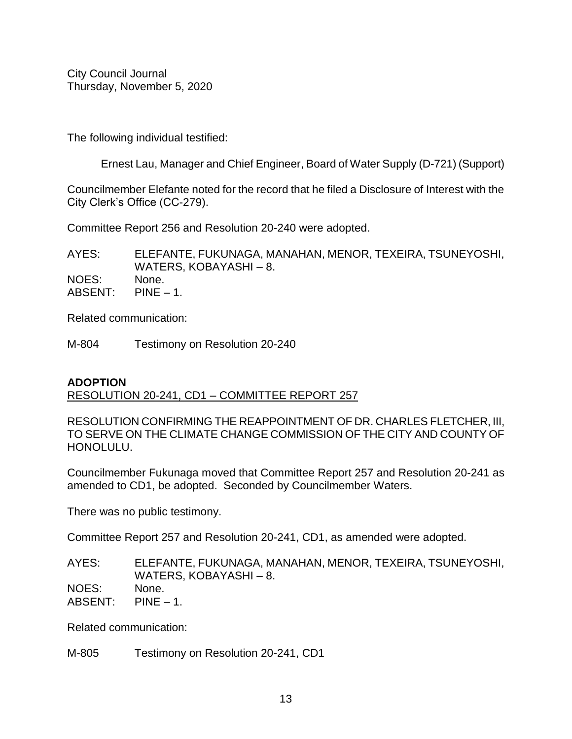The following individual testified:

Ernest Lau, Manager and Chief Engineer, Board of Water Supply (D-721) (Support)

Councilmember Elefante noted for the record that he filed a Disclosure of Interest with the City Clerk's Office (CC-279).

Committee Report 256 and Resolution 20-240 were adopted.

AYES: ELEFANTE, FUKUNAGA, MANAHAN, MENOR, TEXEIRA, TSUNEYOSHI, WATERS, KOBAYASHI – 8.
NOES: None.
ABSENT: PINE – 1.

Related communication:

M-804 Testimony on Resolution 20-240

**ADOPTION**
RESOLUTION 20-241, CD1 – COMMITTEE REPORT 257

RESOLUTION CONFIRMING THE REAPPOINTMENT OF DR. CHARLES FLETCHER, III, TO SERVE ON THE CLIMATE CHANGE COMMISSION OF THE CITY AND COUNTY OF HONOLULU.

Councilmember Fukunaga moved that Committee Report 257 and Resolution 20-241 as amended to CD1, be adopted. Seconded by Councilmember Waters.

There was no public testimony.

Committee Report 257 and Resolution 20-241, CD1, as amended were adopted.

AYES: ELEFANTE, FUKUNAGA, MANAHAN, MENOR, TEXEIRA, TSUNEYOSHI, WATERS, KOBAYASHI – 8.
NOES: None.
ABSENT: PINE – 1.

Related communication:

M-805 Testimony on Resolution 20-241, CD1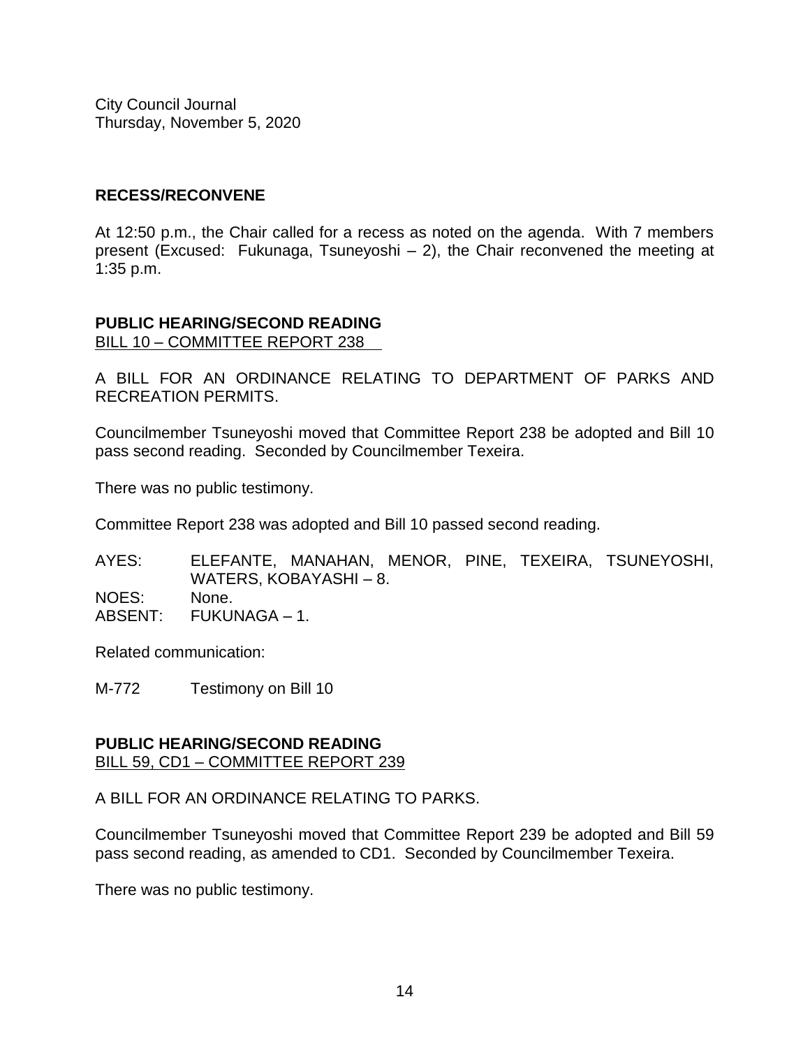City Council Journal
Thursday, November 5, 2020

**RECESS/RECONVENE**

At 12:50 p.m., the Chair called for a recess as noted on the agenda. With 7 members present (Excused: Fukunaga, Tsuneyoshi – 2), the Chair reconvened the meeting at 1:35 p.m.

**PUBLIC HEARING/SECOND READING**
BILL 10 – COMMITTEE REPORT 238

A BILL FOR AN ORDINANCE RELATING TO DEPARTMENT OF PARKS AND RECREATION PERMITS.

Councilmember Tsuneyoshi moved that Committee Report 238 be adopted and Bill 10 pass second reading. Seconded by Councilmember Texeira.

There was no public testimony.

Committee Report 238 was adopted and Bill 10 passed second reading.

AYES: ELEFANTE, MANAHAN, MENOR, PINE, TEXEIRA, TSUNEYOSHI, WATERS, KOBAYASHI – 8.
NOES: None.
ABSENT: FUKUNAGA – 1.

Related communication:

M-772 Testimony on Bill 10

**PUBLIC HEARING/SECOND READING**
BILL 59, CD1 – COMMITTEE REPORT 239

A BILL FOR AN ORDINANCE RELATING TO PARKS.

Councilmember Tsuneyoshi moved that Committee Report 239 be adopted and Bill 59 pass second reading, as amended to CD1. Seconded by Councilmember Texeira.

There was no public testimony.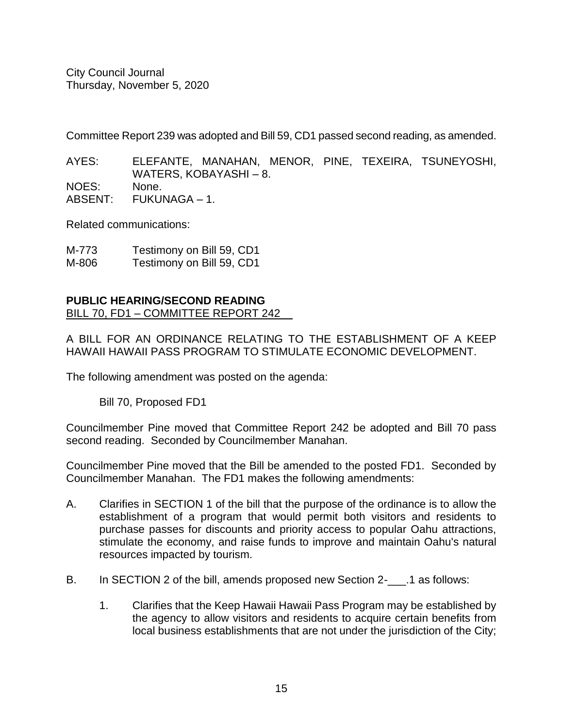Committee Report 239 was adopted and Bill 59, CD1 passed second reading, as amended.

AYES: ELEFANTE, MANAHAN, MENOR, PINE, TEXEIRA, TSUNEYOSHI, WATERS, KOBAYASHI – 8.
NOES: None.
ABSENT: FUKUNAGA – 1.

Related communications:

M-773 Testimony on Bill 59, CD1
M-806 Testimony on Bill 59, CD1

**PUBLIC HEARING/SECOND READING**
BILL 70, FD1 – COMMITTEE REPORT 242

A BILL FOR AN ORDINANCE RELATING TO THE ESTABLISHMENT OF A KEEP HAWAII HAWAII PASS PROGRAM TO STIMULATE ECONOMIC DEVELOPMENT.

The following amendment was posted on the agenda:

Bill 70, Proposed FD1

Councilmember Pine moved that Committee Report 242 be adopted and Bill 70 pass second reading. Seconded by Councilmember Manahan.

Councilmember Pine moved that the Bill be amended to the posted FD1. Seconded by Councilmember Manahan. The FD1 makes the following amendments:

A. Clarifies in SECTION 1 of the bill that the purpose of the ordinance is to allow the establishment of a program that would permit both visitors and residents to purchase passes for discounts and priority access to popular Oahu attractions, stimulate the economy, and raise funds to improve and maintain Oahu's natural resources impacted by tourism.

B. In SECTION 2 of the bill, amends proposed new Section 2-___.1 as follows:

    1. Clarifies that the Keep Hawaii Hawaii Pass Program may be established by the agency to allow visitors and residents to acquire certain benefits from local business establishments that are not under the jurisdiction of the City;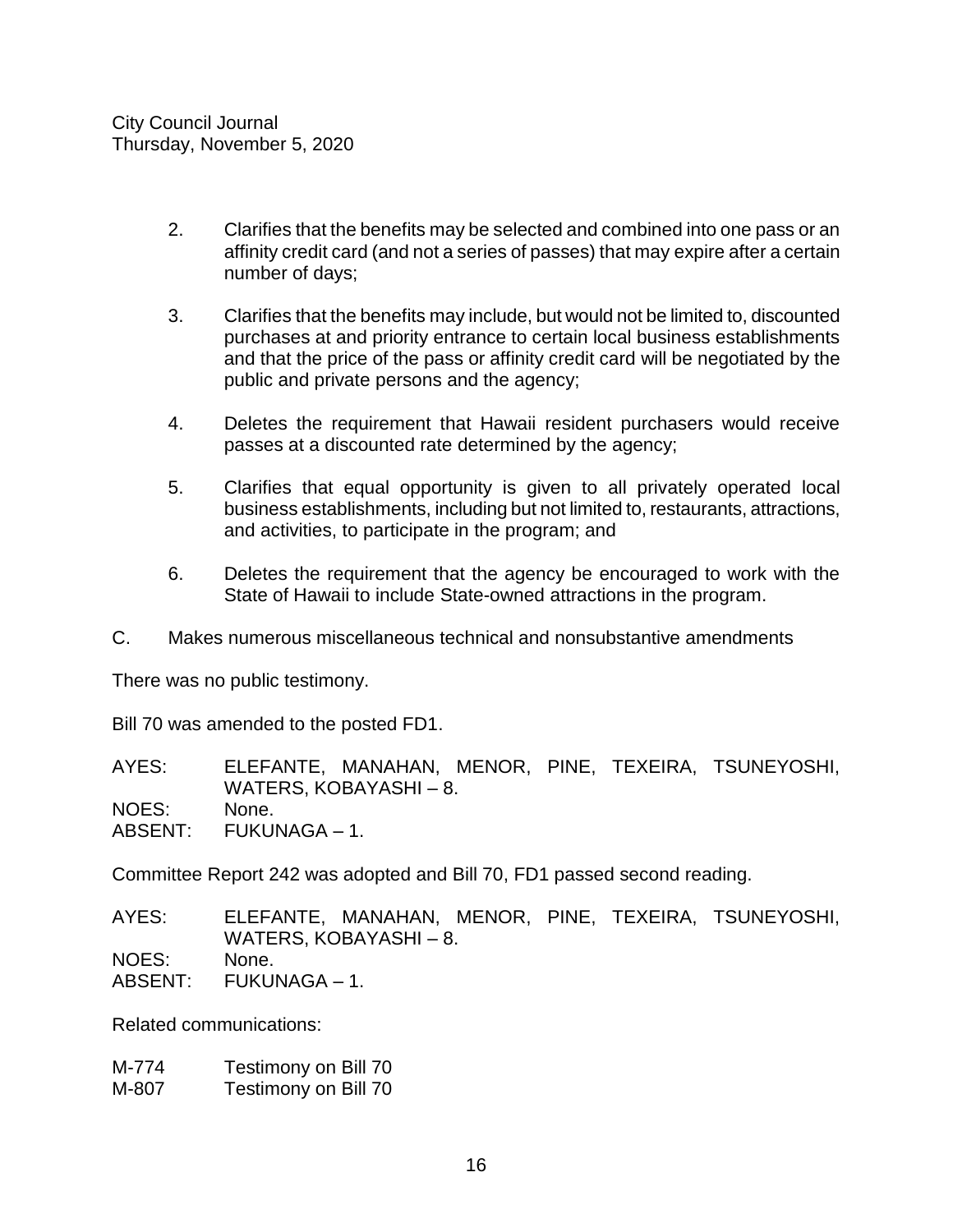2. Clarifies that the benefits may be selected and combined into one pass or an affinity credit card (and not a series of passes) that may expire after a certain number of days;

3. Clarifies that the benefits may include, but would not be limited to, discounted purchases at and priority entrance to certain local business establishments and that the price of the pass or affinity credit card will be negotiated by the public and private persons and the agency;

4. Deletes the requirement that Hawaii resident purchasers would receive passes at a discounted rate determined by the agency;

5. Clarifies that equal opportunity is given to all privately operated local business establishments, including but not limited to, restaurants, attractions, and activities, to participate in the program; and

6. Deletes the requirement that the agency be encouraged to work with the State of Hawaii to include State-owned attractions in the program.

C. Makes numerous miscellaneous technical and nonsubstantive amendments

There was no public testimony.

Bill 70 was amended to the posted FD1.

AYES: ELEFANTE, MANAHAN, MENOR, PINE, TEXEIRA, TSUNEYOSHI, WATERS, KOBAYASHI – 8.
NOES: None.
ABSENT: FUKUNAGA – 1.

Committee Report 242 was adopted and Bill 70, FD1 passed second reading.

AYES: ELEFANTE, MANAHAN, MENOR, PINE, TEXEIRA, TSUNEYOSHI, WATERS, KOBAYASHI – 8.
NOES: None.
ABSENT: FUKUNAGA – 1.

Related communications:

M-774 Testimony on Bill 70
M-807 Testimony on Bill 70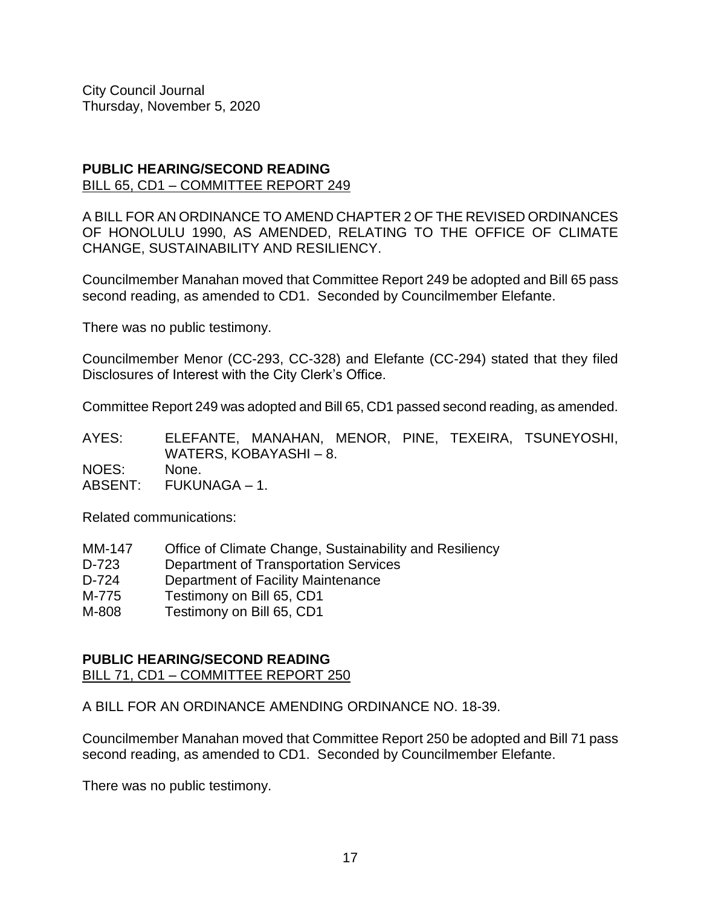City Council Journal
Thursday, November 5, 2020

**PUBLIC HEARING/SECOND READING**
BILL 65, CD1 – COMMITTEE REPORT 249

A BILL FOR AN ORDINANCE TO AMEND CHAPTER 2 OF THE REVISED ORDINANCES OF HONOLULU 1990, AS AMENDED, RELATING TO THE OFFICE OF CLIMATE CHANGE, SUSTAINABILITY AND RESILIENCY.

Councilmember Manahan moved that Committee Report 249 be adopted and Bill 65 pass second reading, as amended to CD1. Seconded by Councilmember Elefante.

There was no public testimony.

Councilmember Menor (CC-293, CC-328) and Elefante (CC-294) stated that they filed Disclosures of Interest with the City Clerk's Office.

Committee Report 249 was adopted and Bill 65, CD1 passed second reading, as amended.

AYES: ELEFANTE, MANAHAN, MENOR, PINE, TEXEIRA, TSUNEYOSHI, WATERS, KOBAYASHI – 8.
NOES: None.
ABSENT: FUKUNAGA – 1.

Related communications:

MM-147 Office of Climate Change, Sustainability and Resiliency
D-723 Department of Transportation Services
D-724 Department of Facility Maintenance
M-775 Testimony on Bill 65, CD1
M-808 Testimony on Bill 65, CD1

**PUBLIC HEARING/SECOND READING**
BILL 71, CD1 – COMMITTEE REPORT 250

A BILL FOR AN ORDINANCE AMENDING ORDINANCE NO. 18-39.

Councilmember Manahan moved that Committee Report 250 be adopted and Bill 71 pass second reading, as amended to CD1. Seconded by Councilmember Elefante.

There was no public testimony.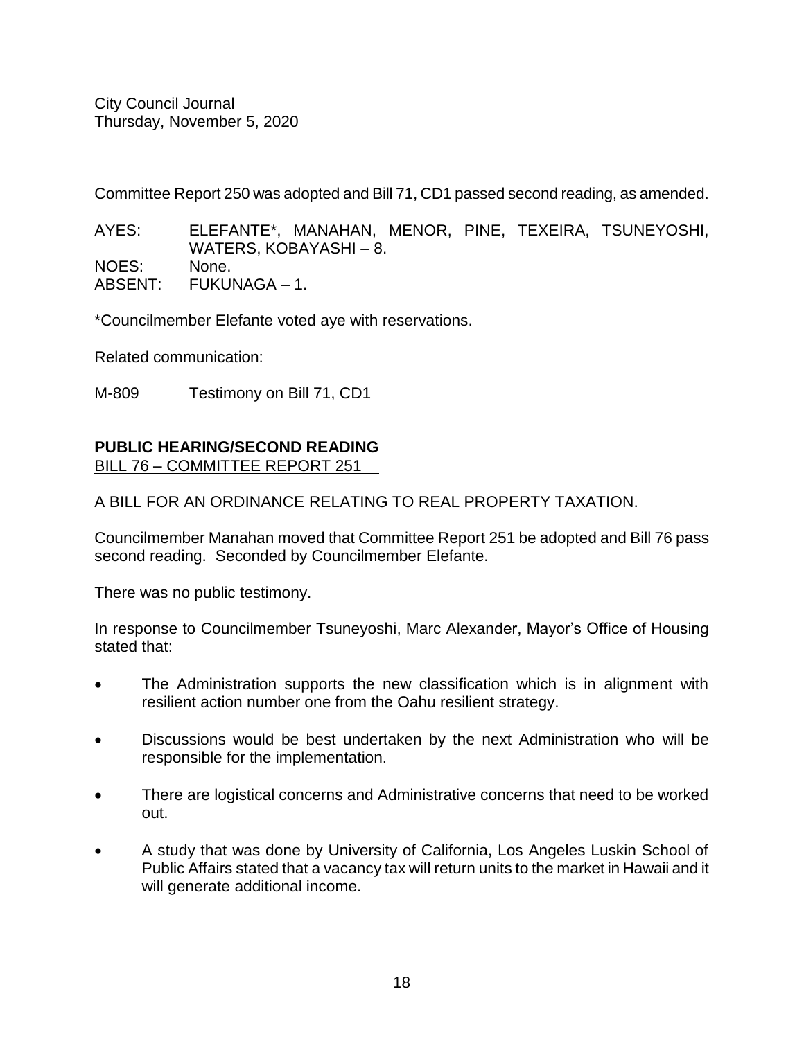Committee Report 250 was adopted and Bill 71, CD1 passed second reading, as amended.

AYES: ELEFANTE*, MANAHAN, MENOR, PINE, TEXEIRA, TSUNEYOSHI, WATERS, KOBAYASHI – 8.
NOES: None.
ABSENT: FUKUNAGA – 1.

*Councilmember Elefante voted aye with reservations.

Related communication:

M-809 Testimony on Bill 71, CD1

**PUBLIC HEARING/SECOND READING**
BILL 76 – COMMITTEE REPORT 251

A BILL FOR AN ORDINANCE RELATING TO REAL PROPERTY TAXATION.

Councilmember Manahan moved that Committee Report 251 be adopted and Bill 76 pass second reading. Seconded by Councilmember Elefante.

There was no public testimony.

In response to Councilmember Tsuneyoshi, Marc Alexander, Mayor's Office of Housing stated that:

- The Administration supports the new classification which is in alignment with resilient action number one from the Oahu resilient strategy.
- Discussions would be best undertaken by the next Administration who will be responsible for the implementation.
- There are logistical concerns and Administrative concerns that need to be worked out.
- A study that was done by University of California, Los Angeles Luskin School of Public Affairs stated that a vacancy tax will return units to the market in Hawaii and it will generate additional income.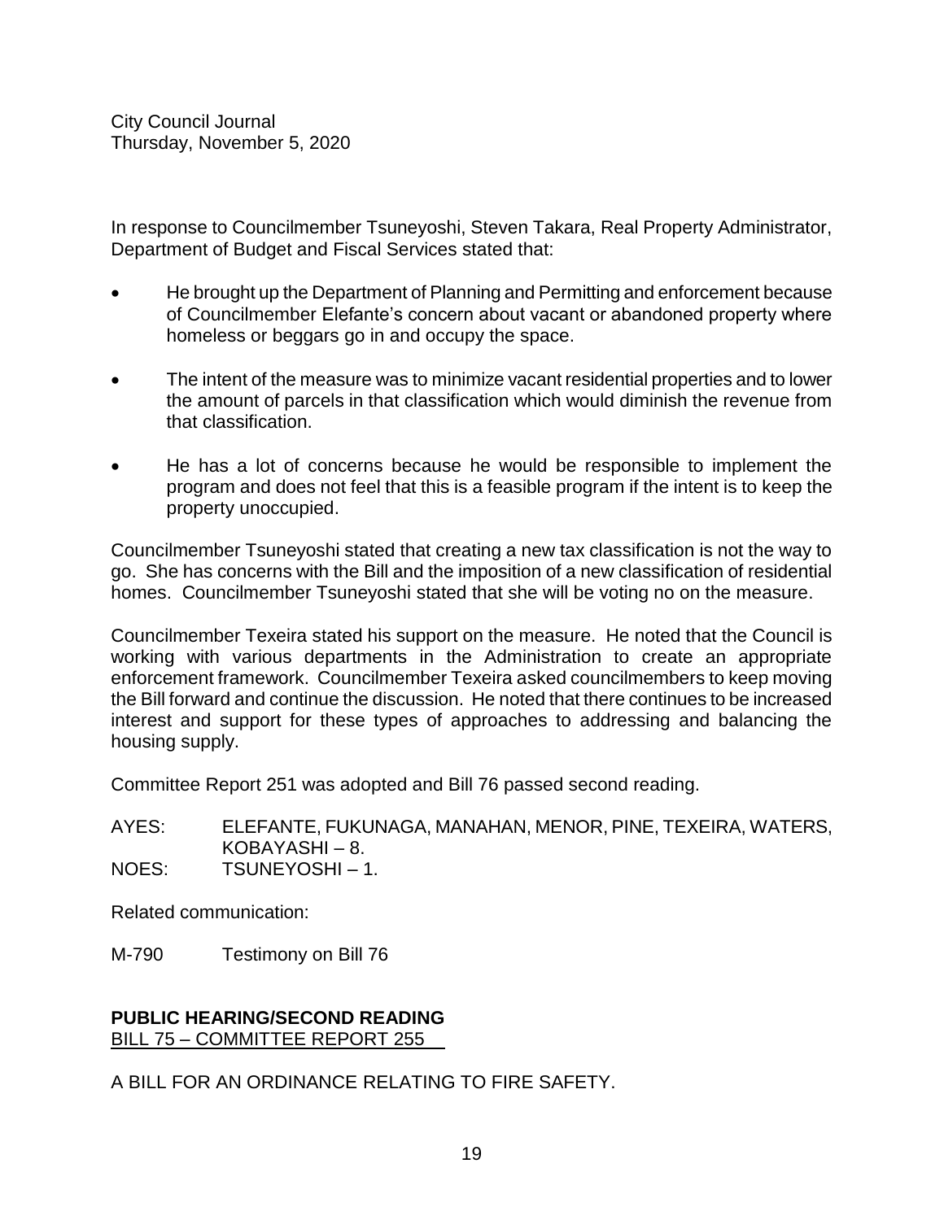In response to Councilmember Tsuneyoshi, Steven Takara, Real Property Administrator, Department of Budget and Fiscal Services stated that:

- He brought up the Department of Planning and Permitting and enforcement because of Councilmember Elefante's concern about vacant or abandoned property where homeless or beggars go in and occupy the space.
- The intent of the measure was to minimize vacant residential properties and to lower the amount of parcels in that classification which would diminish the revenue from that classification.
- He has a lot of concerns because he would be responsible to implement the program and does not feel that this is a feasible program if the intent is to keep the property unoccupied.

Councilmember Tsuneyoshi stated that creating a new tax classification is not the way to go. She has concerns with the Bill and the imposition of a new classification of residential homes. Councilmember Tsuneyoshi stated that she will be voting no on the measure.

Councilmember Texeira stated his support on the measure. He noted that the Council is working with various departments in the Administration to create an appropriate enforcement framework. Councilmember Texeira asked councilmembers to keep moving the Bill forward and continue the discussion. He noted that there continues to be increased interest and support for these types of approaches to addressing and balancing the housing supply.

Committee Report 251 was adopted and Bill 76 passed second reading.

AYES: ELEFANTE, FUKUNAGA, MANAHAN, MENOR, PINE, TEXEIRA, WATERS, KOBAYASHI – 8.
NOES: TSUNEYOSHI – 1.

Related communication:

M-790 Testimony on Bill 76

**PUBLIC HEARING/SECOND READING**
BILL 75 – COMMITTEE REPORT 255

A BILL FOR AN ORDINANCE RELATING TO FIRE SAFETY.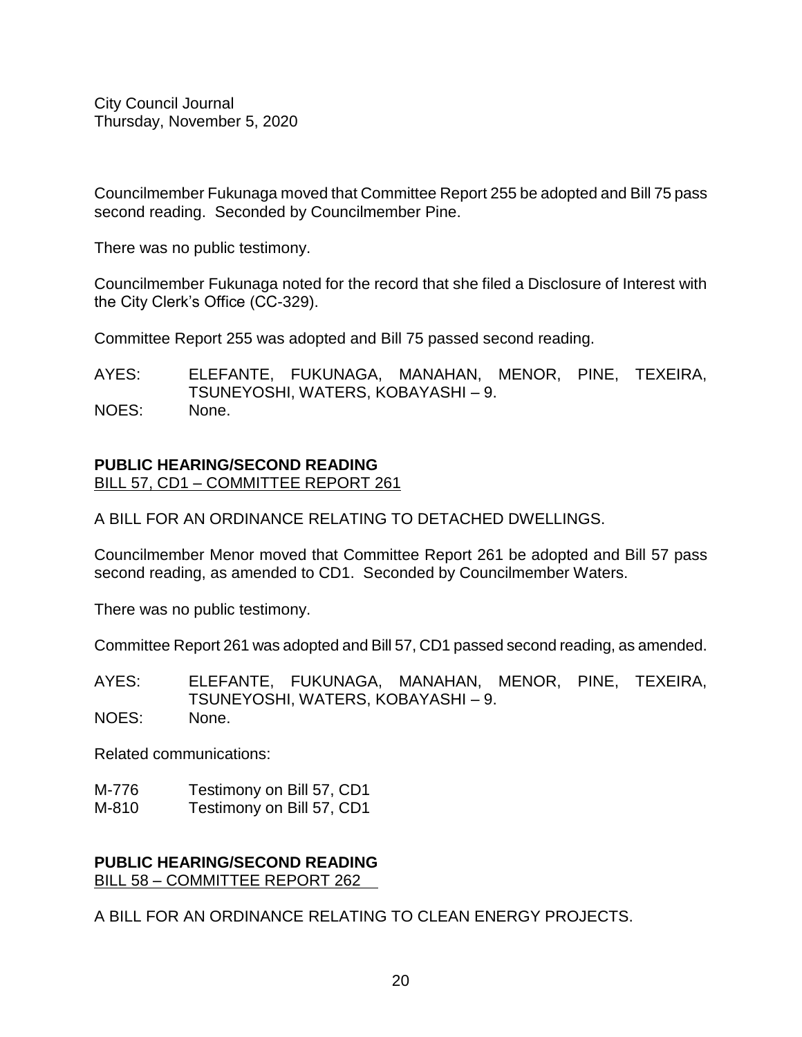Councilmember Fukunaga moved that Committee Report 255 be adopted and Bill 75 pass second reading. Seconded by Councilmember Pine.

There was no public testimony.

Councilmember Fukunaga noted for the record that she filed a Disclosure of Interest with the City Clerk's Office (CC-329).

Committee Report 255 was adopted and Bill 75 passed second reading.

AYES: ELEFANTE, FUKUNAGA, MANAHAN, MENOR, PINE, TEXEIRA, TSUNEYOSHI, WATERS, KOBAYASHI – 9.
NOES: None.

**PUBLIC HEARING/SECOND READING**
BILL 57, CD1 – COMMITTEE REPORT 261

A BILL FOR AN ORDINANCE RELATING TO DETACHED DWELLINGS.

Councilmember Menor moved that Committee Report 261 be adopted and Bill 57 pass second reading, as amended to CD1. Seconded by Councilmember Waters.

There was no public testimony.

Committee Report 261 was adopted and Bill 57, CD1 passed second reading, as amended.

AYES: ELEFANTE, FUKUNAGA, MANAHAN, MENOR, PINE, TEXEIRA, TSUNEYOSHI, WATERS, KOBAYASHI – 9.
NOES: None.

Related communications:

M-776 Testimony on Bill 57, CD1
M-810 Testimony on Bill 57, CD1

**PUBLIC HEARING/SECOND READING**
BILL 58 – COMMITTEE REPORT 262

A BILL FOR AN ORDINANCE RELATING TO CLEAN ENERGY PROJECTS.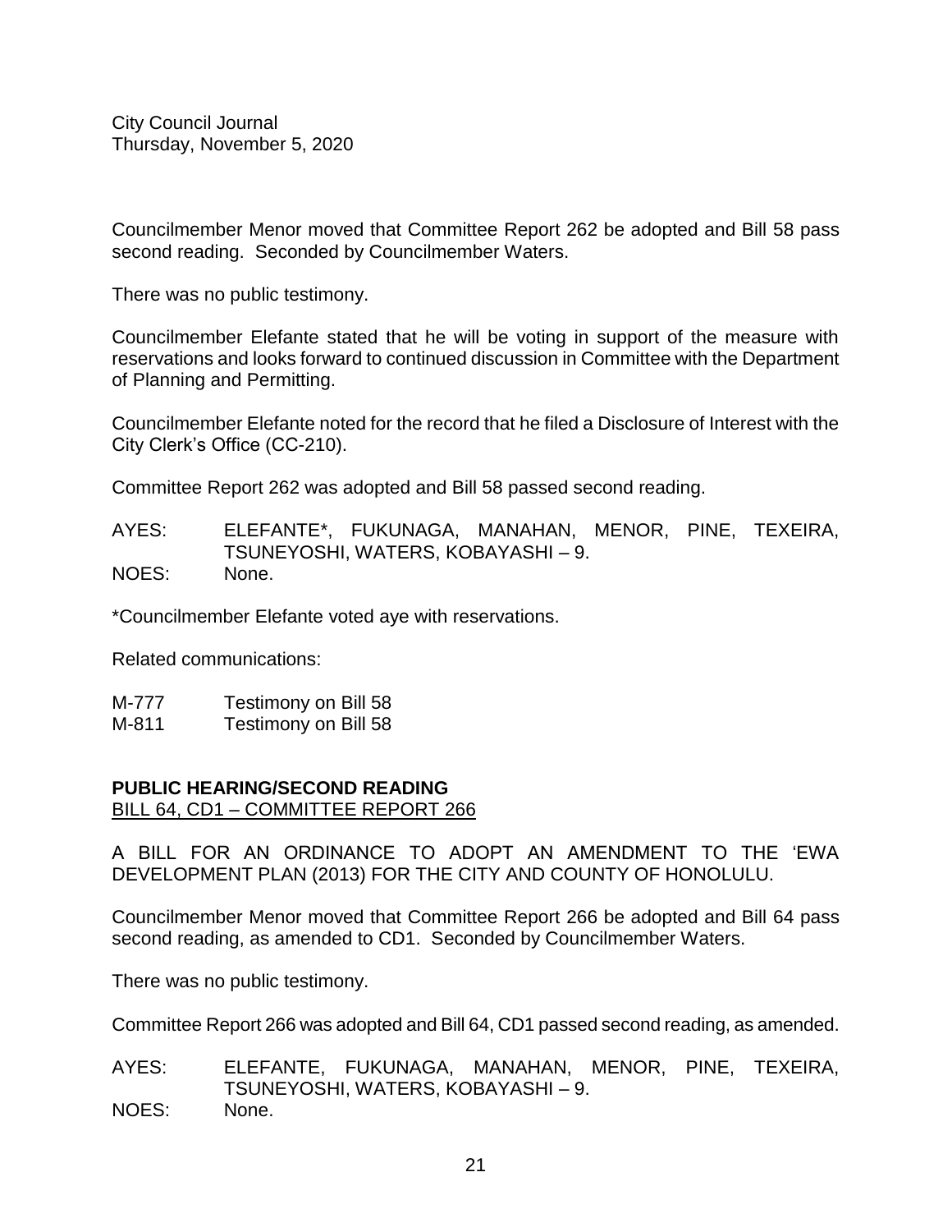Councilmember Menor moved that Committee Report 262 be adopted and Bill 58 pass second reading. Seconded by Councilmember Waters.

There was no public testimony.

Councilmember Elefante stated that he will be voting in support of the measure with reservations and looks forward to continued discussion in Committee with the Department of Planning and Permitting.

Councilmember Elefante noted for the record that he filed a Disclosure of Interest with the City Clerk's Office (CC-210).

Committee Report 262 was adopted and Bill 58 passed second reading.

AYES: ELEFANTE*, FUKUNAGA, MANAHAN, MENOR, PINE, TEXEIRA, TSUNEYOSHI, WATERS, KOBAYASHI – 9.
NOES: None.

*Councilmember Elefante voted aye with reservations.

Related communications:

M-777 Testimony on Bill 58
M-811 Testimony on Bill 58

**PUBLIC HEARING/SECOND READING**
BILL 64, CD1 – COMMITTEE REPORT 266

A BILL FOR AN ORDINANCE TO ADOPT AN AMENDMENT TO THE 'EWA DEVELOPMENT PLAN (2013) FOR THE CITY AND COUNTY OF HONOLULU.

Councilmember Menor moved that Committee Report 266 be adopted and Bill 64 pass second reading, as amended to CD1. Seconded by Councilmember Waters.

There was no public testimony.

Committee Report 266 was adopted and Bill 64, CD1 passed second reading, as amended.

AYES: ELEFANTE, FUKUNAGA, MANAHAN, MENOR, PINE, TEXEIRA, TSUNEYOSHI, WATERS, KOBAYASHI – 9.
NOES: None.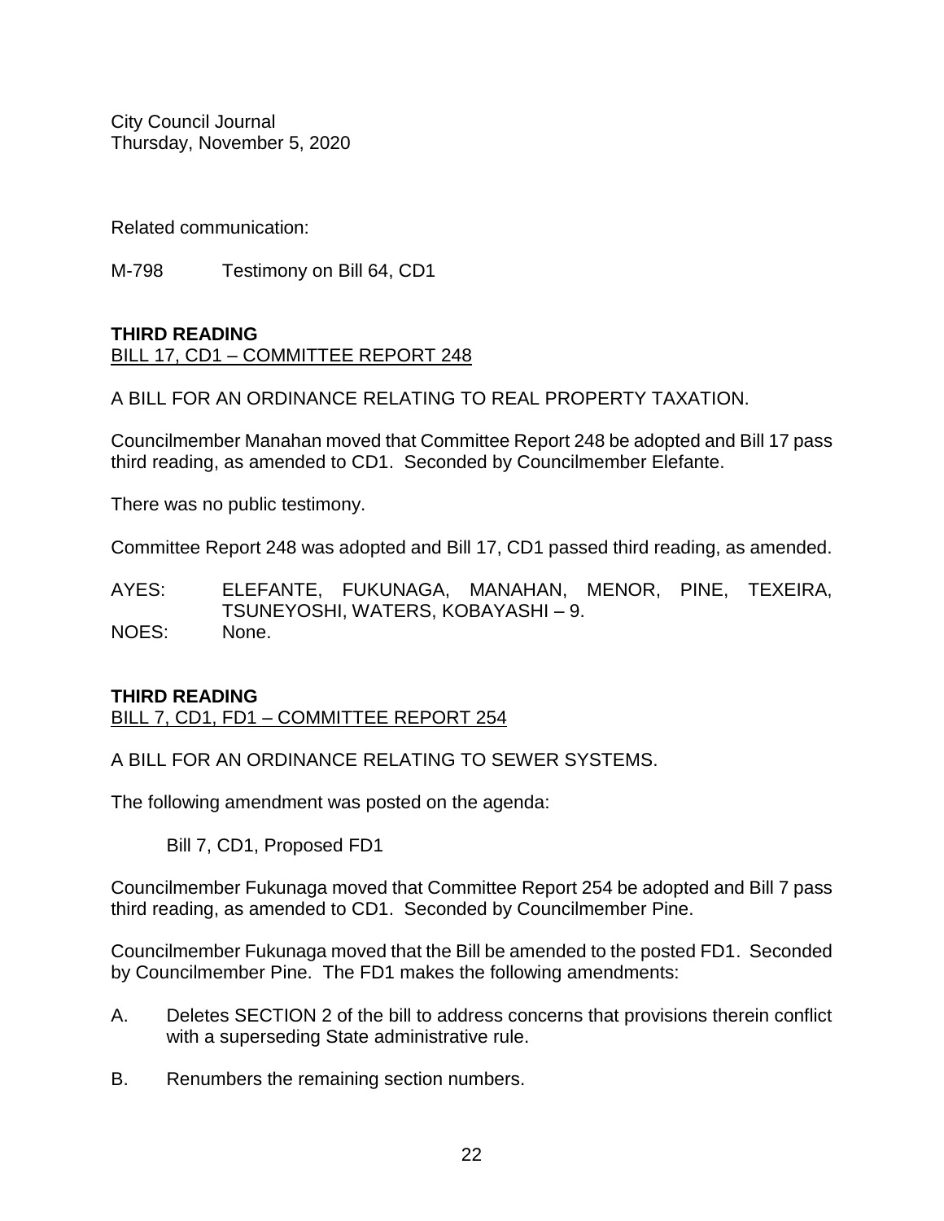Related communication:

M-798 Testimony on Bill 64, CD1

**THIRD READING**
BILL 17, CD1 – COMMITTEE REPORT 248

A BILL FOR AN ORDINANCE RELATING TO REAL PROPERTY TAXATION.

Councilmember Manahan moved that Committee Report 248 be adopted and Bill 17 pass third reading, as amended to CD1. Seconded by Councilmember Elefante.

There was no public testimony.

Committee Report 248 was adopted and Bill 17, CD1 passed third reading, as amended.

AYES: ELEFANTE, FUKUNAGA, MANAHAN, MENOR, PINE, TEXEIRA, TSUNEYOSHI, WATERS, KOBAYASHI – 9.
NOES: None.

**THIRD READING**
BILL 7, CD1, FD1 – COMMITTEE REPORT 254

A BILL FOR AN ORDINANCE RELATING TO SEWER SYSTEMS.

The following amendment was posted on the agenda:

Bill 7, CD1, Proposed FD1

Councilmember Fukunaga moved that Committee Report 254 be adopted and Bill 7 pass third reading, as amended to CD1. Seconded by Councilmember Pine.

Councilmember Fukunaga moved that the Bill be amended to the posted FD1. Seconded by Councilmember Pine. The FD1 makes the following amendments:

A. Deletes SECTION 2 of the bill to address concerns that provisions therein conflict with a superseding State administrative rule.

B. Renumbers the remaining section numbers.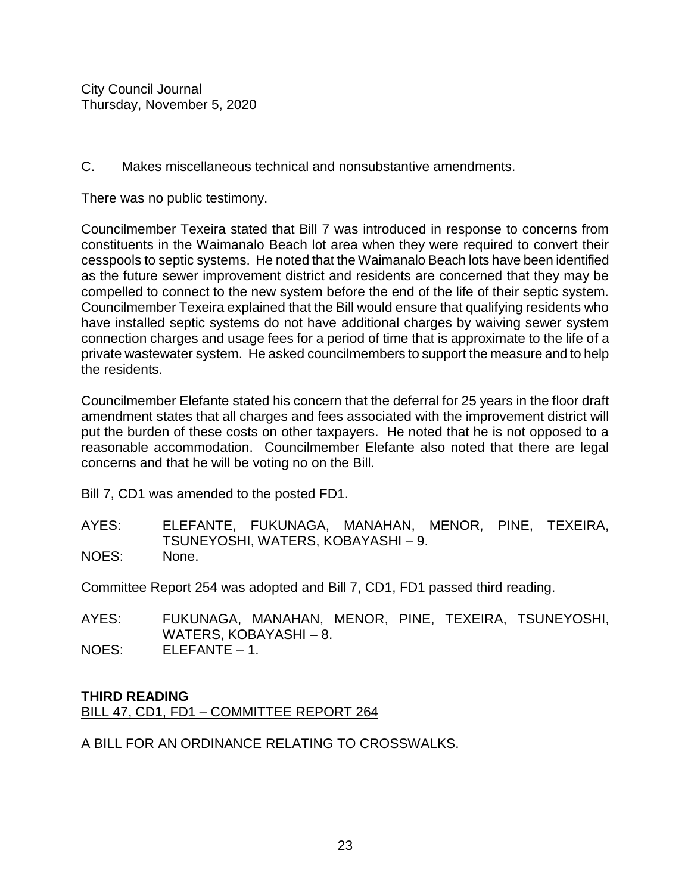C. Makes miscellaneous technical and nonsubstantive amendments.

There was no public testimony.

Councilmember Texeira stated that Bill 7 was introduced in response to concerns from constituents in the Waimanalo Beach lot area when they were required to convert their cesspools to septic systems. He noted that the Waimanalo Beach lots have been identified as the future sewer improvement district and residents are concerned that they may be compelled to connect to the new system before the end of the life of their septic system. Councilmember Texeira explained that the Bill would ensure that qualifying residents who have installed septic systems do not have additional charges by waiving sewer system connection charges and usage fees for a period of time that is approximate to the life of a private wastewater system. He asked councilmembers to support the measure and to help the residents.

Councilmember Elefante stated his concern that the deferral for 25 years in the floor draft amendment states that all charges and fees associated with the improvement district will put the burden of these costs on other taxpayers. He noted that he is not opposed to a reasonable accommodation. Councilmember Elefante also noted that there are legal concerns and that he will be voting no on the Bill.

Bill 7, CD1 was amended to the posted FD1.

AYES: ELEFANTE, FUKUNAGA, MANAHAN, MENOR, PINE, TEXEIRA, TSUNEYOSHI, WATERS, KOBAYASHI – 9.
NOES: None.

Committee Report 254 was adopted and Bill 7, CD1, FD1 passed third reading.

AYES: FUKUNAGA, MANAHAN, MENOR, PINE, TEXEIRA, TSUNEYOSHI, WATERS, KOBAYASHI – 8.
NOES: ELEFANTE – 1.

**THIRD READING**
BILL 47, CD1, FD1 – COMMITTEE REPORT 264

A BILL FOR AN ORDINANCE RELATING TO CROSSWALKS.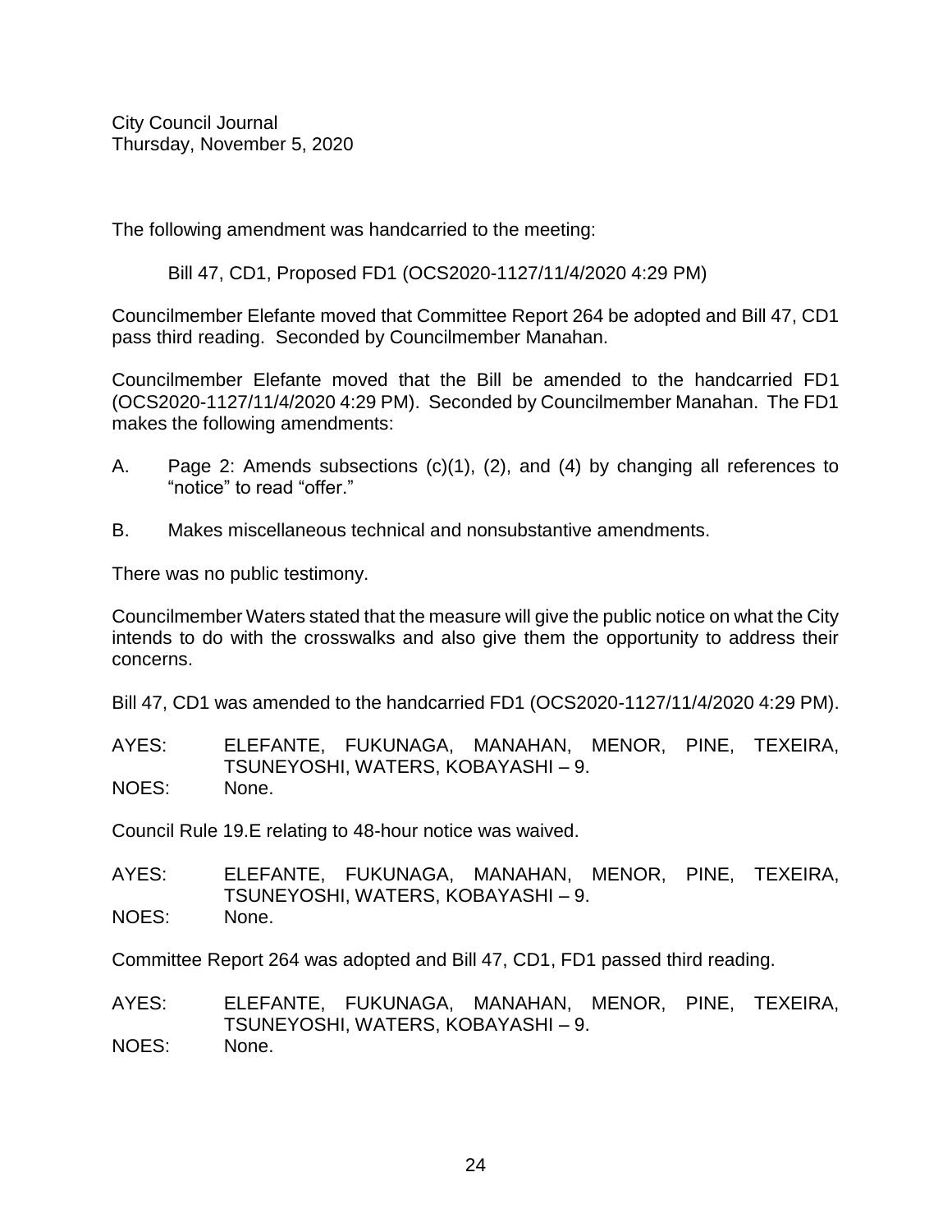The following amendment was handcarried to the meeting:

Bill 47, CD1, Proposed FD1 (OCS2020-1127/11/4/2020 4:29 PM)

Councilmember Elefante moved that Committee Report 264 be adopted and Bill 47, CD1 pass third reading. Seconded by Councilmember Manahan.

Councilmember Elefante moved that the Bill be amended to the handcarried FD1 (OCS2020-1127/11/4/2020 4:29 PM). Seconded by Councilmember Manahan. The FD1 makes the following amendments:

A. Page 2: Amends subsections (c)(1), (2), and (4) by changing all references to "notice" to read "offer."

B. Makes miscellaneous technical and nonsubstantive amendments.

There was no public testimony.

Councilmember Waters stated that the measure will give the public notice on what the City intends to do with the crosswalks and also give them the opportunity to address their concerns.

Bill 47, CD1 was amended to the handcarried FD1 (OCS2020-1127/11/4/2020 4:29 PM).

AYES: ELEFANTE, FUKUNAGA, MANAHAN, MENOR, PINE, TEXEIRA, TSUNEYOSHI, WATERS, KOBAYASHI – 9.
NOES: None.

Council Rule 19.E relating to 48-hour notice was waived.

AYES: ELEFANTE, FUKUNAGA, MANAHAN, MENOR, PINE, TEXEIRA, TSUNEYOSHI, WATERS, KOBAYASHI – 9.
NOES: None.

Committee Report 264 was adopted and Bill 47, CD1, FD1 passed third reading.

AYES: ELEFANTE, FUKUNAGA, MANAHAN, MENOR, PINE, TEXEIRA, TSUNEYOSHI, WATERS, KOBAYASHI – 9.
NOES: None.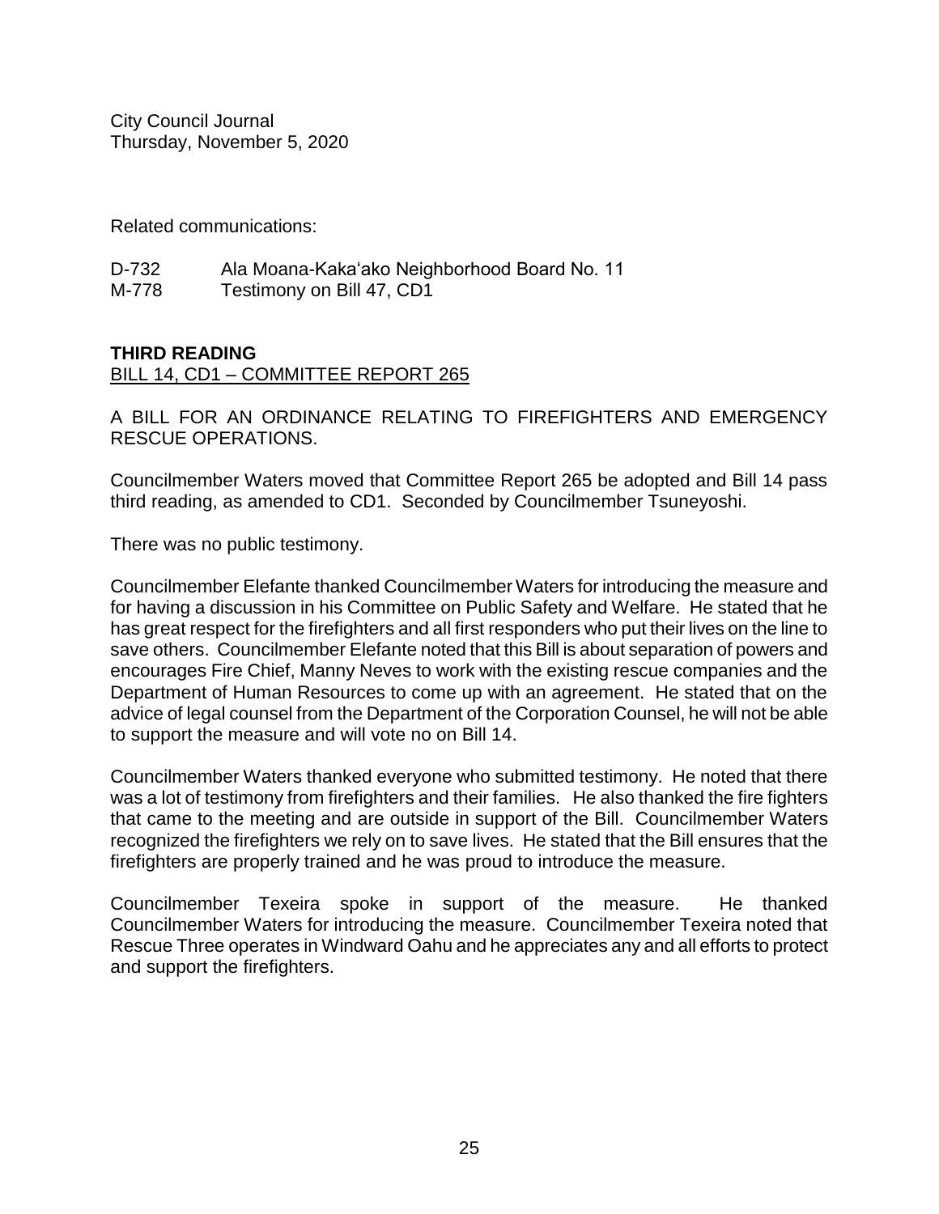Related communications:

D-732 Ala Moana-Kakaʻako Neighborhood Board No. 11
M-778 Testimony on Bill 47, CD1

**THIRD READING**
BILL 14, CD1 – COMMITTEE REPORT 265

A BILL FOR AN ORDINANCE RELATING TO FIREFIGHTERS AND EMERGENCY RESCUE OPERATIONS.

Councilmember Waters moved that Committee Report 265 be adopted and Bill 14 pass third reading, as amended to CD1. Seconded by Councilmember Tsuneyoshi.

There was no public testimony.

Councilmember Elefante thanked Councilmember Waters for introducing the measure and for having a discussion in his Committee on Public Safety and Welfare. He stated that he has great respect for the firefighters and all first responders who put their lives on the line to save others. Councilmember Elefante noted that this Bill is about separation of powers and encourages Fire Chief, Manny Neves to work with the existing rescue companies and the Department of Human Resources to come up with an agreement. He stated that on the advice of legal counsel from the Department of the Corporation Counsel, he will not be able to support the measure and will vote no on Bill 14.

Councilmember Waters thanked everyone who submitted testimony. He noted that there was a lot of testimony from firefighters and their families. He also thanked the fire fighters that came to the meeting and are outside in support of the Bill. Councilmember Waters recognized the firefighters we rely on to save lives. He stated that the Bill ensures that the firefighters are properly trained and he was proud to introduce the measure.

Councilmember Texeira spoke in support of the measure. He thanked Councilmember Waters for introducing the measure. Councilmember Texeira noted that Rescue Three operates in Windward Oahu and he appreciates any and all efforts to protect and support the firefighters.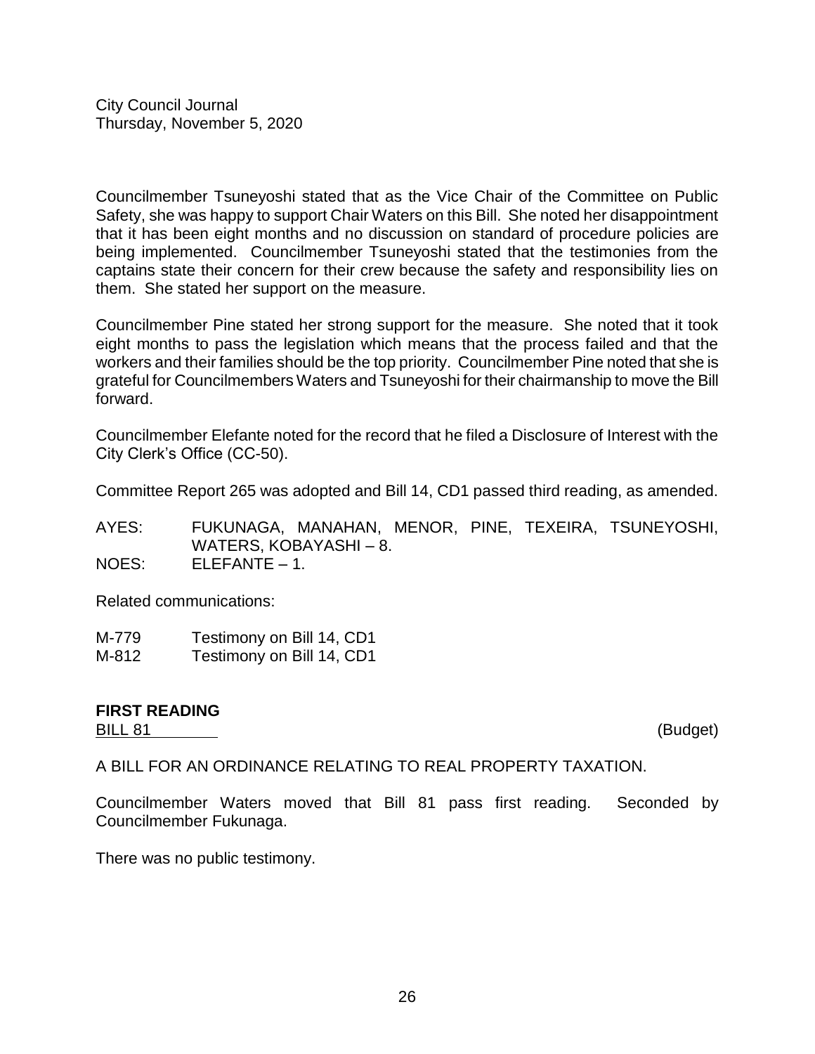Councilmember Tsuneyoshi stated that as the Vice Chair of the Committee on Public Safety, she was happy to support Chair Waters on this Bill. She noted her disappointment that it has been eight months and no discussion on standard of procedure policies are being implemented. Councilmember Tsuneyoshi stated that the testimonies from the captains state their concern for their crew because the safety and responsibility lies on them. She stated her support on the measure.

Councilmember Pine stated her strong support for the measure. She noted that it took eight months to pass the legislation which means that the process failed and that the workers and their families should be the top priority. Councilmember Pine noted that she is grateful for Councilmembers Waters and Tsuneyoshi for their chairmanship to move the Bill forward.

Councilmember Elefante noted for the record that he filed a Disclosure of Interest with the City Clerk's Office (CC-50).

Committee Report 265 was adopted and Bill 14, CD1 passed third reading, as amended.

AYES: FUKUNAGA, MANAHAN, MENOR, PINE, TEXEIRA, TSUNEYOSHI, WATERS, KOBAYASHI – 8.
NOES: ELEFANTE – 1.

Related communications:

M-779 Testimony on Bill 14, CD1
M-812 Testimony on Bill 14, CD1

**FIRST READING**

BILL 81 (Budget)

A BILL FOR AN ORDINANCE RELATING TO REAL PROPERTY TAXATION.

Councilmember Waters moved that Bill 81 pass first reading. Seconded by Councilmember Fukunaga.

There was no public testimony.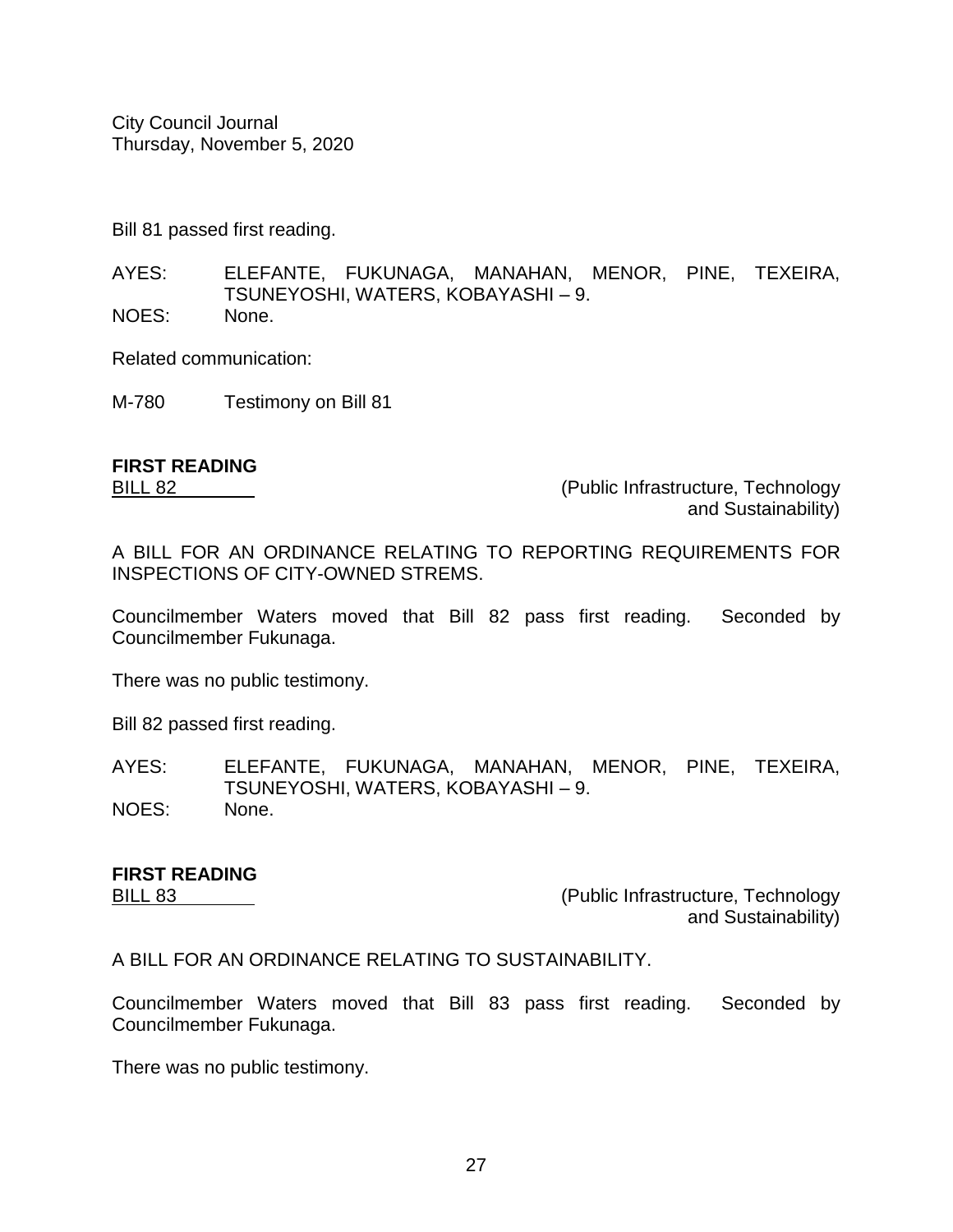Bill 81 passed first reading.

AYES: ELEFANTE, FUKUNAGA, MANAHAN, MENOR, PINE, TEXEIRA, TSUNEYOSHI, WATERS, KOBAYASHI – 9.
NOES: None.

Related communication:

M-780 Testimony on Bill 81

**FIRST READING**
BILL 82 (Public Infrastructure, Technology and Sustainability)

A BILL FOR AN ORDINANCE RELATING TO REPORTING REQUIREMENTS FOR INSPECTIONS OF CITY-OWNED STREMS.

Councilmember Waters moved that Bill 82 pass first reading. Seconded by Councilmember Fukunaga.

There was no public testimony.

Bill 82 passed first reading.

AYES: ELEFANTE, FUKUNAGA, MANAHAN, MENOR, PINE, TEXEIRA, TSUNEYOSHI, WATERS, KOBAYASHI – 9.
NOES: None.

**FIRST READING**
BILL 83 (Public Infrastructure, Technology and Sustainability)

A BILL FOR AN ORDINANCE RELATING TO SUSTAINABILITY.

Councilmember Waters moved that Bill 83 pass first reading. Seconded by Councilmember Fukunaga.

There was no public testimony.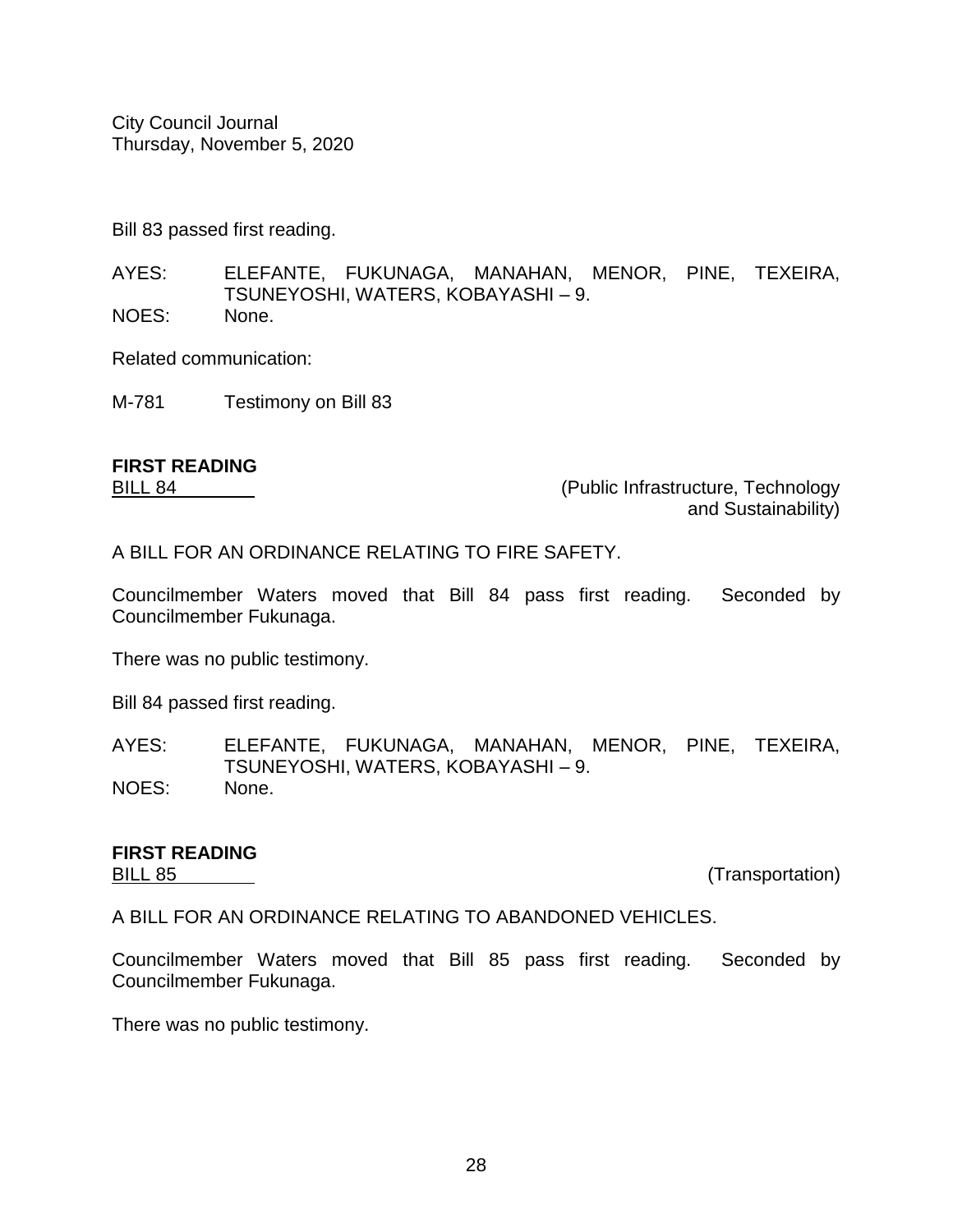Bill 83 passed first reading.

AYES: ELEFANTE, FUKUNAGA, MANAHAN, MENOR, PINE, TEXEIRA, TSUNEYOSHI, WATERS, KOBAYASHI – 9.
NOES: None.

Related communication:

M-781 Testimony on Bill 83

**FIRST READING**
BILL 84 (Public Infrastructure, Technology and Sustainability)

A BILL FOR AN ORDINANCE RELATING TO FIRE SAFETY.

Councilmember Waters moved that Bill 84 pass first reading. Seconded by Councilmember Fukunaga.

There was no public testimony.

Bill 84 passed first reading.

AYES: ELEFANTE, FUKUNAGA, MANAHAN, MENOR, PINE, TEXEIRA, TSUNEYOSHI, WATERS, KOBAYASHI – 9.
NOES: None.

**FIRST READING**
BILL 85 (Transportation)

A BILL FOR AN ORDINANCE RELATING TO ABANDONED VEHICLES.

Councilmember Waters moved that Bill 85 pass first reading. Seconded by Councilmember Fukunaga.

There was no public testimony.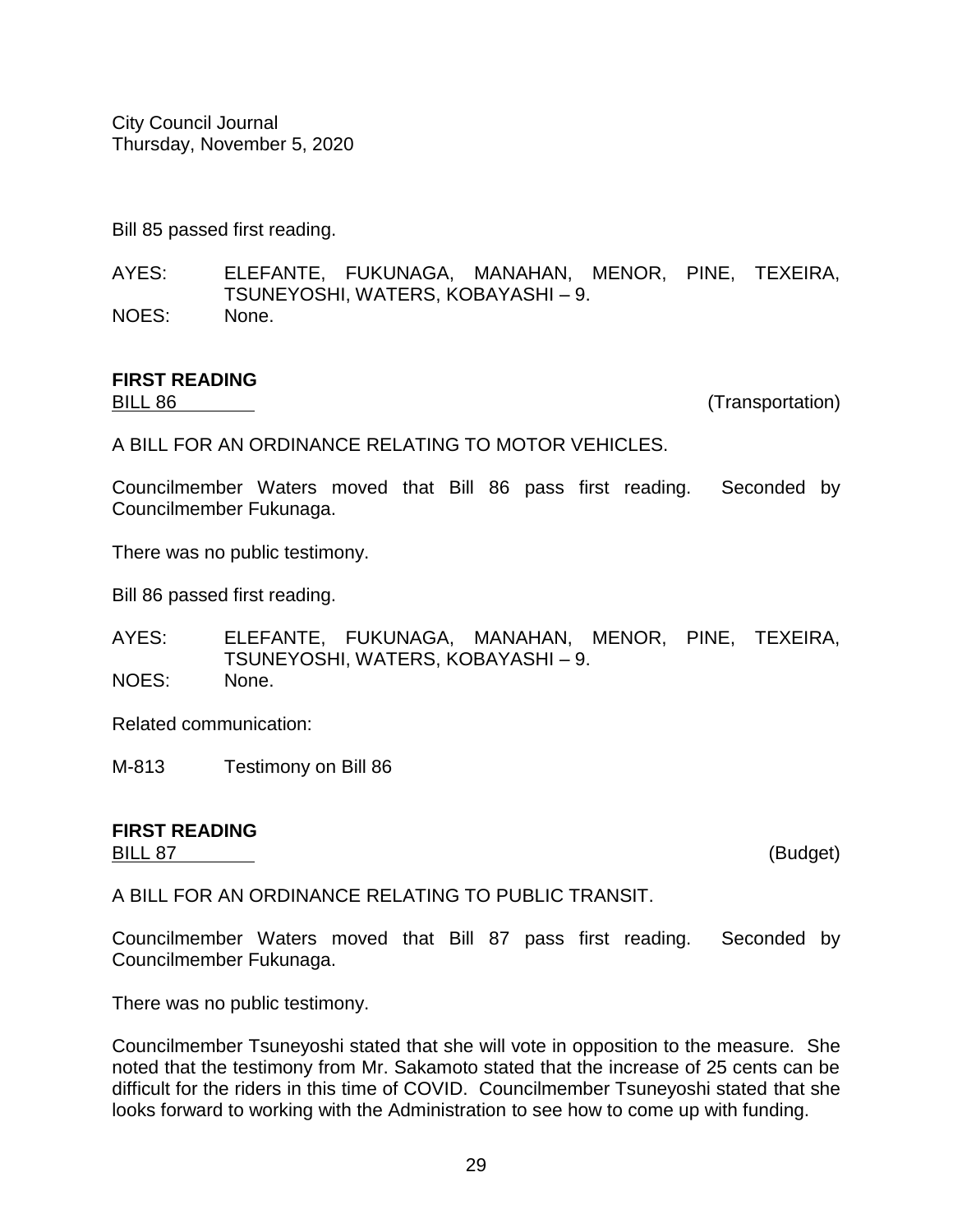Bill 85 passed first reading.

AYES: ELEFANTE, FUKUNAGA, MANAHAN, MENOR, PINE, TEXEIRA, TSUNEYOSHI, WATERS, KOBAYASHI – 9.
NOES: None.

**FIRST READING**
BILL 86 (Transportation)

A BILL FOR AN ORDINANCE RELATING TO MOTOR VEHICLES.

Councilmember Waters moved that Bill 86 pass first reading. Seconded by Councilmember Fukunaga.

There was no public testimony.

Bill 86 passed first reading.

AYES: ELEFANTE, FUKUNAGA, MANAHAN, MENOR, PINE, TEXEIRA, TSUNEYOSHI, WATERS, KOBAYASHI – 9.
NOES: None.

Related communication:

M-813 Testimony on Bill 86

**FIRST READING**
BILL 87 (Budget)

A BILL FOR AN ORDINANCE RELATING TO PUBLIC TRANSIT.

Councilmember Waters moved that Bill 87 pass first reading. Seconded by Councilmember Fukunaga.

There was no public testimony.

Councilmember Tsuneyoshi stated that she will vote in opposition to the measure. She noted that the testimony from Mr. Sakamoto stated that the increase of 25 cents can be difficult for the riders in this time of COVID. Councilmember Tsuneyoshi stated that she looks forward to working with the Administration to see how to come up with funding.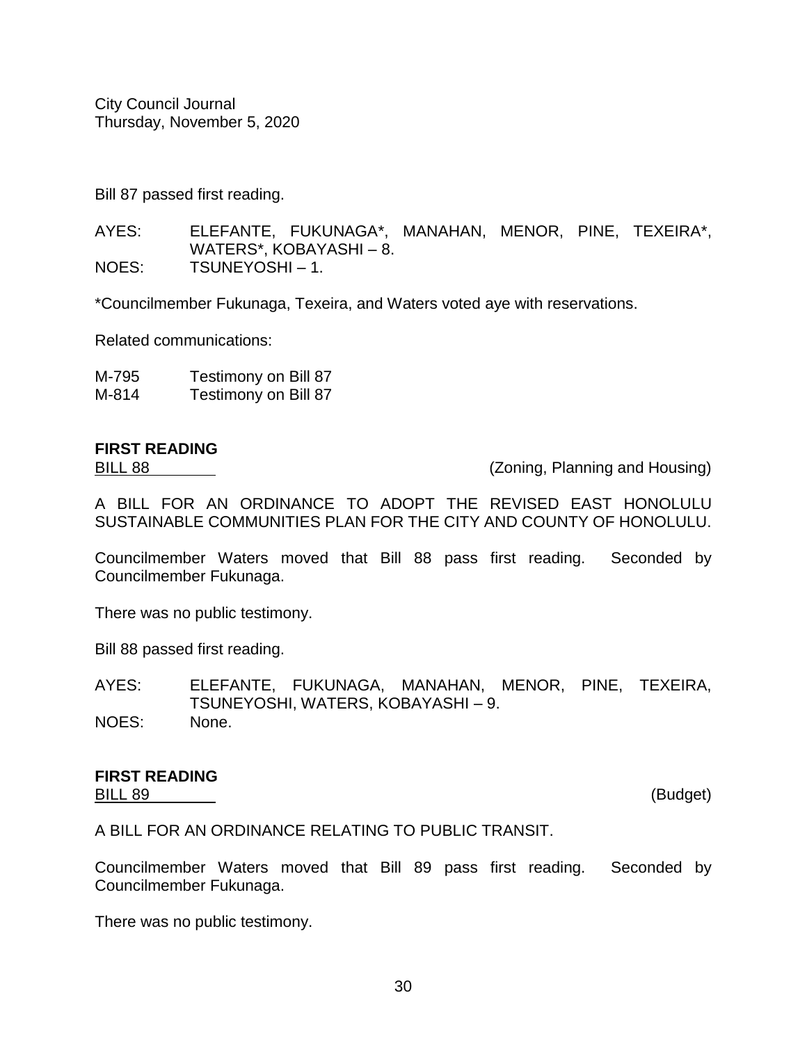City Council Journal
Thursday, November 5, 2020

Bill 87 passed first reading.

AYES: ELEFANTE, FUKUNAGA*, MANAHAN, MENOR, PINE, TEXEIRA*, WATERS*, KOBAYASHI – 8.
NOES: TSUNEYOSHI – 1.

*Councilmember Fukunaga, Texeira, and Waters voted aye with reservations.

Related communications:

M-795 Testimony on Bill 87
M-814 Testimony on Bill 87

**FIRST READING**
BILL 88 (Zoning, Planning and Housing)

A BILL FOR AN ORDINANCE TO ADOPT THE REVISED EAST HONOLULU SUSTAINABLE COMMUNITIES PLAN FOR THE CITY AND COUNTY OF HONOLULU.

Councilmember Waters moved that Bill 88 pass first reading. Seconded by Councilmember Fukunaga.

There was no public testimony.

Bill 88 passed first reading.

AYES: ELEFANTE, FUKUNAGA, MANAHAN, MENOR, PINE, TEXEIRA, TSUNEYOSHI, WATERS, KOBAYASHI – 9.
NOES: None.

**FIRST READING**
BILL 89 (Budget)

A BILL FOR AN ORDINANCE RELATING TO PUBLIC TRANSIT.

Councilmember Waters moved that Bill 89 pass first reading. Seconded by Councilmember Fukunaga.

There was no public testimony.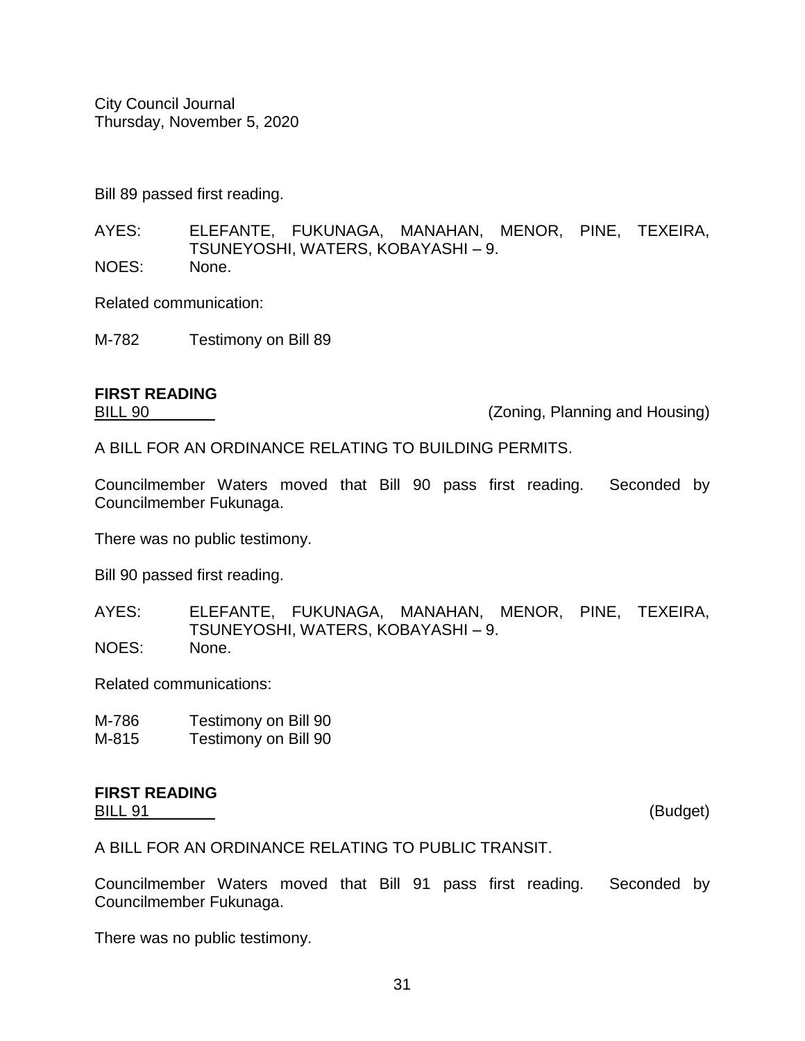Bill 89 passed first reading.

AYES: ELEFANTE, FUKUNAGA, MANAHAN, MENOR, PINE, TEXEIRA, TSUNEYOSHI, WATERS, KOBAYASHI – 9.
NOES: None.

Related communication:

M-782 Testimony on Bill 89

**FIRST READING**
BILL 90 (Zoning, Planning and Housing)

A BILL FOR AN ORDINANCE RELATING TO BUILDING PERMITS.

Councilmember Waters moved that Bill 90 pass first reading. Seconded by Councilmember Fukunaga.

There was no public testimony.

Bill 90 passed first reading.

AYES: ELEFANTE, FUKUNAGA, MANAHAN, MENOR, PINE, TEXEIRA, TSUNEYOSHI, WATERS, KOBAYASHI – 9.
NOES: None.

Related communications:

M-786 Testimony on Bill 90
M-815 Testimony on Bill 90

**FIRST READING**
BILL 91 (Budget)

A BILL FOR AN ORDINANCE RELATING TO PUBLIC TRANSIT.

Councilmember Waters moved that Bill 91 pass first reading. Seconded by Councilmember Fukunaga.

There was no public testimony.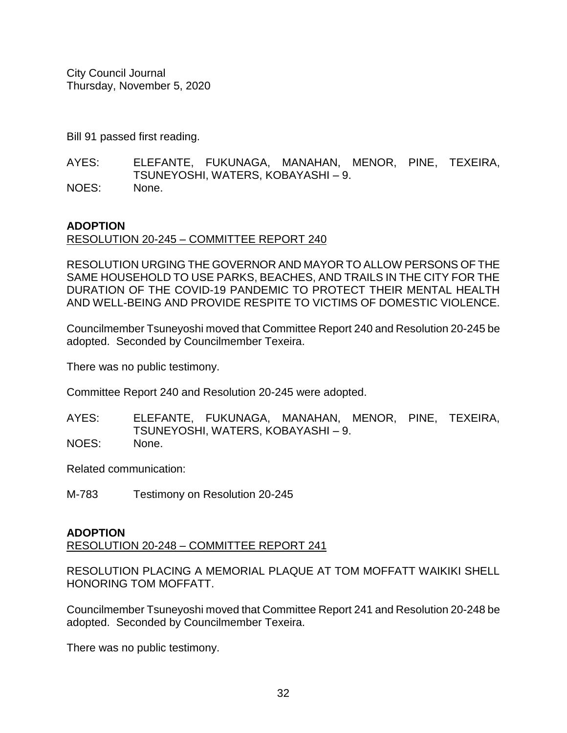Bill 91 passed first reading.

AYES: ELEFANTE, FUKUNAGA, MANAHAN, MENOR, PINE, TEXEIRA, TSUNEYOSHI, WATERS, KOBAYASHI – 9.
NOES: None.

**ADOPTION**
RESOLUTION 20-245 – COMMITTEE REPORT 240

RESOLUTION URGING THE GOVERNOR AND MAYOR TO ALLOW PERSONS OF THE SAME HOUSEHOLD TO USE PARKS, BEACHES, AND TRAILS IN THE CITY FOR THE DURATION OF THE COVID-19 PANDEMIC TO PROTECT THEIR MENTAL HEALTH AND WELL-BEING AND PROVIDE RESPITE TO VICTIMS OF DOMESTIC VIOLENCE.

Councilmember Tsuneyoshi moved that Committee Report 240 and Resolution 20-245 be adopted. Seconded by Councilmember Texeira.

There was no public testimony.

Committee Report 240 and Resolution 20-245 were adopted.

AYES: ELEFANTE, FUKUNAGA, MANAHAN, MENOR, PINE, TEXEIRA, TSUNEYOSHI, WATERS, KOBAYASHI – 9.
NOES: None.

Related communication:

M-783 Testimony on Resolution 20-245

**ADOPTION**
RESOLUTION 20-248 – COMMITTEE REPORT 241

RESOLUTION PLACING A MEMORIAL PLAQUE AT TOM MOFFATT WAIKIKI SHELL HONORING TOM MOFFATT.

Councilmember Tsuneyoshi moved that Committee Report 241 and Resolution 20-248 be adopted. Seconded by Councilmember Texeira.

There was no public testimony.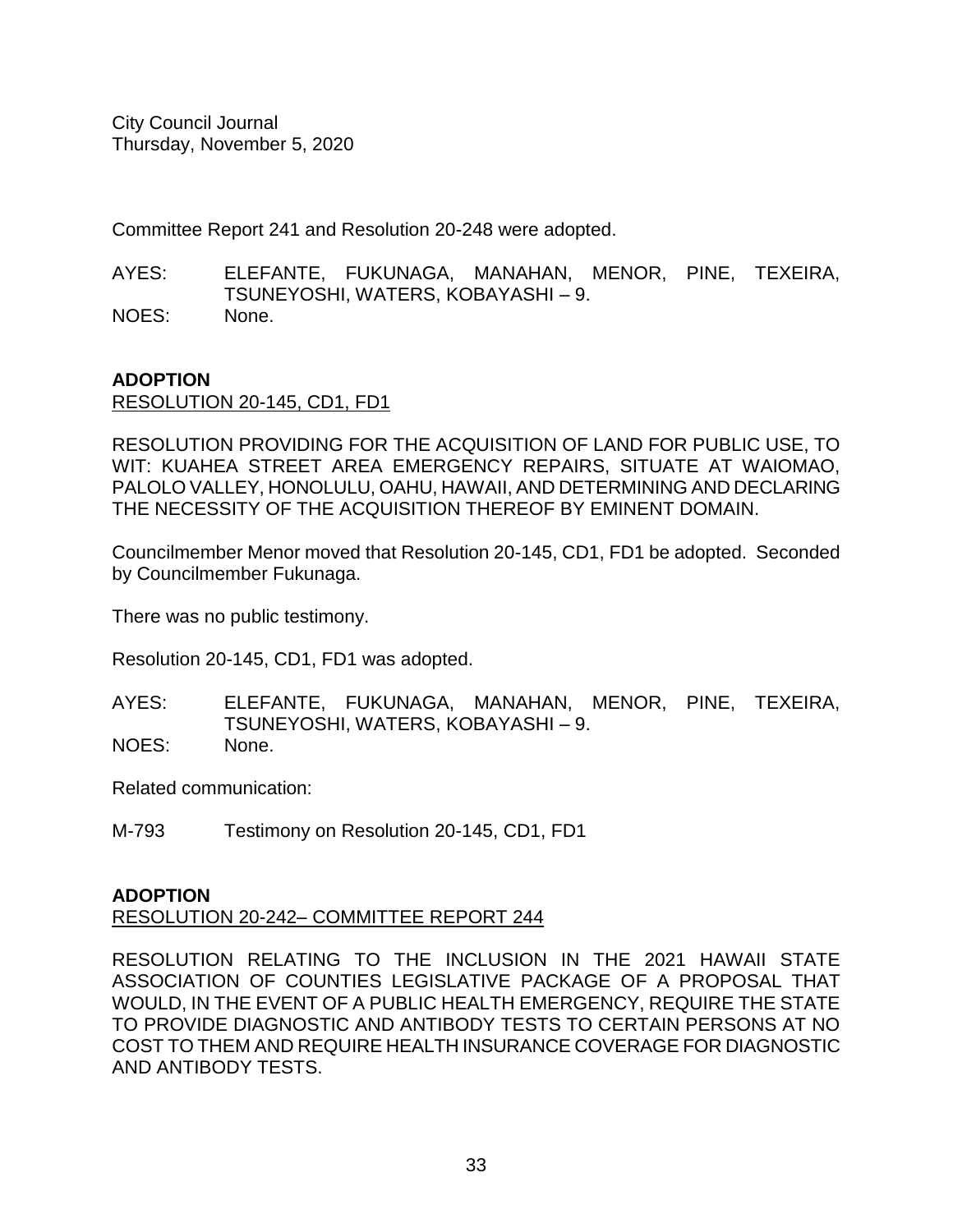Committee Report 241 and Resolution 20-248 were adopted.

AYES: ELEFANTE, FUKUNAGA, MANAHAN, MENOR, PINE, TEXEIRA, TSUNEYOSHI, WATERS, KOBAYASHI – 9.
NOES: None.

**ADOPTION**
RESOLUTION 20-145, CD1, FD1

RESOLUTION PROVIDING FOR THE ACQUISITION OF LAND FOR PUBLIC USE, TO WIT: KUAHEA STREET AREA EMERGENCY REPAIRS, SITUATE AT WAIOMAO, PALOLO VALLEY, HONOLULU, OAHU, HAWAII, AND DETERMINING AND DECLARING THE NECESSITY OF THE ACQUISITION THEREOF BY EMINENT DOMAIN.

Councilmember Menor moved that Resolution 20-145, CD1, FD1 be adopted. Seconded by Councilmember Fukunaga.

There was no public testimony.

Resolution 20-145, CD1, FD1 was adopted.

AYES: ELEFANTE, FUKUNAGA, MANAHAN, MENOR, PINE, TEXEIRA, TSUNEYOSHI, WATERS, KOBAYASHI – 9.
NOES: None.

Related communication:

M-793 Testimony on Resolution 20-145, CD1, FD1

**ADOPTION**
RESOLUTION 20-242– COMMITTEE REPORT 244

RESOLUTION RELATING TO THE INCLUSION IN THE 2021 HAWAII STATE ASSOCIATION OF COUNTIES LEGISLATIVE PACKAGE OF A PROPOSAL THAT WOULD, IN THE EVENT OF A PUBLIC HEALTH EMERGENCY, REQUIRE THE STATE TO PROVIDE DIAGNOSTIC AND ANTIBODY TESTS TO CERTAIN PERSONS AT NO COST TO THEM AND REQUIRE HEALTH INSURANCE COVERAGE FOR DIAGNOSTIC AND ANTIBODY TESTS.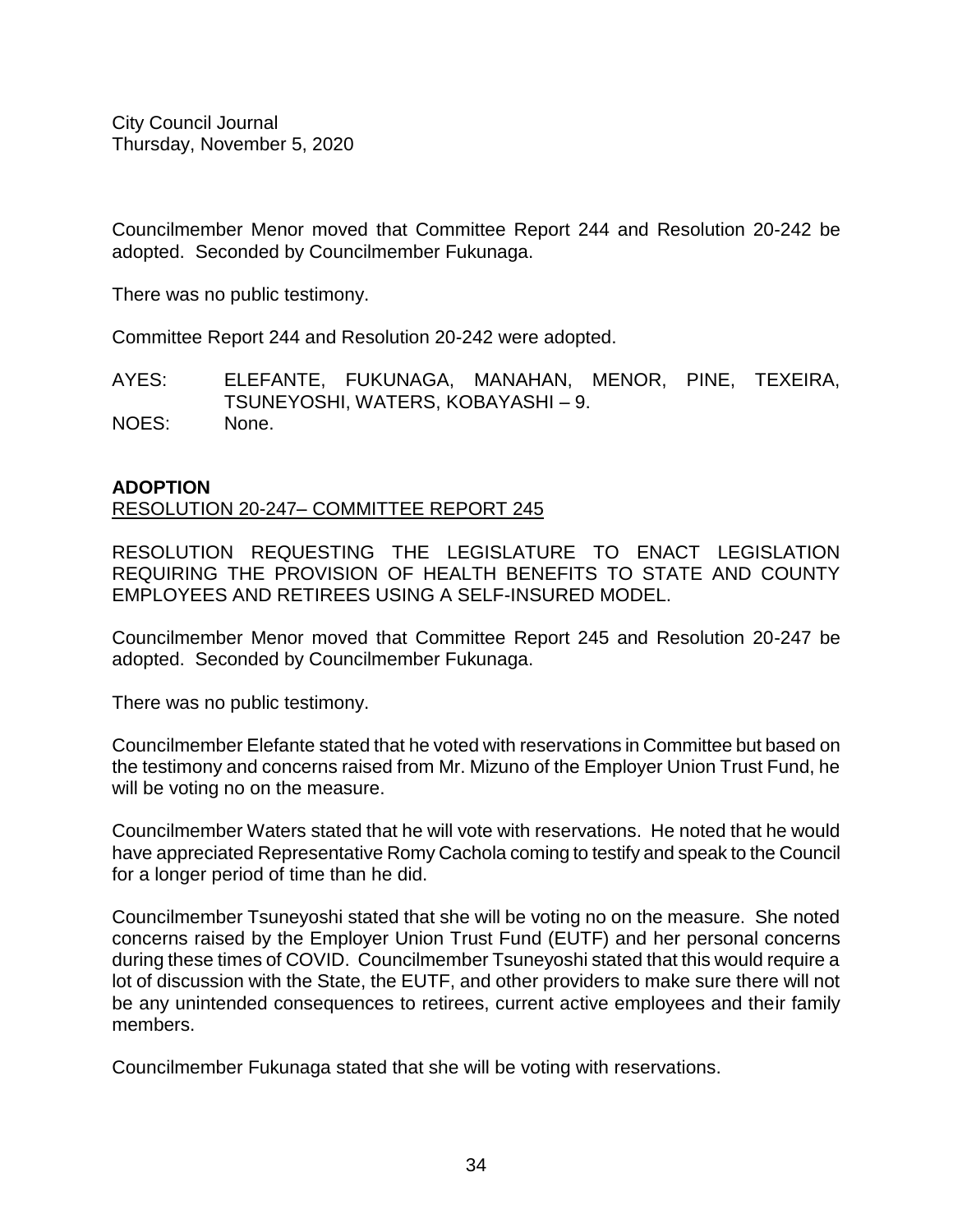Councilmember Menor moved that Committee Report 244 and Resolution 20-242 be adopted. Seconded by Councilmember Fukunaga.

There was no public testimony.

Committee Report 244 and Resolution 20-242 were adopted.

AYES: ELEFANTE, FUKUNAGA, MANAHAN, MENOR, PINE, TEXEIRA, TSUNEYOSHI, WATERS, KOBAYASHI – 9.
NOES: None.

**ADOPTION**
RESOLUTION 20-247– COMMITTEE REPORT 245

RESOLUTION REQUESTING THE LEGISLATURE TO ENACT LEGISLATION REQUIRING THE PROVISION OF HEALTH BENEFITS TO STATE AND COUNTY EMPLOYEES AND RETIREES USING A SELF-INSURED MODEL.

Councilmember Menor moved that Committee Report 245 and Resolution 20-247 be adopted. Seconded by Councilmember Fukunaga.

There was no public testimony.

Councilmember Elefante stated that he voted with reservations in Committee but based on the testimony and concerns raised from Mr. Mizuno of the Employer Union Trust Fund, he will be voting no on the measure.

Councilmember Waters stated that he will vote with reservations. He noted that he would have appreciated Representative Romy Cachola coming to testify and speak to the Council for a longer period of time than he did.

Councilmember Tsuneyoshi stated that she will be voting no on the measure. She noted concerns raised by the Employer Union Trust Fund (EUTF) and her personal concerns during these times of COVID. Councilmember Tsuneyoshi stated that this would require a lot of discussion with the State, the EUTF, and other providers to make sure there will not be any unintended consequences to retirees, current active employees and their family members.

Councilmember Fukunaga stated that she will be voting with reservations.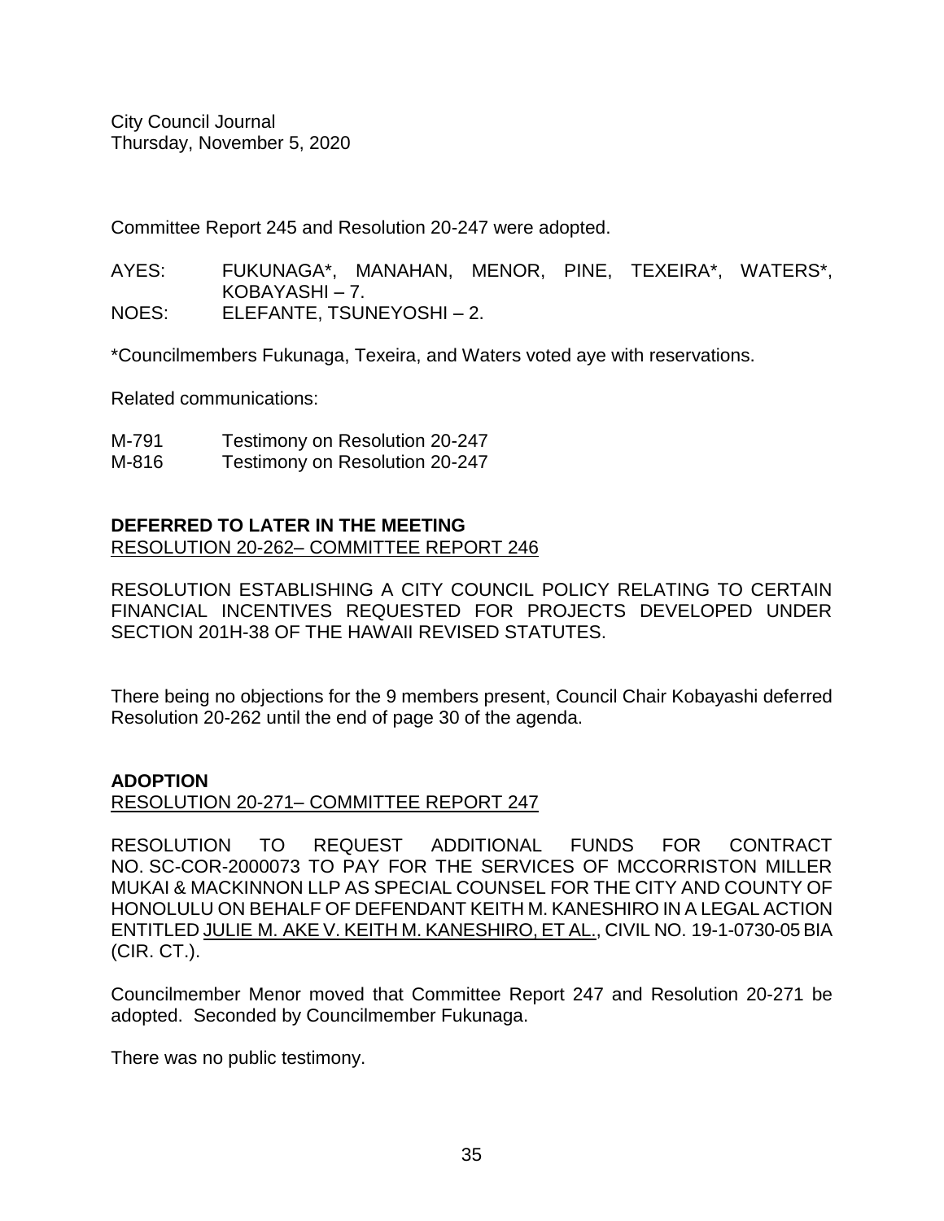Committee Report 245 and Resolution 20-247 were adopted.

AYES: FUKUNAGA*, MANAHAN, MENOR, PINE, TEXEIRA*, WATERS*, KOBAYASHI – 7.
NOES: ELEFANTE, TSUNEYOSHI – 2.

*Councilmembers Fukunaga, Texeira, and Waters voted aye with reservations.

Related communications:

M-791 Testimony on Resolution 20-247
M-816 Testimony on Resolution 20-247

**DEFERRED TO LATER IN THE MEETING**
RESOLUTION 20-262– COMMITTEE REPORT 246

RESOLUTION ESTABLISHING A CITY COUNCIL POLICY RELATING TO CERTAIN FINANCIAL INCENTIVES REQUESTED FOR PROJECTS DEVELOPED UNDER SECTION 201H-38 OF THE HAWAII REVISED STATUTES.

There being no objections for the 9 members present, Council Chair Kobayashi deferred Resolution 20-262 until the end of page 30 of the agenda.

**ADOPTION**
RESOLUTION 20-271– COMMITTEE REPORT 247

RESOLUTION TO REQUEST ADDITIONAL FUNDS FOR CONTRACT NO. SC-COR-2000073 TO PAY FOR THE SERVICES OF MCCORRISTON MILLER MUKAI & MACKINNON LLP AS SPECIAL COUNSEL FOR THE CITY AND COUNTY OF HONOLULU ON BEHALF OF DEFENDANT KEITH M. KANESHIRO IN A LEGAL ACTION ENTITLED JULIE M. AKE V. KEITH M. KANESHIRO, ET AL., CIVIL NO. 19-1-0730-05 BIA (CIR. CT.).

Councilmember Menor moved that Committee Report 247 and Resolution 20-271 be adopted. Seconded by Councilmember Fukunaga.

There was no public testimony.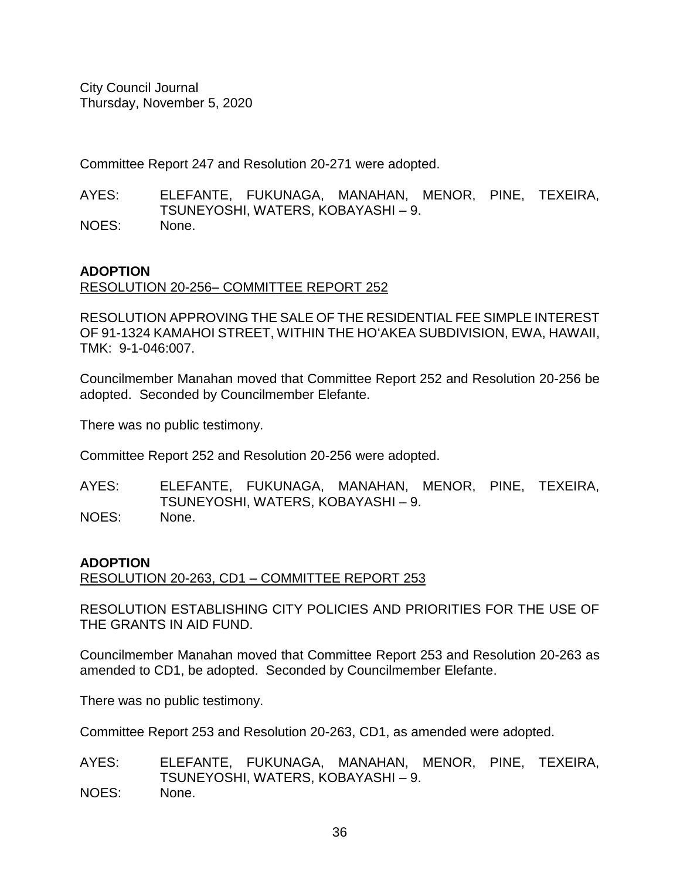Committee Report 247 and Resolution 20-271 were adopted.

AYES: ELEFANTE, FUKUNAGA, MANAHAN, MENOR, PINE, TEXEIRA, TSUNEYOSHI, WATERS, KOBAYASHI – 9.
NOES: None.

**ADOPTION**
RESOLUTION 20-256– COMMITTEE REPORT 252

RESOLUTION APPROVING THE SALE OF THE RESIDENTIAL FEE SIMPLE INTEREST OF 91-1324 KAMAHOI STREET, WITHIN THE HOʻAKEA SUBDIVISION, EWA, HAWAII, TMK: 9-1-046:007.

Councilmember Manahan moved that Committee Report 252 and Resolution 20-256 be adopted. Seconded by Councilmember Elefante.

There was no public testimony.

Committee Report 252 and Resolution 20-256 were adopted.

AYES: ELEFANTE, FUKUNAGA, MANAHAN, MENOR, PINE, TEXEIRA, TSUNEYOSHI, WATERS, KOBAYASHI – 9.
NOES: None.

**ADOPTION**
RESOLUTION 20-263, CD1 – COMMITTEE REPORT 253

RESOLUTION ESTABLISHING CITY POLICIES AND PRIORITIES FOR THE USE OF THE GRANTS IN AID FUND.

Councilmember Manahan moved that Committee Report 253 and Resolution 20-263 as amended to CD1, be adopted. Seconded by Councilmember Elefante.

There was no public testimony.

Committee Report 253 and Resolution 20-263, CD1, as amended were adopted.

AYES: ELEFANTE, FUKUNAGA, MANAHAN, MENOR, PINE, TEXEIRA, TSUNEYOSHI, WATERS, KOBAYASHI – 9.
NOES: None.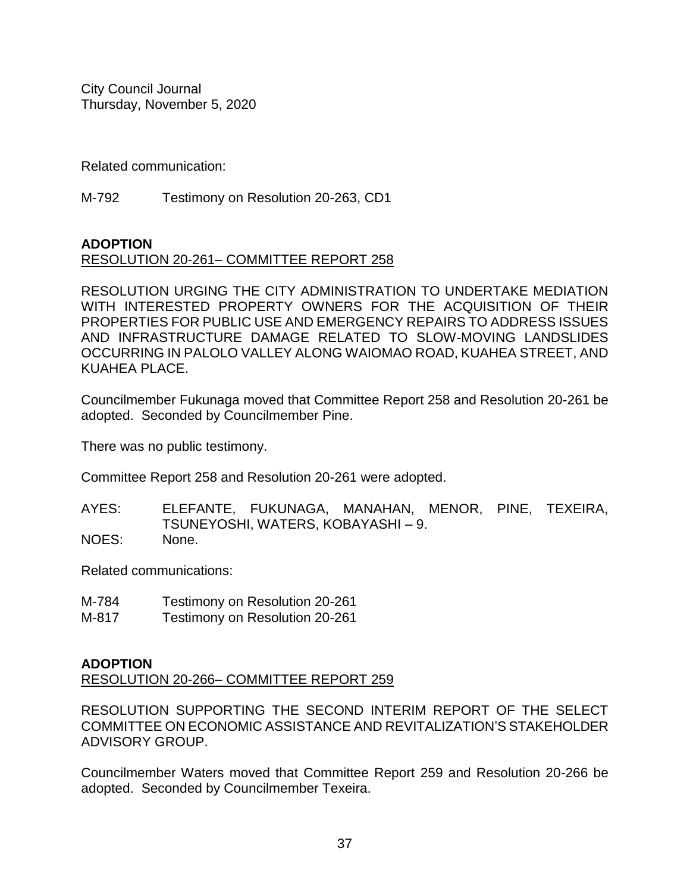Related communication:

M-792 Testimony on Resolution 20-263, CD1

**ADOPTION**
RESOLUTION 20-261– COMMITTEE REPORT 258

RESOLUTION URGING THE CITY ADMINISTRATION TO UNDERTAKE MEDIATION WITH INTERESTED PROPERTY OWNERS FOR THE ACQUISITION OF THEIR PROPERTIES FOR PUBLIC USE AND EMERGENCY REPAIRS TO ADDRESS ISSUES AND INFRASTRUCTURE DAMAGE RELATED TO SLOW-MOVING LANDSLIDES OCCURRING IN PALOLO VALLEY ALONG WAIOMAO ROAD, KUAHEA STREET, AND KUAHEA PLACE.

Councilmember Fukunaga moved that Committee Report 258 and Resolution 20-261 be adopted. Seconded by Councilmember Pine.

There was no public testimony.

Committee Report 258 and Resolution 20-261 were adopted.

AYES: ELEFANTE, FUKUNAGA, MANAHAN, MENOR, PINE, TEXEIRA, TSUNEYOSHI, WATERS, KOBAYASHI – 9.
NOES: None.

Related communications:

M-784 Testimony on Resolution 20-261
M-817 Testimony on Resolution 20-261

**ADOPTION**
RESOLUTION 20-266– COMMITTEE REPORT 259

RESOLUTION SUPPORTING THE SECOND INTERIM REPORT OF THE SELECT COMMITTEE ON ECONOMIC ASSISTANCE AND REVITALIZATION'S STAKEHOLDER ADVISORY GROUP.

Councilmember Waters moved that Committee Report 259 and Resolution 20-266 be adopted. Seconded by Councilmember Texeira.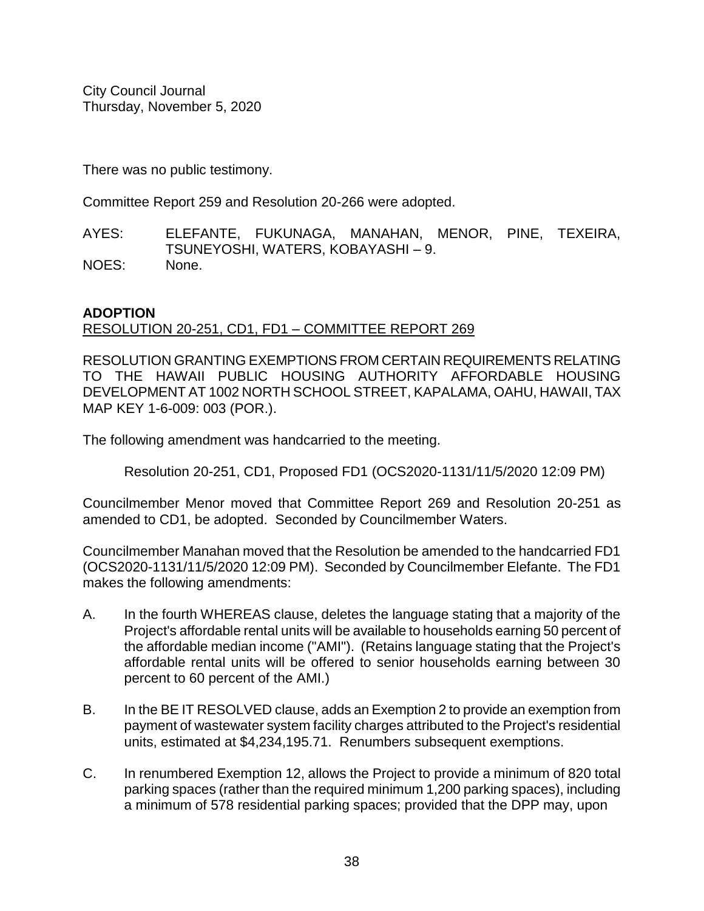There was no public testimony.

Committee Report 259 and Resolution 20-266 were adopted.

AYES: ELEFANTE, FUKUNAGA, MANAHAN, MENOR, PINE, TEXEIRA, TSUNEYOSHI, WATERS, KOBAYASHI – 9.
NOES: None.

**ADOPTION**
RESOLUTION 20-251, CD1, FD1 – COMMITTEE REPORT 269

RESOLUTION GRANTING EXEMPTIONS FROM CERTAIN REQUIREMENTS RELATING TO THE HAWAII PUBLIC HOUSING AUTHORITY AFFORDABLE HOUSING DEVELOPMENT AT 1002 NORTH SCHOOL STREET, KAPALAMA, OAHU, HAWAII, TAX MAP KEY 1-6-009: 003 (POR.).

The following amendment was handcarried to the meeting.

Resolution 20-251, CD1, Proposed FD1 (OCS2020-1131/11/5/2020 12:09 PM)

Councilmember Menor moved that Committee Report 269 and Resolution 20-251 as amended to CD1, be adopted. Seconded by Councilmember Waters.

Councilmember Manahan moved that the Resolution be amended to the handcarried FD1 (OCS2020-1131/11/5/2020 12:09 PM). Seconded by Councilmember Elefante. The FD1 makes the following amendments:

A. In the fourth WHEREAS clause, deletes the language stating that a majority of the Project's affordable rental units will be available to households earning 50 percent of the affordable median income ("AMI"). (Retains language stating that the Project's affordable rental units will be offered to senior households earning between 30 percent to 60 percent of the AMI.)

B. In the BE IT RESOLVED clause, adds an Exemption 2 to provide an exemption from payment of wastewater system facility charges attributed to the Project's residential units, estimated at $4,234,195.71. Renumbers subsequent exemptions.

C. In renumbered Exemption 12, allows the Project to provide a minimum of 820 total parking spaces (rather than the required minimum 1,200 parking spaces), including a minimum of 578 residential parking spaces; provided that the DPP may, upon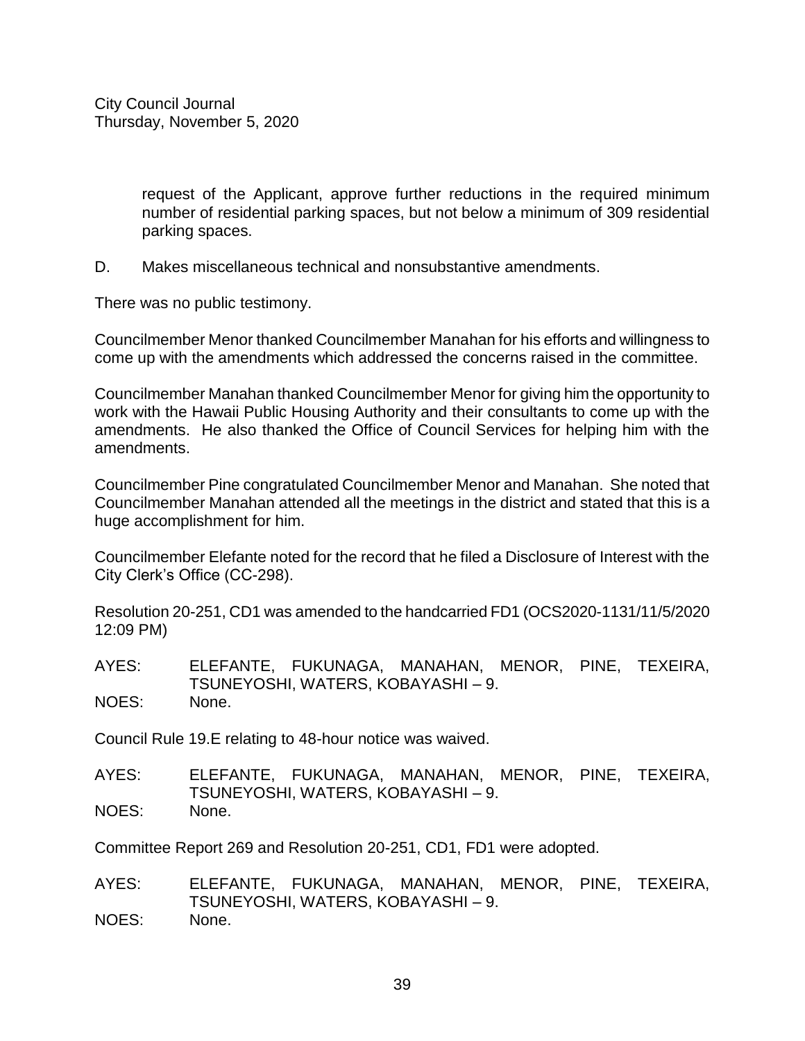request of the Applicant, approve further reductions in the required minimum number of residential parking spaces, but not below a minimum of 309 residential parking spaces.

D. Makes miscellaneous technical and nonsubstantive amendments.

There was no public testimony.

Councilmember Menor thanked Councilmember Manahan for his efforts and willingness to come up with the amendments which addressed the concerns raised in the committee.

Councilmember Manahan thanked Councilmember Menor for giving him the opportunity to work with the Hawaii Public Housing Authority and their consultants to come up with the amendments. He also thanked the Office of Council Services for helping him with the amendments.

Councilmember Pine congratulated Councilmember Menor and Manahan. She noted that Councilmember Manahan attended all the meetings in the district and stated that this is a huge accomplishment for him.

Councilmember Elefante noted for the record that he filed a Disclosure of Interest with the City Clerk's Office (CC-298).

Resolution 20-251, CD1 was amended to the handcarried FD1 (OCS2020-1131/11/5/2020 12:09 PM)

AYES: ELEFANTE, FUKUNAGA, MANAHAN, MENOR, PINE, TEXEIRA, TSUNEYOSHI, WATERS, KOBAYASHI – 9.
NOES: None.

Council Rule 19.E relating to 48-hour notice was waived.

AYES: ELEFANTE, FUKUNAGA, MANAHAN, MENOR, PINE, TEXEIRA, TSUNEYOSHI, WATERS, KOBAYASHI – 9.
NOES: None.

Committee Report 269 and Resolution 20-251, CD1, FD1 were adopted.

AYES: ELEFANTE, FUKUNAGA, MANAHAN, MENOR, PINE, TEXEIRA, TSUNEYOSHI, WATERS, KOBAYASHI – 9.
NOES: None.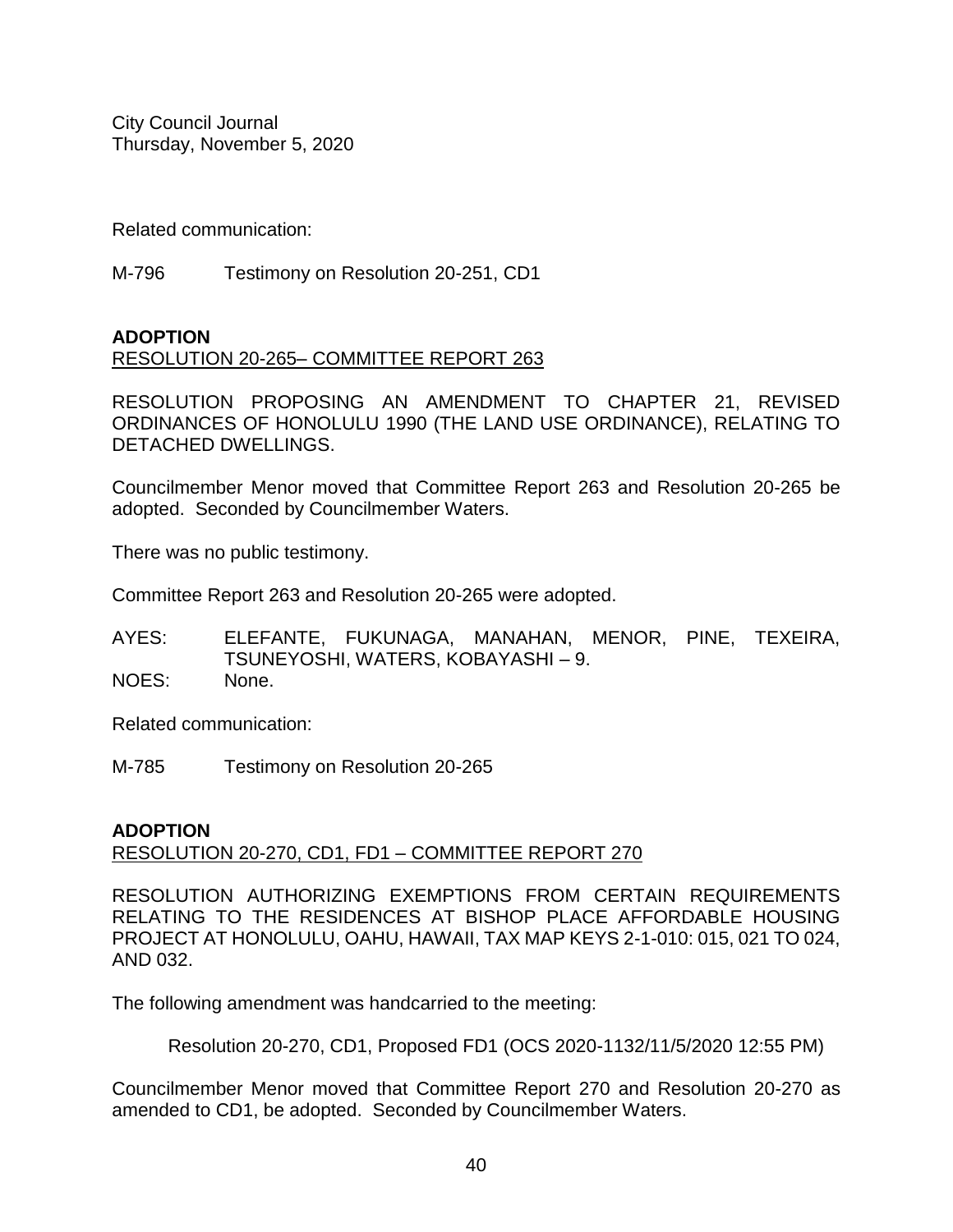Related communication:

M-796 Testimony on Resolution 20-251, CD1

**ADOPTION**

RESOLUTION 20-265– COMMITTEE REPORT 263

RESOLUTION PROPOSING AN AMENDMENT TO CHAPTER 21, REVISED ORDINANCES OF HONOLULU 1990 (THE LAND USE ORDINANCE), RELATING TO DETACHED DWELLINGS.

Councilmember Menor moved that Committee Report 263 and Resolution 20-265 be adopted. Seconded by Councilmember Waters.

There was no public testimony.

Committee Report 263 and Resolution 20-265 were adopted.

AYES: ELEFANTE, FUKUNAGA, MANAHAN, MENOR, PINE, TEXEIRA, TSUNEYOSHI, WATERS, KOBAYASHI – 9.
NOES: None.

Related communication:

M-785 Testimony on Resolution 20-265

**ADOPTION**

RESOLUTION 20-270, CD1, FD1 – COMMITTEE REPORT 270

RESOLUTION AUTHORIZING EXEMPTIONS FROM CERTAIN REQUIREMENTS RELATING TO THE RESIDENCES AT BISHOP PLACE AFFORDABLE HOUSING PROJECT AT HONOLULU, OAHU, HAWAII, TAX MAP KEYS 2-1-010: 015, 021 TO 024, AND 032.

The following amendment was handcarried to the meeting:

Resolution 20-270, CD1, Proposed FD1 (OCS 2020-1132/11/5/2020 12:55 PM)

Councilmember Menor moved that Committee Report 270 and Resolution 20-270 as amended to CD1, be adopted. Seconded by Councilmember Waters.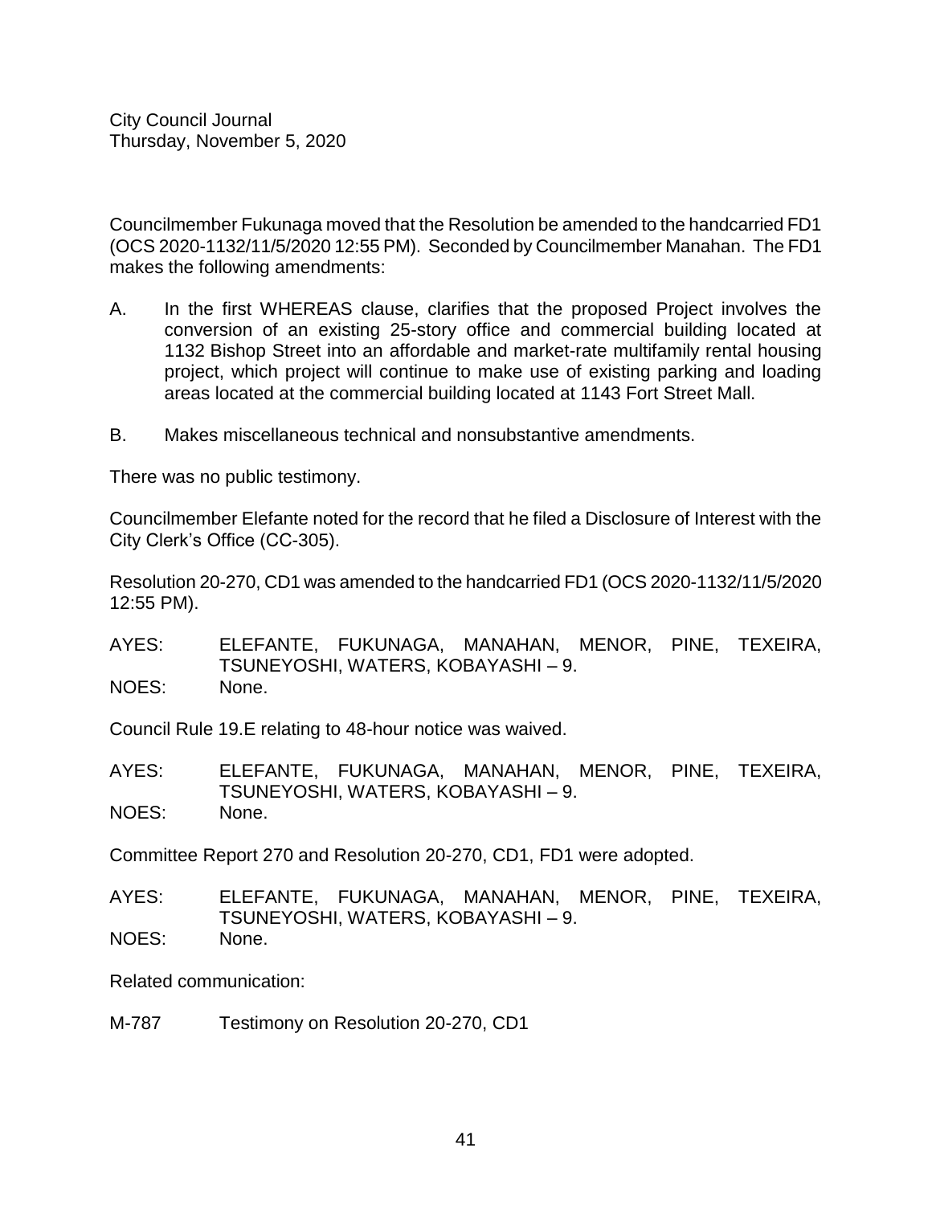Councilmember Fukunaga moved that the Resolution be amended to the handcarried FD1 (OCS 2020-1132/11/5/2020 12:55 PM). Seconded by Councilmember Manahan. The FD1 makes the following amendments:

A. In the first WHEREAS clause, clarifies that the proposed Project involves the conversion of an existing 25-story office and commercial building located at 1132 Bishop Street into an affordable and market-rate multifamily rental housing project, which project will continue to make use of existing parking and loading areas located at the commercial building located at 1143 Fort Street Mall.

B. Makes miscellaneous technical and nonsubstantive amendments.

There was no public testimony.

Councilmember Elefante noted for the record that he filed a Disclosure of Interest with the City Clerk's Office (CC-305).

Resolution 20-270, CD1 was amended to the handcarried FD1 (OCS 2020-1132/11/5/2020 12:55 PM).

AYES: ELEFANTE, FUKUNAGA, MANAHAN, MENOR, PINE, TEXEIRA, TSUNEYOSHI, WATERS, KOBAYASHI – 9.
NOES: None.

Council Rule 19.E relating to 48-hour notice was waived.

AYES: ELEFANTE, FUKUNAGA, MANAHAN, MENOR, PINE, TEXEIRA, TSUNEYOSHI, WATERS, KOBAYASHI – 9.
NOES: None.

Committee Report 270 and Resolution 20-270, CD1, FD1 were adopted.

AYES: ELEFANTE, FUKUNAGA, MANAHAN, MENOR, PINE, TEXEIRA, TSUNEYOSHI, WATERS, KOBAYASHI – 9.
NOES: None.

Related communication:

M-787 Testimony on Resolution 20-270, CD1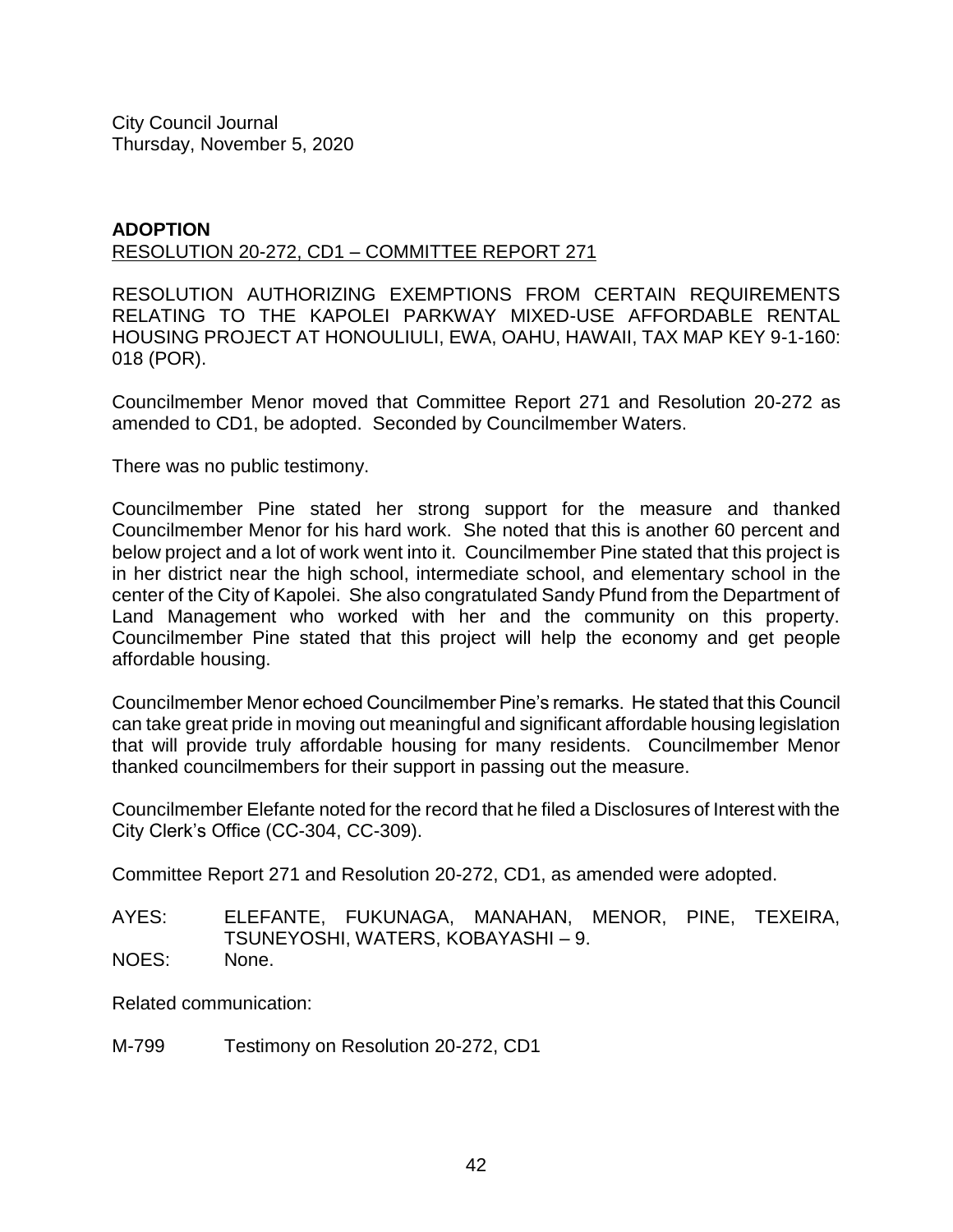**ADOPTION**

RESOLUTION 20-272, CD1 – COMMITTEE REPORT 271

RESOLUTION AUTHORIZING EXEMPTIONS FROM CERTAIN REQUIREMENTS RELATING TO THE KAPOLEI PARKWAY MIXED-USE AFFORDABLE RENTAL HOUSING PROJECT AT HONOULIULI, EWA, OAHU, HAWAII, TAX MAP KEY 9-1-160: 018 (POR).

Councilmember Menor moved that Committee Report 271 and Resolution 20-272 as amended to CD1, be adopted. Seconded by Councilmember Waters.

There was no public testimony.

Councilmember Pine stated her strong support for the measure and thanked Councilmember Menor for his hard work. She noted that this is another 60 percent and below project and a lot of work went into it. Councilmember Pine stated that this project is in her district near the high school, intermediate school, and elementary school in the center of the City of Kapolei. She also congratulated Sandy Pfund from the Department of Land Management who worked with her and the community on this property. Councilmember Pine stated that this project will help the economy and get people affordable housing.

Councilmember Menor echoed Councilmember Pine's remarks. He stated that this Council can take great pride in moving out meaningful and significant affordable housing legislation that will provide truly affordable housing for many residents. Councilmember Menor thanked councilmembers for their support in passing out the measure.

Councilmember Elefante noted for the record that he filed a Disclosures of Interest with the City Clerk's Office (CC-304, CC-309).

Committee Report 271 and Resolution 20-272, CD1, as amended were adopted.

AYES: ELEFANTE, FUKUNAGA, MANAHAN, MENOR, PINE, TEXEIRA, TSUNEYOSHI, WATERS, KOBAYASHI – 9.
NOES: None.

Related communication:

M-799 Testimony on Resolution 20-272, CD1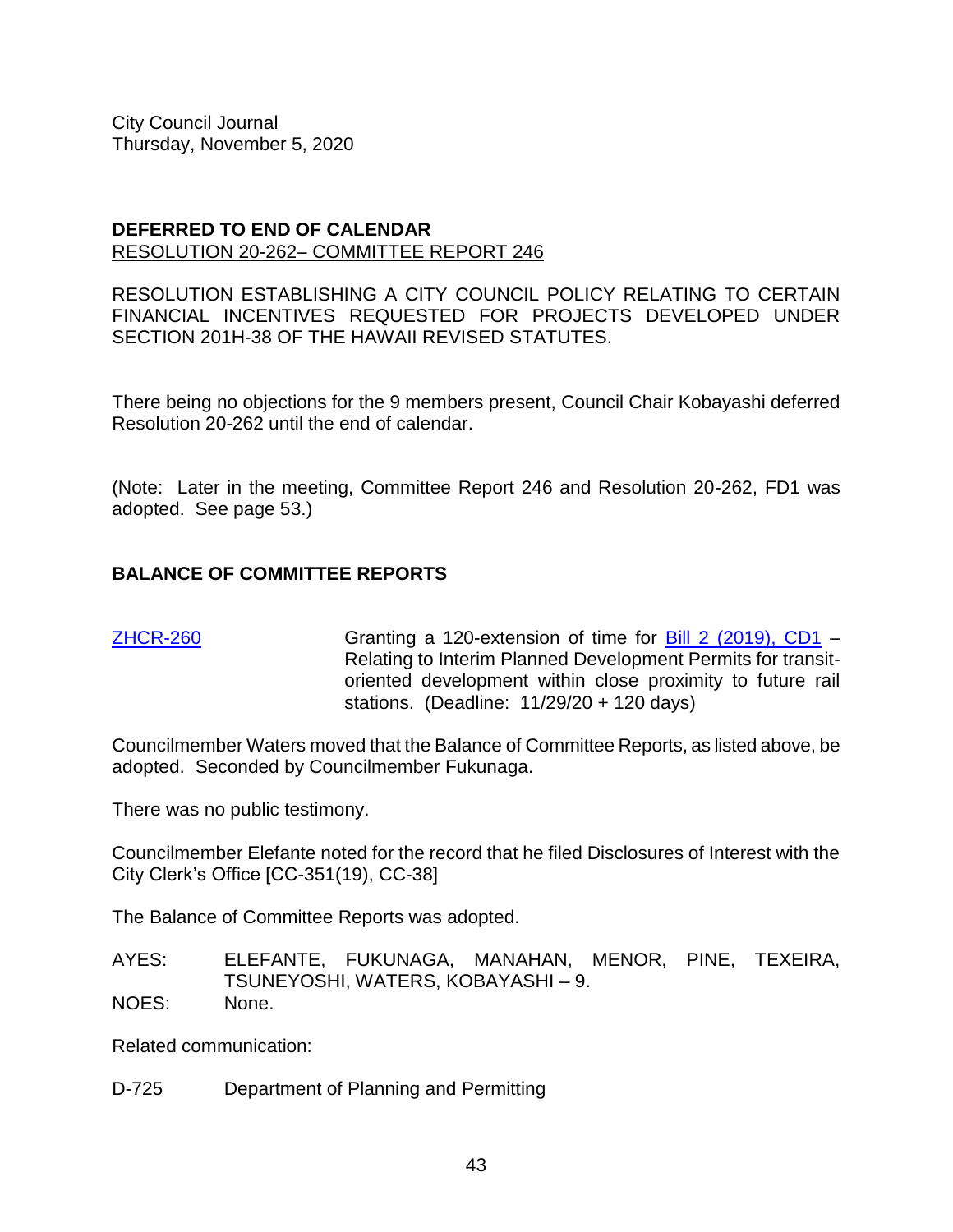City Council Journal
Thursday, November 5, 2020

**DEFERRED TO END OF CALENDAR**
RESOLUTION 20-262– COMMITTEE REPORT 246

RESOLUTION ESTABLISHING A CITY COUNCIL POLICY RELATING TO CERTAIN FINANCIAL INCENTIVES REQUESTED FOR PROJECTS DEVELOPED UNDER SECTION 201H-38 OF THE HAWAII REVISED STATUTES.

There being no objections for the 9 members present, Council Chair Kobayashi deferred Resolution 20-262 until the end of calendar.

(Note: Later in the meeting, Committee Report 246 and Resolution 20-262, FD1 was adopted. See page 53.)

**BALANCE OF COMMITTEE REPORTS**

| | |
|---|---|
| ZHCR-260 | Granting a 120-extension of time for Bill 2 (2019), CD1 – Relating to Interim Planned Development Permits for transit-oriented development within close proximity to future rail stations. (Deadline: 11/29/20 + 120 days) |

Councilmember Waters moved that the Balance of Committee Reports, as listed above, be adopted. Seconded by Councilmember Fukunaga.

There was no public testimony.

Councilmember Elefante noted for the record that he filed Disclosures of Interest with the City Clerk's Office [CC-351(19), CC-38]

The Balance of Committee Reports was adopted.

AYES: ELEFANTE, FUKUNAGA, MANAHAN, MENOR, PINE, TEXEIRA, TSUNEYOSHI, WATERS, KOBAYASHI – 9.
NOES: None.

Related communication:

D-725 Department of Planning and Permitting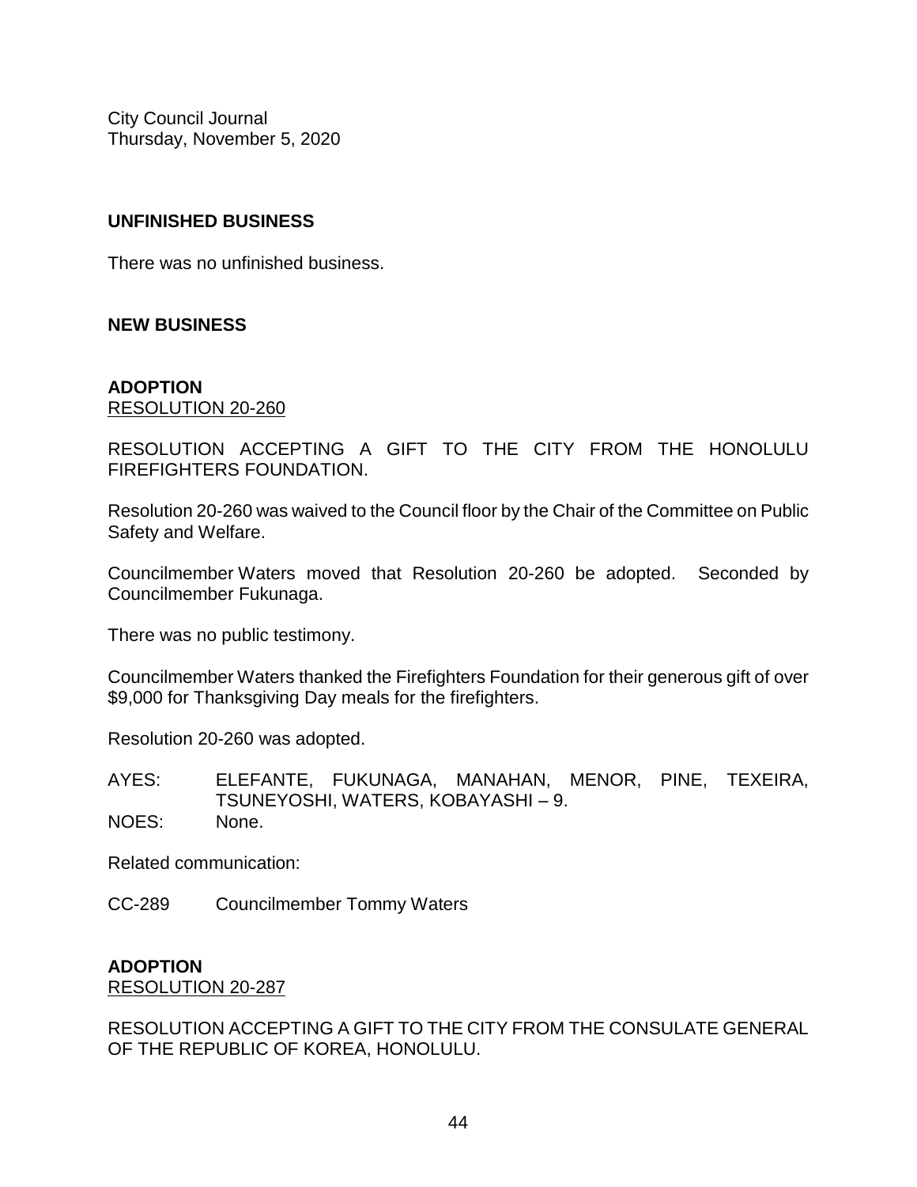City Council Journal
Thursday, November 5, 2020

## UNFINISHED BUSINESS

There was no unfinished business.

## NEW BUSINESS

### ADOPTION
RESOLUTION 20-260

RESOLUTION ACCEPTING A GIFT TO THE CITY FROM THE HONOLULU FIREFIGHTERS FOUNDATION.

Resolution 20-260 was waived to the Council floor by the Chair of the Committee on Public Safety and Welfare.

Councilmember Waters moved that Resolution 20-260 be adopted. Seconded by Councilmember Fukunaga.

There was no public testimony.

Councilmember Waters thanked the Firefighters Foundation for their generous gift of over $9,000 for Thanksgiving Day meals for the firefighters.

Resolution 20-260 was adopted.

AYES: ELEFANTE, FUKUNAGA, MANAHAN, MENOR, PINE, TEXEIRA, TSUNEYOSHI, WATERS, KOBAYASHI – 9.
NOES: None.

Related communication:

CC-289 Councilmember Tommy Waters

### ADOPTION
RESOLUTION 20-287

RESOLUTION ACCEPTING A GIFT TO THE CITY FROM THE CONSULATE GENERAL OF THE REPUBLIC OF KOREA, HONOLULU.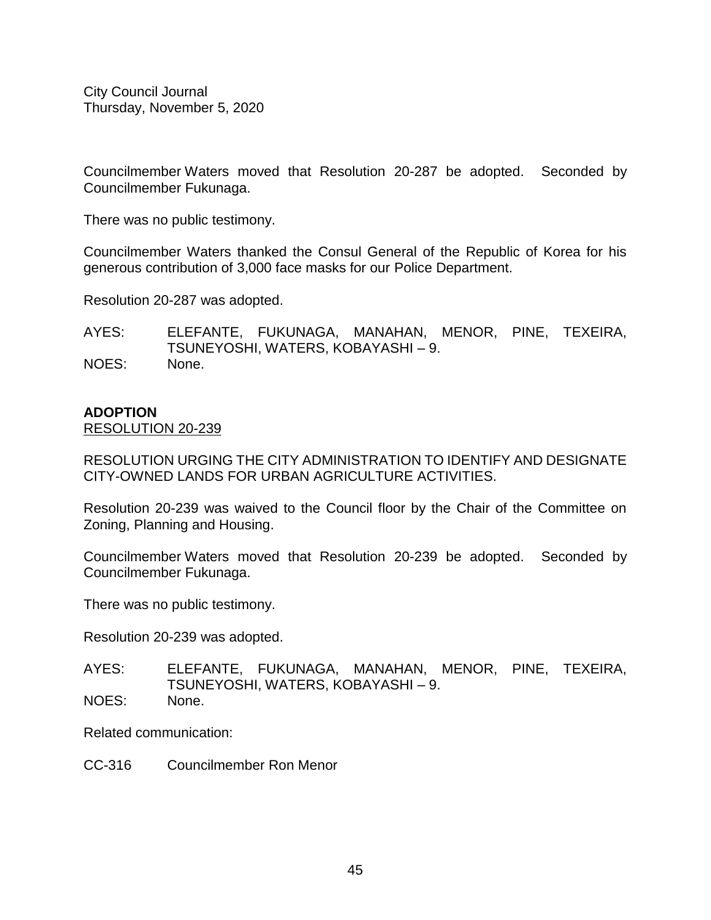Councilmember Waters moved that Resolution 20-287 be adopted. Seconded by Councilmember Fukunaga.

There was no public testimony.

Councilmember Waters thanked the Consul General of the Republic of Korea for his generous contribution of 3,000 face masks for our Police Department.

Resolution 20-287 was adopted.

AYES: ELEFANTE, FUKUNAGA, MANAHAN, MENOR, PINE, TEXEIRA, TSUNEYOSHI, WATERS, KOBAYASHI – 9.
NOES: None.

**ADOPTION**
RESOLUTION 20-239

RESOLUTION URGING THE CITY ADMINISTRATION TO IDENTIFY AND DESIGNATE CITY-OWNED LANDS FOR URBAN AGRICULTURE ACTIVITIES.

Resolution 20-239 was waived to the Council floor by the Chair of the Committee on Zoning, Planning and Housing.

Councilmember Waters moved that Resolution 20-239 be adopted. Seconded by Councilmember Fukunaga.

There was no public testimony.

Resolution 20-239 was adopted.

AYES: ELEFANTE, FUKUNAGA, MANAHAN, MENOR, PINE, TEXEIRA, TSUNEYOSHI, WATERS, KOBAYASHI – 9.
NOES: None.

Related communication:

CC-316 Councilmember Ron Menor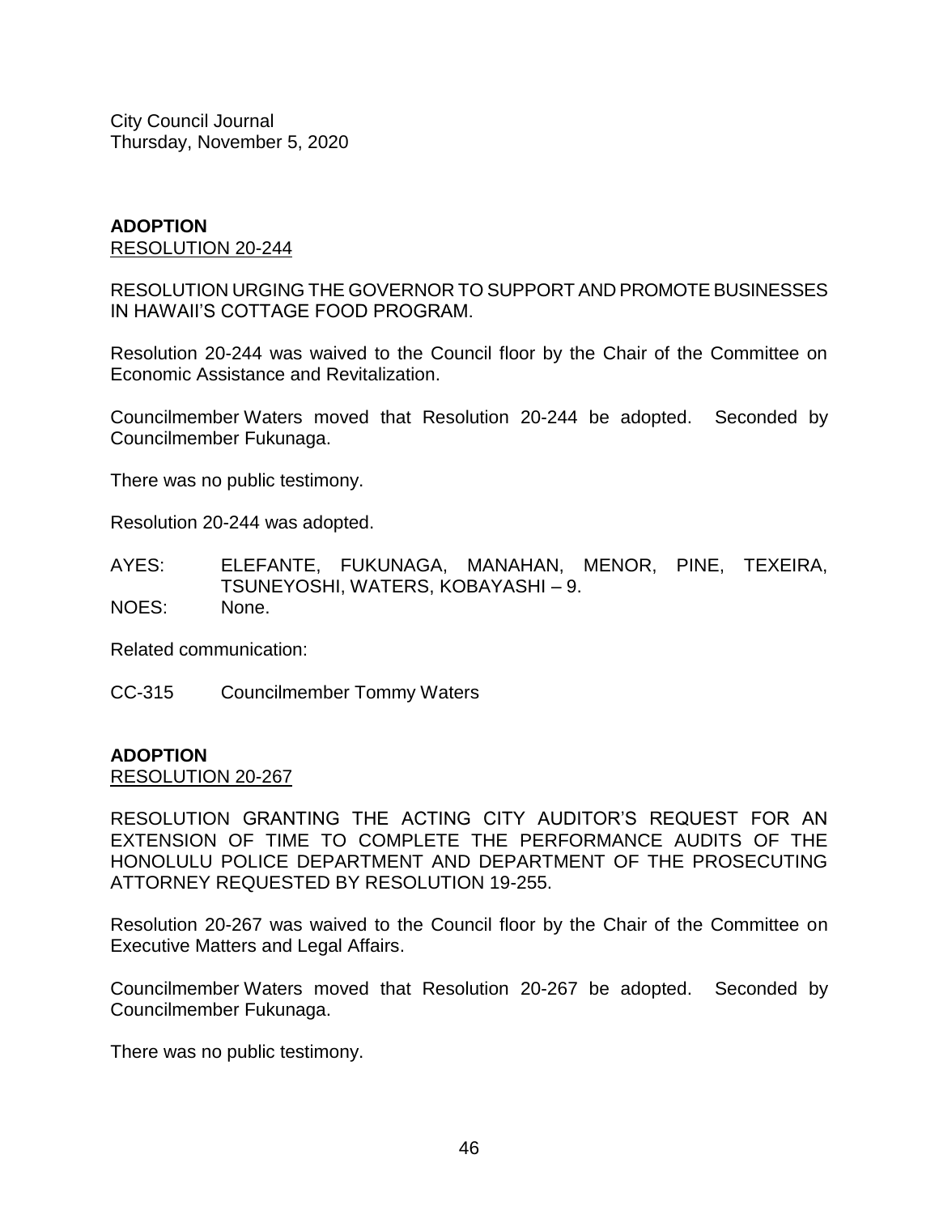City Council Journal
Thursday, November 5, 2020

**ADOPTION**
RESOLUTION 20-244

RESOLUTION URGING THE GOVERNOR TO SUPPORT AND PROMOTE BUSINESSES IN HAWAII'S COTTAGE FOOD PROGRAM.

Resolution 20-244 was waived to the Council floor by the Chair of the Committee on Economic Assistance and Revitalization.

Councilmember Waters moved that Resolution 20-244 be adopted. Seconded by Councilmember Fukunaga.

There was no public testimony.

Resolution 20-244 was adopted.

AYES: ELEFANTE, FUKUNAGA, MANAHAN, MENOR, PINE, TEXEIRA, TSUNEYOSHI, WATERS, KOBAYASHI – 9.
NOES: None.

Related communication:

CC-315 Councilmember Tommy Waters

**ADOPTION**
RESOLUTION 20-267

RESOLUTION GRANTING THE ACTING CITY AUDITOR'S REQUEST FOR AN EXTENSION OF TIME TO COMPLETE THE PERFORMANCE AUDITS OF THE HONOLULU POLICE DEPARTMENT AND DEPARTMENT OF THE PROSECUTING ATTORNEY REQUESTED BY RESOLUTION 19-255.

Resolution 20-267 was waived to the Council floor by the Chair of the Committee on Executive Matters and Legal Affairs.

Councilmember Waters moved that Resolution 20-267 be adopted. Seconded by Councilmember Fukunaga.

There was no public testimony.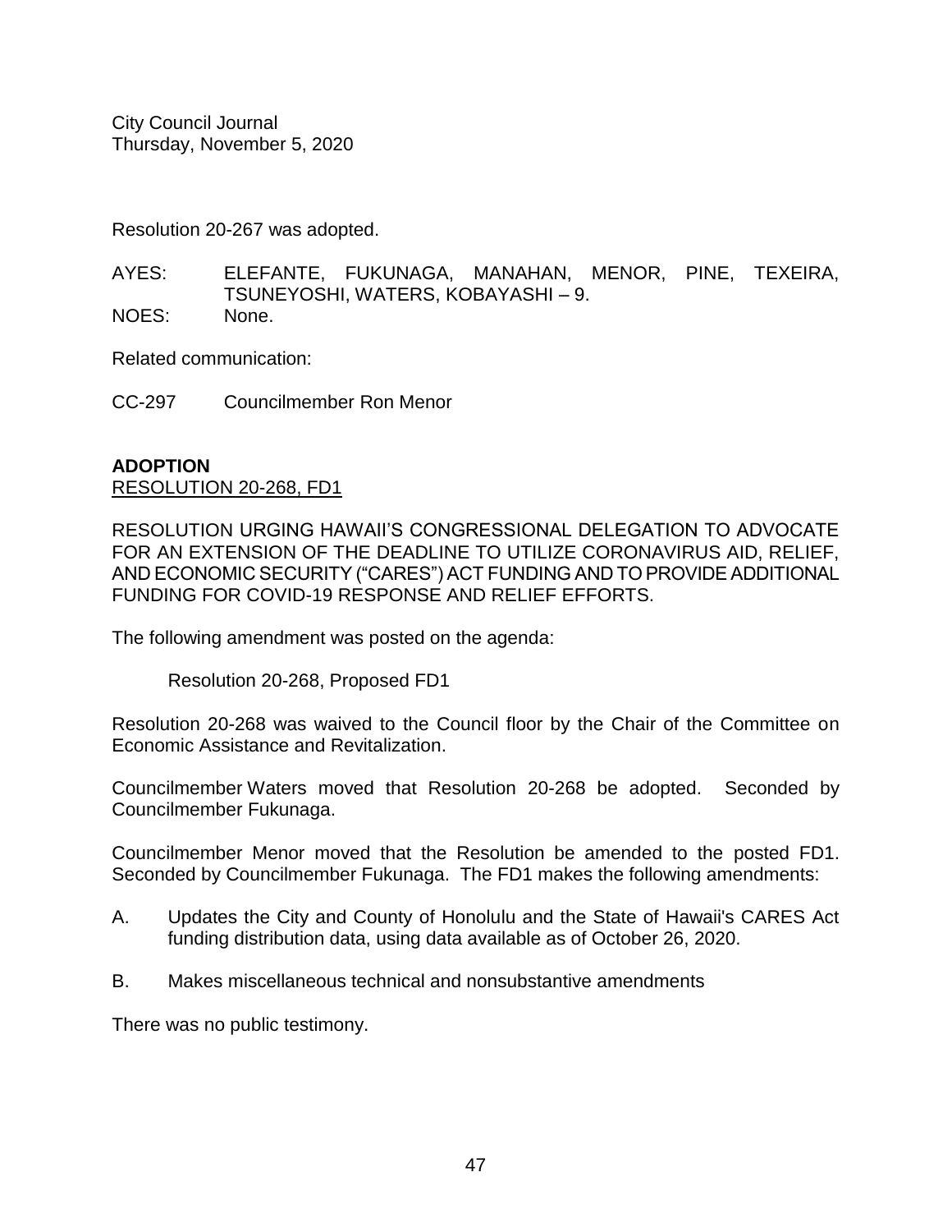Resolution 20-267 was adopted.

AYES: ELEFANTE, FUKUNAGA, MANAHAN, MENOR, PINE, TEXEIRA, TSUNEYOSHI, WATERS, KOBAYASHI – 9.
NOES: None.

Related communication:

CC-297 Councilmember Ron Menor

**ADOPTION**
RESOLUTION 20-268, FD1

RESOLUTION URGING HAWAII'S CONGRESSIONAL DELEGATION TO ADVOCATE FOR AN EXTENSION OF THE DEADLINE TO UTILIZE CORONAVIRUS AID, RELIEF, AND ECONOMIC SECURITY ("CARES") ACT FUNDING AND TO PROVIDE ADDITIONAL FUNDING FOR COVID-19 RESPONSE AND RELIEF EFFORTS.

The following amendment was posted on the agenda:

Resolution 20-268, Proposed FD1

Resolution 20-268 was waived to the Council floor by the Chair of the Committee on Economic Assistance and Revitalization.

Councilmember Waters moved that Resolution 20-268 be adopted. Seconded by Councilmember Fukunaga.

Councilmember Menor moved that the Resolution be amended to the posted FD1. Seconded by Councilmember Fukunaga. The FD1 makes the following amendments:

A. Updates the City and County of Honolulu and the State of Hawaii's CARES Act funding distribution data, using data available as of October 26, 2020.

B. Makes miscellaneous technical and nonsubstantive amendments

There was no public testimony.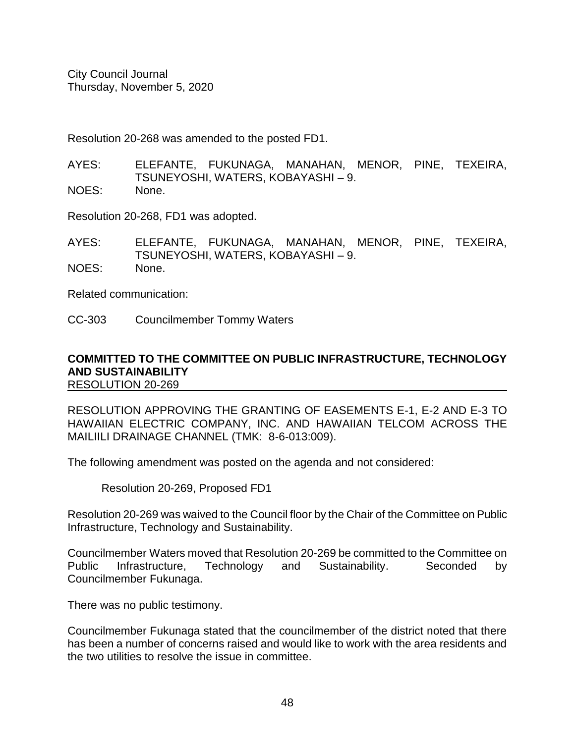Resolution 20-268 was amended to the posted FD1.

AYES: ELEFANTE, FUKUNAGA, MANAHAN, MENOR, PINE, TEXEIRA, TSUNEYOSHI, WATERS, KOBAYASHI – 9.
NOES: None.

Resolution 20-268, FD1 was adopted.

AYES: ELEFANTE, FUKUNAGA, MANAHAN, MENOR, PINE, TEXEIRA, TSUNEYOSHI, WATERS, KOBAYASHI – 9.
NOES: None.

Related communication:

CC-303 Councilmember Tommy Waters

**COMMITTED TO THE COMMITTEE ON PUBLIC INFRASTRUCTURE, TECHNOLOGY AND SUSTAINABILITY**
RESOLUTION 20-269

RESOLUTION APPROVING THE GRANTING OF EASEMENTS E-1, E-2 AND E-3 TO HAWAIIAN ELECTRIC COMPANY, INC. AND HAWAIIAN TELCOM ACROSS THE MAILIILI DRAINAGE CHANNEL (TMK: 8-6-013:009).

The following amendment was posted on the agenda and not considered:

Resolution 20-269, Proposed FD1

Resolution 20-269 was waived to the Council floor by the Chair of the Committee on Public Infrastructure, Technology and Sustainability.

Councilmember Waters moved that Resolution 20-269 be committed to the Committee on Public Infrastructure, Technology and Sustainability. Seconded by Councilmember Fukunaga.

There was no public testimony.

Councilmember Fukunaga stated that the councilmember of the district noted that there has been a number of concerns raised and would like to work with the area residents and the two utilities to resolve the issue in committee.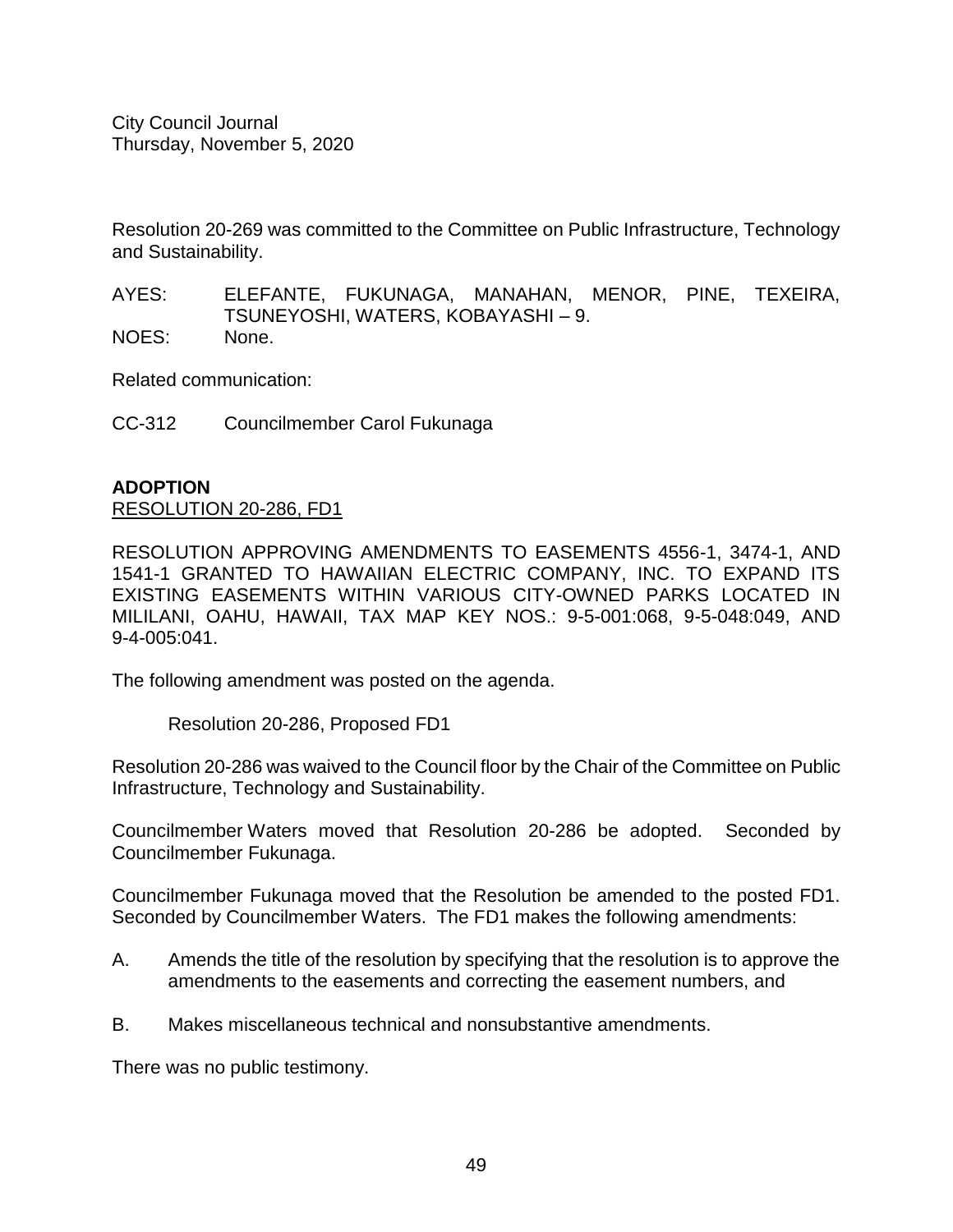Resolution 20-269 was committed to the Committee on Public Infrastructure, Technology and Sustainability.

AYES: ELEFANTE, FUKUNAGA, MANAHAN, MENOR, PINE, TEXEIRA, TSUNEYOSHI, WATERS, KOBAYASHI – 9.
NOES: None.

Related communication:

CC-312 Councilmember Carol Fukunaga

**ADOPTION**
RESOLUTION 20-286, FD1

RESOLUTION APPROVING AMENDMENTS TO EASEMENTS 4556-1, 3474-1, AND 1541-1 GRANTED TO HAWAIIAN ELECTRIC COMPANY, INC. TO EXPAND ITS EXISTING EASEMENTS WITHIN VARIOUS CITY-OWNED PARKS LOCATED IN MILILANI, OAHU, HAWAII, TAX MAP KEY NOS.: 9-5-001:068, 9-5-048:049, AND 9-4-005:041.

The following amendment was posted on the agenda.

Resolution 20-286, Proposed FD1

Resolution 20-286 was waived to the Council floor by the Chair of the Committee on Public Infrastructure, Technology and Sustainability.

Councilmember Waters moved that Resolution 20-286 be adopted. Seconded by Councilmember Fukunaga.

Councilmember Fukunaga moved that the Resolution be amended to the posted FD1. Seconded by Councilmember Waters. The FD1 makes the following amendments:

A. Amends the title of the resolution by specifying that the resolution is to approve the amendments to the easements and correcting the easement numbers, and

B. Makes miscellaneous technical and nonsubstantive amendments.

There was no public testimony.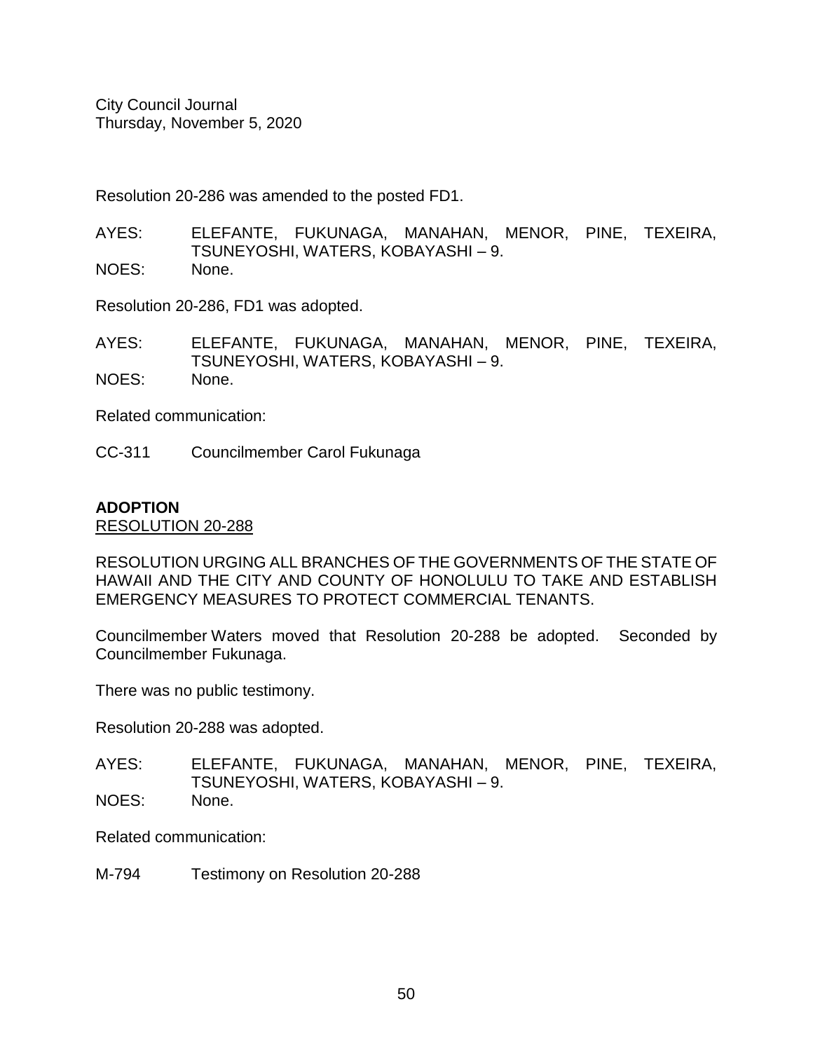Resolution 20-286 was amended to the posted FD1.

AYES: ELEFANTE, FUKUNAGA, MANAHAN, MENOR, PINE, TEXEIRA, TSUNEYOSHI, WATERS, KOBAYASHI – 9.
NOES: None.

Resolution 20-286, FD1 was adopted.

AYES: ELEFANTE, FUKUNAGA, MANAHAN, MENOR, PINE, TEXEIRA, TSUNEYOSHI, WATERS, KOBAYASHI – 9.
NOES: None.

Related communication:

CC-311 Councilmember Carol Fukunaga

**ADOPTION**
RESOLUTION 20-288

RESOLUTION URGING ALL BRANCHES OF THE GOVERNMENTS OF THE STATE OF HAWAII AND THE CITY AND COUNTY OF HONOLULU TO TAKE AND ESTABLISH EMERGENCY MEASURES TO PROTECT COMMERCIAL TENANTS.

Councilmember Waters moved that Resolution 20-288 be adopted. Seconded by Councilmember Fukunaga.

There was no public testimony.

Resolution 20-288 was adopted.

AYES: ELEFANTE, FUKUNAGA, MANAHAN, MENOR, PINE, TEXEIRA, TSUNEYOSHI, WATERS, KOBAYASHI – 9.
NOES: None.

Related communication:

M-794 Testimony on Resolution 20-288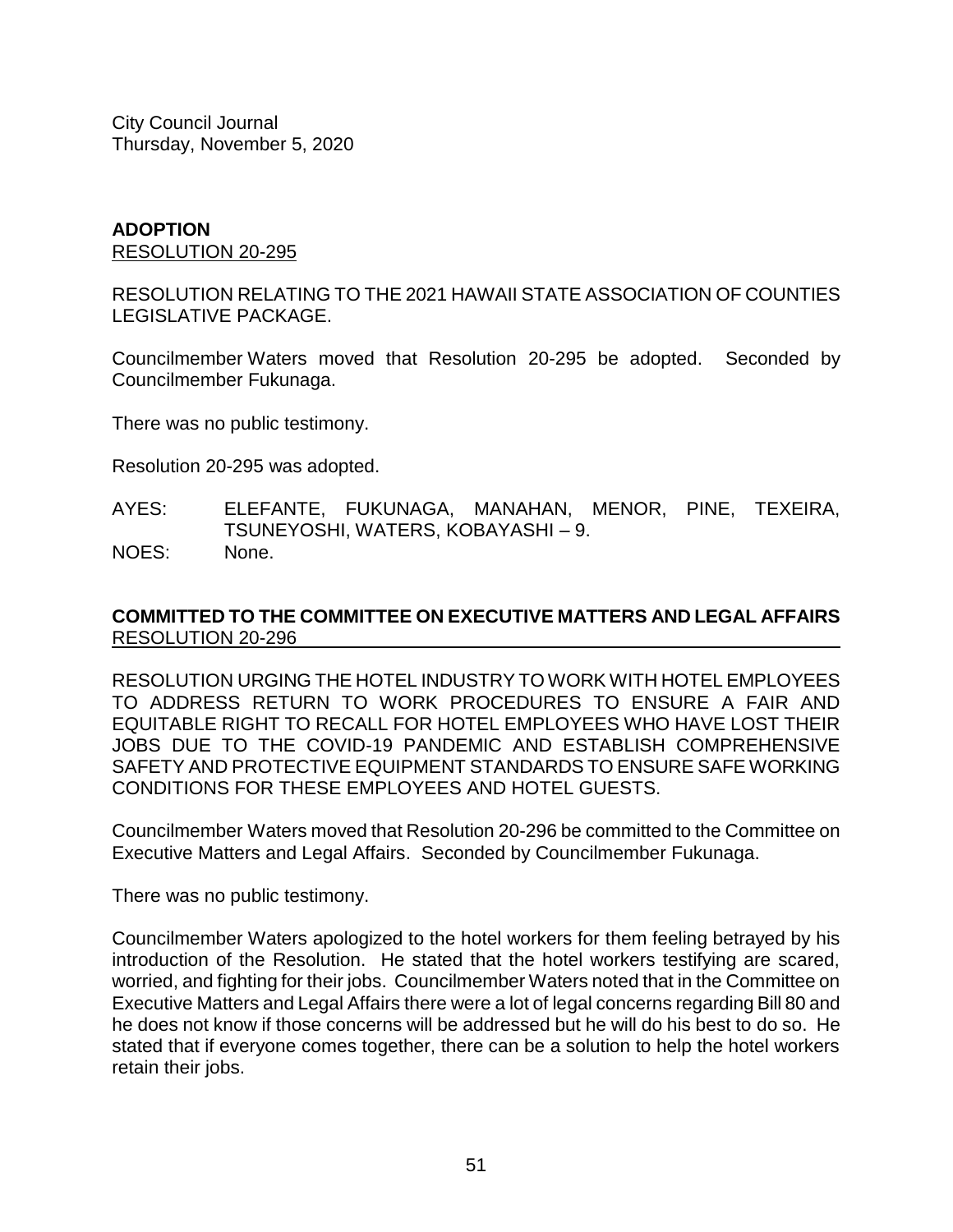City Council Journal
Thursday, November 5, 2020

**ADOPTION**
RESOLUTION 20-295

RESOLUTION RELATING TO THE 2021 HAWAII STATE ASSOCIATION OF COUNTIES LEGISLATIVE PACKAGE.

Councilmember Waters moved that Resolution 20-295 be adopted. Seconded by Councilmember Fukunaga.

There was no public testimony.

Resolution 20-295 was adopted.

AYES: ELEFANTE, FUKUNAGA, MANAHAN, MENOR, PINE, TEXEIRA, TSUNEYOSHI, WATERS, KOBAYASHI – 9.
NOES: None.

**COMMITTED TO THE COMMITTEE ON EXECUTIVE MATTERS AND LEGAL AFFAIRS**
RESOLUTION 20-296

RESOLUTION URGING THE HOTEL INDUSTRY TO WORK WITH HOTEL EMPLOYEES TO ADDRESS RETURN TO WORK PROCEDURES TO ENSURE A FAIR AND EQUITABLE RIGHT TO RECALL FOR HOTEL EMPLOYEES WHO HAVE LOST THEIR JOBS DUE TO THE COVID-19 PANDEMIC AND ESTABLISH COMPREHENSIVE SAFETY AND PROTECTIVE EQUIPMENT STANDARDS TO ENSURE SAFE WORKING CONDITIONS FOR THESE EMPLOYEES AND HOTEL GUESTS.

Councilmember Waters moved that Resolution 20-296 be committed to the Committee on Executive Matters and Legal Affairs. Seconded by Councilmember Fukunaga.

There was no public testimony.

Councilmember Waters apologized to the hotel workers for them feeling betrayed by his introduction of the Resolution. He stated that the hotel workers testifying are scared, worried, and fighting for their jobs. Councilmember Waters noted that in the Committee on Executive Matters and Legal Affairs there were a lot of legal concerns regarding Bill 80 and he does not know if those concerns will be addressed but he will do his best to do so. He stated that if everyone comes together, there can be a solution to help the hotel workers retain their jobs.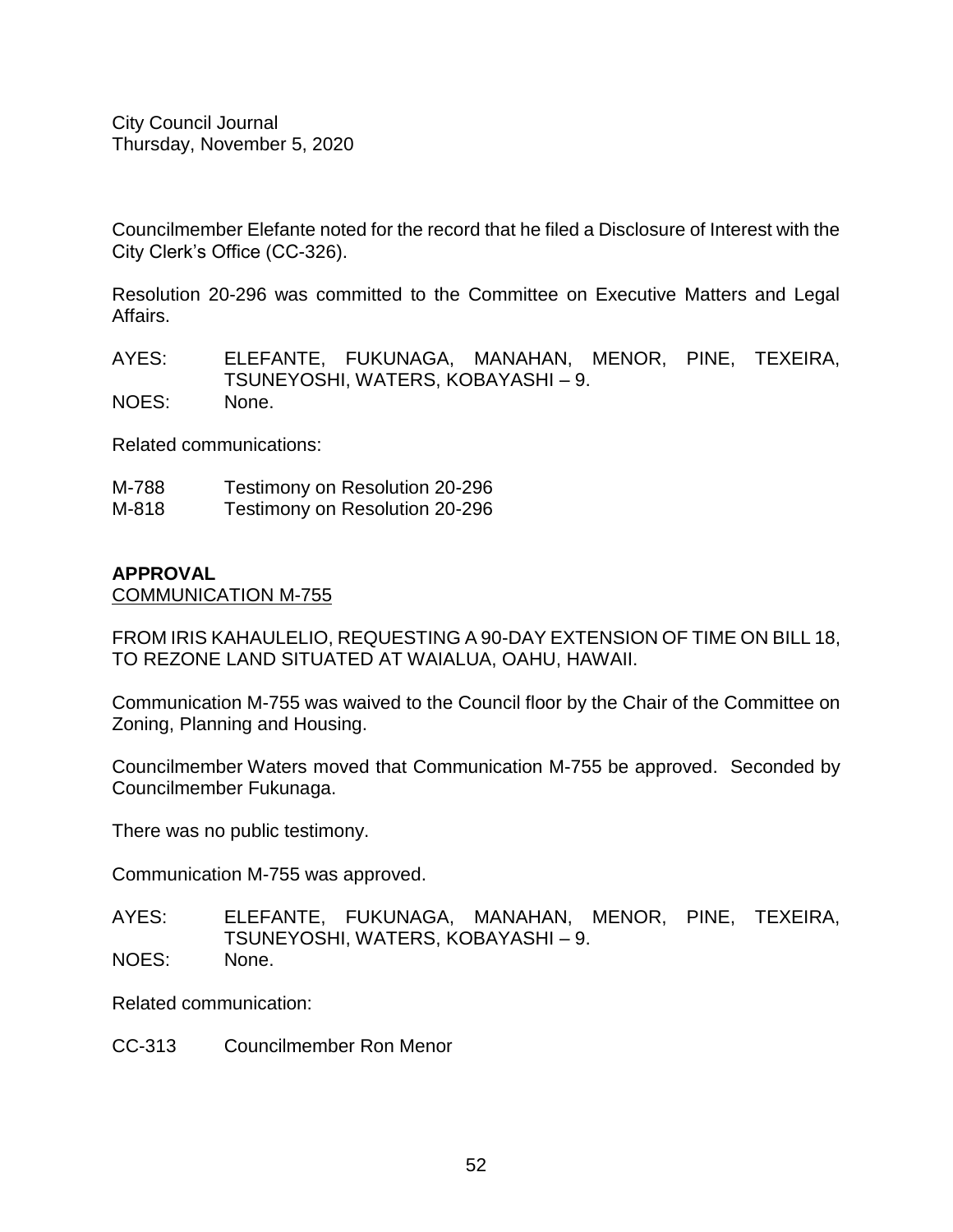Councilmember Elefante noted for the record that he filed a Disclosure of Interest with the City Clerk's Office (CC-326).

Resolution 20-296 was committed to the Committee on Executive Matters and Legal Affairs.

AYES: ELEFANTE, FUKUNAGA, MANAHAN, MENOR, PINE, TEXEIRA, TSUNEYOSHI, WATERS, KOBAYASHI – 9.
NOES: None.

Related communications:

M-788 Testimony on Resolution 20-296
M-818 Testimony on Resolution 20-296

**APPROVAL**
COMMUNICATION M-755

FROM IRIS KAHAULELIO, REQUESTING A 90-DAY EXTENSION OF TIME ON BILL 18, TO REZONE LAND SITUATED AT WAIALUA, OAHU, HAWAII.

Communication M-755 was waived to the Council floor by the Chair of the Committee on Zoning, Planning and Housing.

Councilmember Waters moved that Communication M-755 be approved. Seconded by Councilmember Fukunaga.

There was no public testimony.

Communication M-755 was approved.

AYES: ELEFANTE, FUKUNAGA, MANAHAN, MENOR, PINE, TEXEIRA, TSUNEYOSHI, WATERS, KOBAYASHI – 9.
NOES: None.

Related communication:

CC-313 Councilmember Ron Menor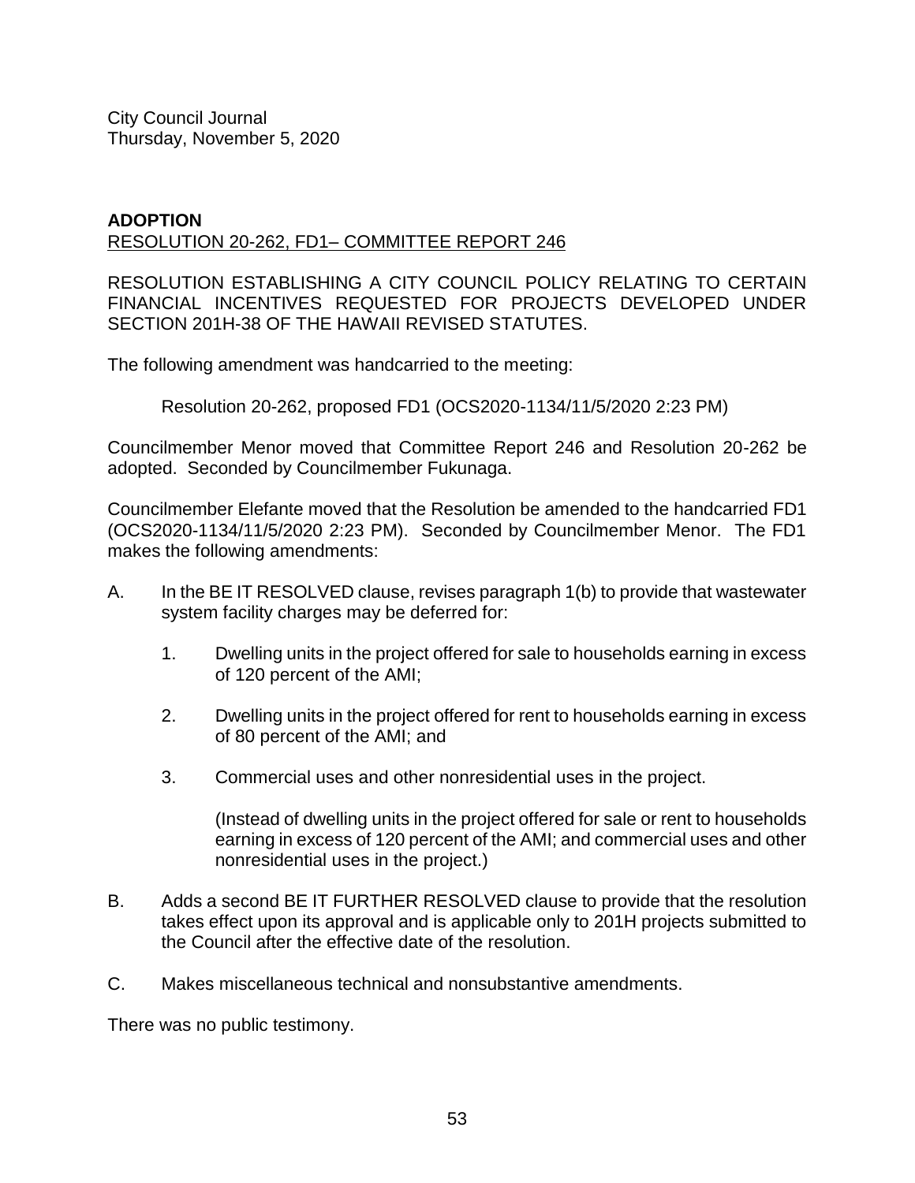City Council Journal
Thursday, November 5, 2020

**ADOPTION**
RESOLUTION 20-262, FD1– COMMITTEE REPORT 246

RESOLUTION ESTABLISHING A CITY COUNCIL POLICY RELATING TO CERTAIN FINANCIAL INCENTIVES REQUESTED FOR PROJECTS DEVELOPED UNDER SECTION 201H-38 OF THE HAWAII REVISED STATUTES.

The following amendment was handcarried to the meeting:

> Resolution 20-262, proposed FD1 (OCS2020-1134/11/5/2020 2:23 PM)

Councilmember Menor moved that Committee Report 246 and Resolution 20-262 be adopted. Seconded by Councilmember Fukunaga.

Councilmember Elefante moved that the Resolution be amended to the handcarried FD1 (OCS2020-1134/11/5/2020 2:23 PM). Seconded by Councilmember Menor. The FD1 makes the following amendments:

A. In the BE IT RESOLVED clause, revises paragraph 1(b) to provide that wastewater system facility charges may be deferred for:

   1. Dwelling units in the project offered for sale to households earning in excess of 120 percent of the AMI;

   2. Dwelling units in the project offered for rent to households earning in excess of 80 percent of the AMI; and

   3. Commercial uses and other nonresidential uses in the project.

      (Instead of dwelling units in the project offered for sale or rent to households earning in excess of 120 percent of the AMI; and commercial uses and other nonresidential uses in the project.)

B. Adds a second BE IT FURTHER RESOLVED clause to provide that the resolution takes effect upon its approval and is applicable only to 201H projects submitted to the Council after the effective date of the resolution.

C. Makes miscellaneous technical and nonsubstantive amendments.

There was no public testimony.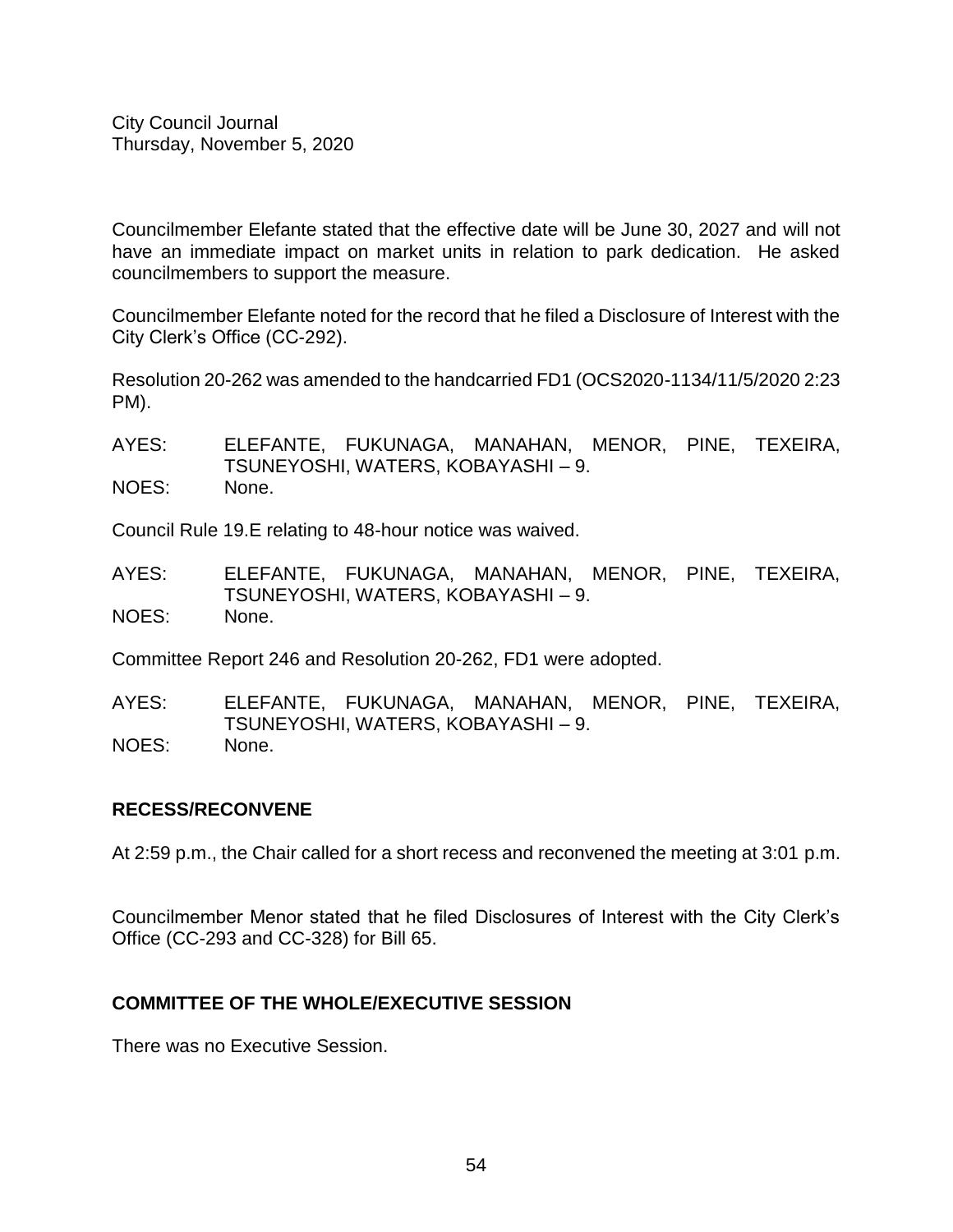Councilmember Elefante stated that the effective date will be June 30, 2027 and will not have an immediate impact on market units in relation to park dedication. He asked councilmembers to support the measure.

Councilmember Elefante noted for the record that he filed a Disclosure of Interest with the City Clerk's Office (CC-292).

Resolution 20-262 was amended to the handcarried FD1 (OCS2020-1134/11/5/2020 2:23 PM).

AYES: ELEFANTE, FUKUNAGA, MANAHAN, MENOR, PINE, TEXEIRA, TSUNEYOSHI, WATERS, KOBAYASHI – 9.
NOES: None.

Council Rule 19.E relating to 48-hour notice was waived.

AYES: ELEFANTE, FUKUNAGA, MANAHAN, MENOR, PINE, TEXEIRA, TSUNEYOSHI, WATERS, KOBAYASHI – 9.
NOES: None.

Committee Report 246 and Resolution 20-262, FD1 were adopted.

AYES: ELEFANTE, FUKUNAGA, MANAHAN, MENOR, PINE, TEXEIRA, TSUNEYOSHI, WATERS, KOBAYASHI – 9.
NOES: None.

**RECESS/RECONVENE**

At 2:59 p.m., the Chair called for a short recess and reconvened the meeting at 3:01 p.m.

Councilmember Menor stated that he filed Disclosures of Interest with the City Clerk's Office (CC-293 and CC-328) for Bill 65.

**COMMITTEE OF THE WHOLE/EXECUTIVE SESSION**

There was no Executive Session.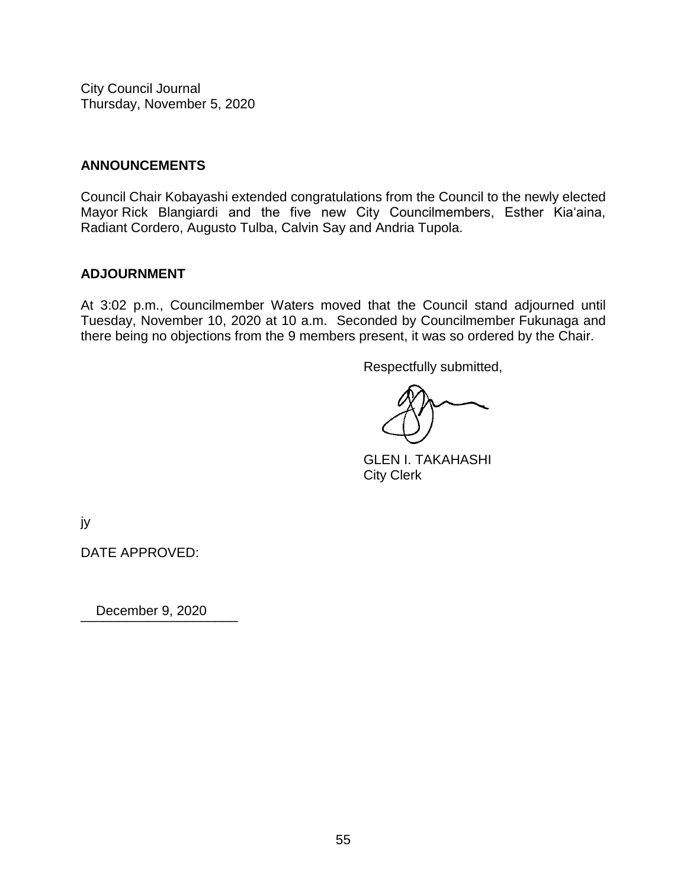City Council Journal
Thursday, November 5, 2020

## ANNOUNCEMENTS

Council Chair Kobayashi extended congratulations from the Council to the newly elected Mayor Rick Blangiardi and the five new City Councilmembers, Esther Kiaʻaina, Radiant Cordero, Augusto Tulba, Calvin Say and Andria Tupola.

## ADJOURNMENT

At 3:02 p.m., Councilmember Waters moved that the Council stand adjourned until Tuesday, November 10, 2020 at 10 a.m. Seconded by Councilmember Fukunaga and there being no objections from the 9 members present, it was so ordered by the Chair.

Respectfully submitted,

GLEN I. TAKAHASHI
City Clerk

jy

DATE APPROVED:

December 9, 2020